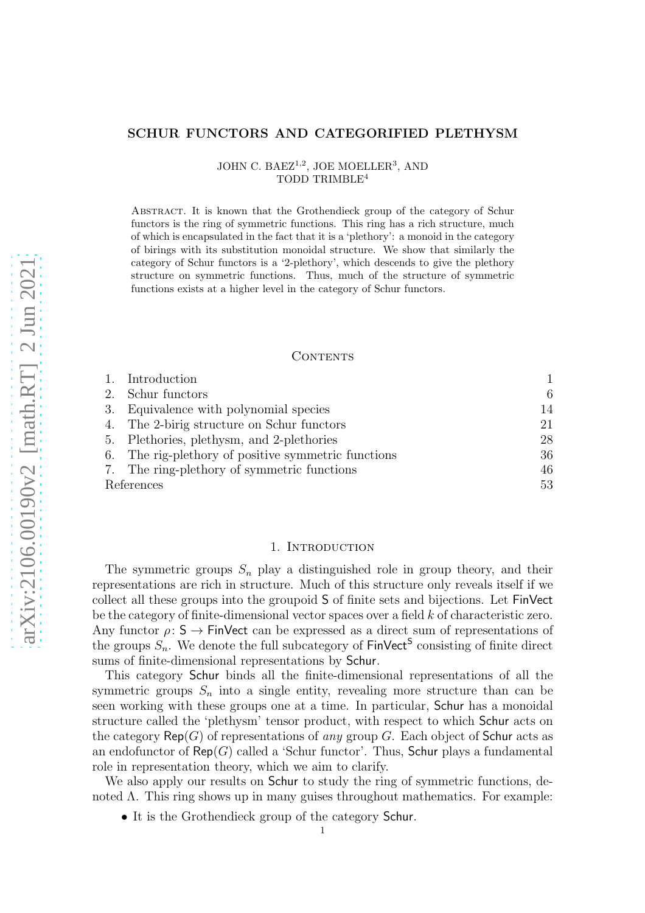# SCHUR FUNCTORS AND CATEGORIFIED PLETHYSM

JOHN C. BAEZ[1,2], JOE MOELLER[3], AND TODD TRIMBLE[4]

Abstract. It is known that the Grothendieck group of the category of Schur functors is the ring of symmetric functions. This ring has a rich structure, much of which is encapsulated in the fact that it is a 'plethory': a monoid in the category of birings with its substitution monoidal structure. We show that similarly the category of Schur functors is a '2-plethory', which descends to give the plethory structure on symmetric functions. Thus, much of the structure of symmetric functions exists at a higher level in the category of Schur functors.

## Contents

| | | |
|---|---|---|
| 1. | Introduction | 1 |
| 2. | Schur functors | 6 |
| 3. | Equivalence with polynomial species | 14 |
| 4. | The 2-birig structure on Schur functors | 21 |
| 5. | Plethories, plethysm, and 2-plethories | 28 |
| 6. | The rig-plethory of positive symmetric functions | 36 |
| 7. | The ring-plethory of symmetric functions | 46 |
| | References | 53 |

## 1. Introduction

The symmetric groups $S_n$ play a distinguished role in group theory, and their representations are rich in structure. Much of this structure only reveals itself if we collect all these groups into the groupoid $\mathsf{S}$ of finite sets and bijections. Let $\mathsf{FinVect}$ be the category of finite-dimensional vector spaces over a field $k$ of characteristic zero. Any functor $\rho \colon \mathsf{S} \to \mathsf{FinVect}$ can be expressed as a direct sum of representations of the groups $S_n$. We denote the full subcategory of $\mathsf{FinVect}^{\mathsf{S}}$ consisting of finite direct sums of finite-dimensional representations by $\mathsf{Schur}$.

This category $\mathsf{Schur}$ binds all the finite-dimensional representations of all the symmetric groups $S_n$ into a single entity, revealing more structure than can be seen working with these groups one at a time. In particular, $\mathsf{Schur}$ has a monoidal structure called the 'plethysm' tensor product, with respect to which $\mathsf{Schur}$ acts on the category $\mathsf{Rep}(G)$ of representations of *any* group $G$. Each object of $\mathsf{Schur}$ acts as an endofunctor of $\mathsf{Rep}(G)$ called a 'Schur functor'. Thus, $\mathsf{Schur}$ plays a fundamental role in representation theory, which we aim to clarify.

We also apply our results on $\mathsf{Schur}$ to study the ring of symmetric functions, denoted $\Lambda$. This ring shows up in many guises throughout mathematics. For example:

- It is the Grothendieck group of the category $\mathsf{Schur}$.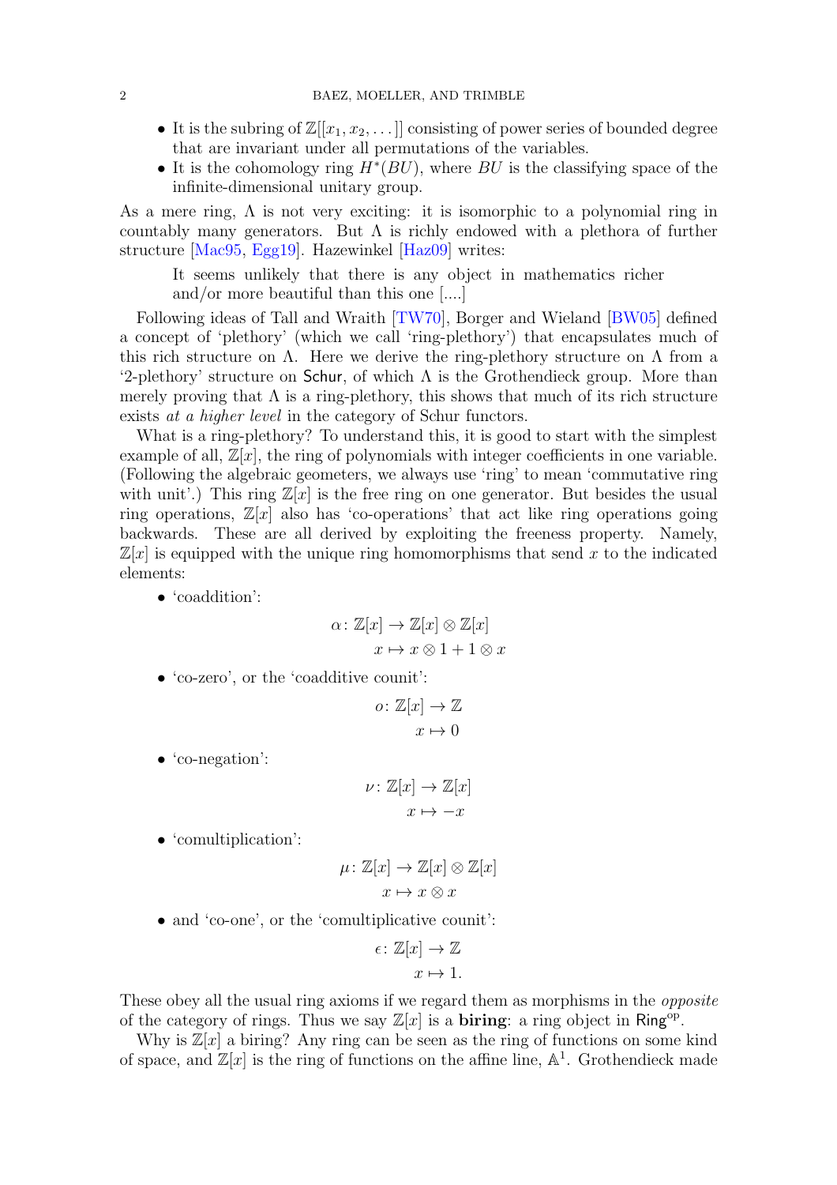- It is the subring of $\mathbb{Z}[[x_1, x_2, \dots]]$ consisting of power series of bounded degree that are invariant under all permutations of the variables.
- It is the cohomology ring $H^*(BU)$, where $BU$ is the classifying space of the infinite-dimensional unitary group.

As a mere ring, $\Lambda$ is not very exciting: it is isomorphic to a polynomial ring in countably many generators. But $\Lambda$ is richly endowed with a plethora of further structure [Mac95, Egg19]. Hazewinkel [Haz09] writes:

> It seems unlikely that there is any object in mathematics richer and/or more beautiful than this one [....]

Following ideas of Tall and Wraith [TW70], Borger and Wieland [BW05] defined a concept of 'plethory' (which we call 'ring-plethory') that encapsulates much of this rich structure on $\Lambda$. Here we derive the ring-plethory structure on $\Lambda$ from a '2-plethory' structure on $\mathsf{Schur}$, of which $\Lambda$ is the Grothendieck group. More than merely proving that $\Lambda$ is a ring-plethory, this shows that much of its rich structure exists *at a higher level* in the category of Schur functors.

What is a ring-plethory? To understand this, it is good to start with the simplest example of all, $\mathbb{Z}[x]$, the ring of polynomials with integer coefficients in one variable. (Following the algebraic geometers, we always use 'ring' to mean 'commutative ring with unit'.) This ring $\mathbb{Z}[x]$ is the free ring on one generator. But besides the usual ring operations, $\mathbb{Z}[x]$ also has 'co-operations' that act like ring operations going backwards. These are all derived by exploiting the freeness property. Namely, $\mathbb{Z}[x]$ is equipped with the unique ring homomorphisms that send $x$ to the indicated elements:

- 'coaddition':
$$\begin{aligned} \alpha \colon \mathbb{Z}[x] &\to \mathbb{Z}[x] \otimes \mathbb{Z}[x] \\ x &\mapsto x \otimes 1 + 1 \otimes x \end{aligned}$$
- 'co-zero', or the 'coadditive counit':
$$\begin{aligned} o \colon \mathbb{Z}[x] &\to \mathbb{Z} \\ x &\mapsto 0 \end{aligned}$$
- 'co-negation':
$$\begin{aligned} \nu \colon \mathbb{Z}[x] &\to \mathbb{Z}[x] \\ x &\mapsto -x \end{aligned}$$
- 'comultiplication':
$$\begin{aligned} \mu \colon \mathbb{Z}[x] &\to \mathbb{Z}[x] \otimes \mathbb{Z}[x] \\ x &\mapsto x \otimes x \end{aligned}$$
- and 'co-one', or the 'comultiplicative counit':
$$\begin{aligned} \epsilon \colon \mathbb{Z}[x] &\to \mathbb{Z} \\ x &\mapsto 1. \end{aligned}$$

These obey all the usual ring axioms if we regard them as morphisms in the *opposite* of the category of rings. Thus we say $\mathbb{Z}[x]$ is a **biring**: a ring object in $\mathsf{Ring}^{\mathrm{op}}$.

Why is $\mathbb{Z}[x]$ a biring? Any ring can be seen as the ring of functions on some kind of space, and $\mathbb{Z}[x]$ is the ring of functions on the affine line, $\mathbb{A}^1$. Grothendieck made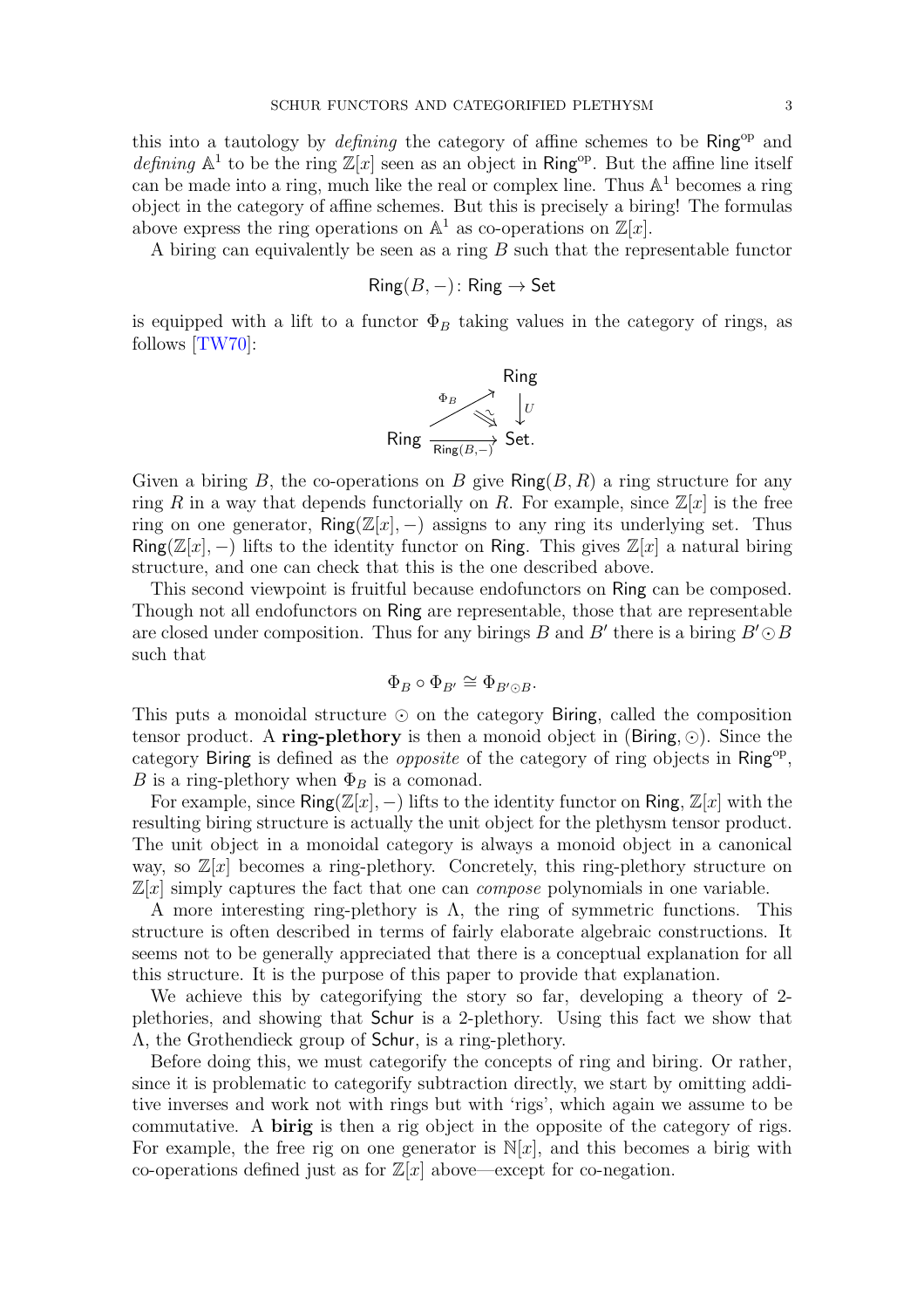this into a tautology by *defining* the category of affine schemes to be $\mathsf{Ring}^{\mathrm{op}}$ and *defining* $\mathbb{A}^1$ to be the ring $\mathbb{Z}[x]$ seen as an object in $\mathsf{Ring}^{\mathrm{op}}$. But the affine line itself can be made into a ring, much like the real or complex line. Thus $\mathbb{A}^1$ becomes a ring object in the category of affine schemes. But this is precisely a biring! The formulas above express the ring operations on $\mathbb{A}^1$ as co-operations on $\mathbb{Z}[x]$.

A biring can equivalently be seen as a ring $B$ such that the representable functor

$$\mathsf{Ring}(B, -) \colon \mathsf{Ring} \to \mathsf{Set}$$

is equipped with a lift to a functor $\Phi_B$ taking values in the category of rings, as follows [TW70]:

$$\begin{array}{ccc} & & \mathsf{Ring} \\ & \overset{\Phi_B}{\nearrow} \; \overset{\sim}{\Downarrow} & \downarrow U \\ \mathsf{Ring} & \xrightarrow[\mathsf{Ring}(B,-)]{} & \mathsf{Set}. \end{array}$$

Given a biring $B$, the co-operations on $B$ give $\mathsf{Ring}(B, R)$ a ring structure for any ring $R$ in a way that depends functorially on $R$. For example, since $\mathbb{Z}[x]$ is the free ring on one generator, $\mathsf{Ring}(\mathbb{Z}[x], -)$ assigns to any ring its underlying set. Thus $\mathsf{Ring}(\mathbb{Z}[x], -)$ lifts to the identity functor on $\mathsf{Ring}$. This gives $\mathbb{Z}[x]$ a natural biring structure, and one can check that this is the one described above.

This second viewpoint is fruitful because endofunctors on $\mathsf{Ring}$ can be composed. Though not all endofunctors on $\mathsf{Ring}$ are representable, those that are representable are closed under composition. Thus for any birings $B$ and $B'$ there is a biring $B' \odot B$ such that

$$\Phi_B \circ \Phi_{B'} \cong \Phi_{B' \odot B}.$$

This puts a monoidal structure $\odot$ on the category $\mathsf{Biring}$, called the composition tensor product. A **ring-plethory** is then a monoid object in $(\mathsf{Biring}, \odot)$. Since the category $\mathsf{Biring}$ is defined as the *opposite* of the category of ring objects in $\mathsf{Ring}^{\mathrm{op}}$, $B$ is a ring-plethory when $\Phi_B$ is a comonad.

For example, since $\mathsf{Ring}(\mathbb{Z}[x], -)$ lifts to the identity functor on $\mathsf{Ring}$, $\mathbb{Z}[x]$ with the resulting biring structure is actually the unit object for the plethysm tensor product. The unit object in a monoidal category is always a monoid object in a canonical way, so $\mathbb{Z}[x]$ becomes a ring-plethory. Concretely, this ring-plethory structure on $\mathbb{Z}[x]$ simply captures the fact that one can *compose* polynomials in one variable.

A more interesting ring-plethory is $\Lambda$, the ring of symmetric functions. This structure is often described in terms of fairly elaborate algebraic constructions. It seems not to be generally appreciated that there is a conceptual explanation for all this structure. It is the purpose of this paper to provide that explanation.

We achieve this by categorifying the story so far, developing a theory of 2-plethories, and showing that $\mathsf{Schur}$ is a 2-plethory. Using this fact we show that $\Lambda$, the Grothendieck group of $\mathsf{Schur}$, is a ring-plethory.

Before doing this, we must categorify the concepts of ring and biring. Or rather, since it is problematic to categorify subtraction directly, we start by omitting additive inverses and work not with rings but with 'rigs', which again we assume to be commutative. A **birig** is then a rig object in the opposite of the category of rigs. For example, the free rig on one generator is $\mathbb{N}[x]$, and this becomes a birig with co-operations defined just as for $\mathbb{Z}[x]$ above—except for co-negation.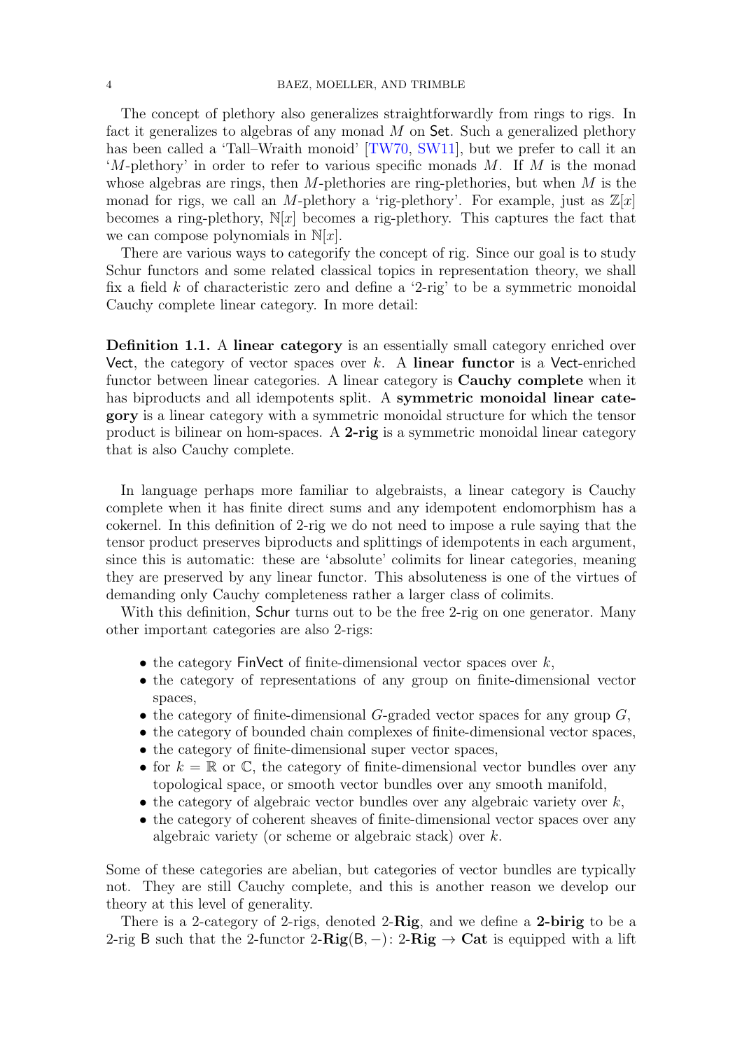The concept of plethory also generalizes straightforwardly from rings to rigs. In fact it generalizes to algebras of any monad $M$ on $\mathsf{Set}$. Such a generalized plethory has been called a 'Tall–Wraith monoid' [TW70, SW11], but we prefer to call it an '$M$-plethory' in order to refer to various specific monads $M$. If $M$ is the monad whose algebras are rings, then $M$-plethories are ring-plethories, but when $M$ is the monad for rigs, we call an $M$-plethory a 'rig-plethory'. For example, just as $\mathbb{Z}[x]$ becomes a ring-plethory, $\mathbb{N}[x]$ becomes a rig-plethory. This captures the fact that we can compose polynomials in $\mathbb{N}[x]$.

There are various ways to categorify the concept of rig. Since our goal is to study Schur functors and some related classical topics in representation theory, we shall fix a field $k$ of characteristic zero and define a '2-rig' to be a symmetric monoidal Cauchy complete linear category. In more detail:

**Definition 1.1.** A **linear category** is an essentially small category enriched over $\mathsf{Vect}$, the category of vector spaces over $k$. A **linear functor** is a $\mathsf{Vect}$-enriched functor between linear categories. A linear category is **Cauchy complete** when it has biproducts and all idempotents split. A **symmetric monoidal linear category** is a linear category with a symmetric monoidal structure for which the tensor product is bilinear on hom-spaces. A **2-rig** is a symmetric monoidal linear category that is also Cauchy complete.

In language perhaps more familiar to algebraists, a linear category is Cauchy complete when it has finite direct sums and any idempotent endomorphism has a cokernel. In this definition of 2-rig we do not need to impose a rule saying that the tensor product preserves biproducts and splittings of idempotents in each argument, since this is automatic: these are 'absolute' colimits for linear categories, meaning they are preserved by any linear functor. This absoluteness is one of the virtues of demanding only Cauchy completeness rather a larger class of colimits.

With this definition, $\mathsf{Schur}$ turns out to be the free 2-rig on one generator. Many other important categories are also 2-rigs:

- the category $\mathsf{FinVect}$ of finite-dimensional vector spaces over $k$,
- the category of representations of any group on finite-dimensional vector spaces,
- the category of finite-dimensional $G$-graded vector spaces for any group $G$,
- the category of bounded chain complexes of finite-dimensional vector spaces,
- the category of finite-dimensional super vector spaces,
- for $k = \mathbb{R}$ or $\mathbb{C}$, the category of finite-dimensional vector bundles over any topological space, or smooth vector bundles over any smooth manifold,
- the category of algebraic vector bundles over any algebraic variety over $k$,
- the category of coherent sheaves of finite-dimensional vector spaces over any algebraic variety (or scheme or algebraic stack) over $k$.

Some of these categories are abelian, but categories of vector bundles are typically not. They are still Cauchy complete, and this is another reason we develop our theory at this level of generality.

There is a 2-category of 2-rigs, denoted $2\text{-}\mathbf{Rig}$, and we define a **2-birig** to be a 2-rig $\mathsf{B}$ such that the 2-functor $2\text{-}\mathbf{Rig}(\mathsf{B}, -)\colon 2\text{-}\mathbf{Rig} \to \mathbf{Cat}$ is equipped with a lift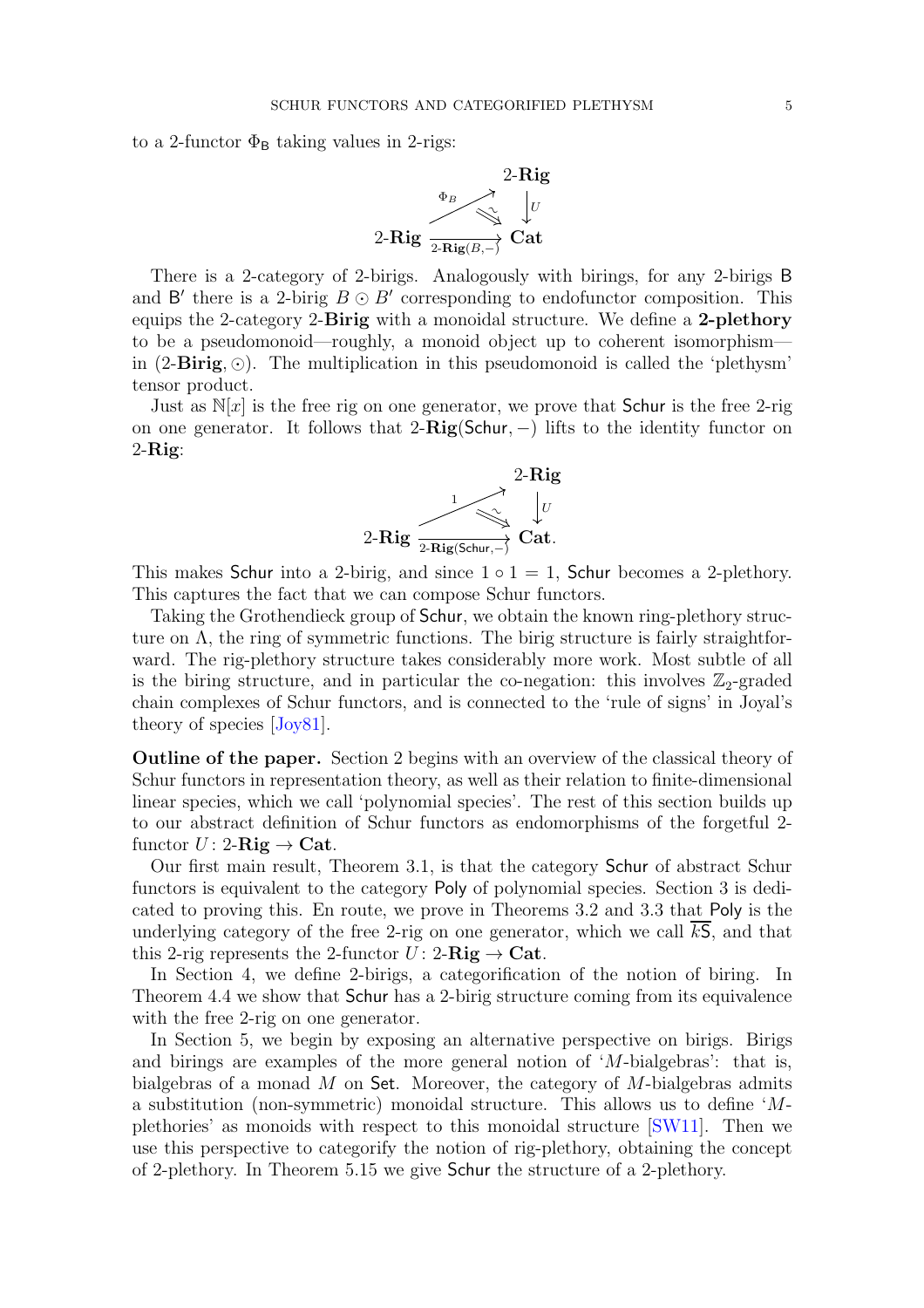to a 2-functor $\Phi_{\mathsf{B}}$ taking values in 2-rigs:

$$\begin{array}{ccc} & & 2\text{-}\mathbf{Rig} \\ & \overset{\Phi_B}{\nearrow} \; \Downarrow\sim & \downarrow U \\ 2\text{-}\mathbf{Rig} & \xrightarrow[2\text{-}\mathbf{Rig}(B,-)]{} & \mathbf{Cat} \end{array}$$

There is a 2-category of 2-birigs. Analogously with birings, for any 2-birigs $\mathsf{B}$ and $\mathsf{B}'$ there is a 2-birig $B \odot B'$ corresponding to endofunctor composition. This equips the 2-category 2-**Birig** with a monoidal structure. We define a **2-plethory** to be a pseudomonoid—roughly, a monoid object up to coherent isomorphism—in (2-**Birig**, $\odot$). The multiplication in this pseudomonoid is called the 'plethysm' tensor product.

Just as $\mathbb{N}[x]$ is the free rig on one generator, we prove that $\mathsf{Schur}$ is the free 2-rig on one generator. It follows that 2-**Rig**($\mathsf{Schur}, -$) lifts to the identity functor on 2-**Rig**:

$$\begin{array}{ccc} & & 2\text{-}\mathbf{Rig} \\ & \overset{1}{\nearrow} \; \Downarrow\sim & \downarrow U \\ 2\text{-}\mathbf{Rig} & \xrightarrow[2\text{-}\mathbf{Rig}(\mathsf{Schur},-)]{} & \mathbf{Cat}. \end{array}$$

This makes $\mathsf{Schur}$ into a 2-birig, and since $1 \circ 1 = 1$, $\mathsf{Schur}$ becomes a 2-plethory. This captures the fact that we can compose Schur functors.

Taking the Grothendieck group of $\mathsf{Schur}$, we obtain the known ring-plethory structure on $\Lambda$, the ring of symmetric functions. The birig structure is fairly straightforward. The rig-plethory structure takes considerably more work. Most subtle of all is the biring structure, and in particular the co-negation: this involves $\mathbb{Z}_2$-graded chain complexes of Schur functors, and is connected to the 'rule of signs' in Joyal's theory of species [Joy81].

**Outline of the paper.** Section 2 begins with an overview of the classical theory of Schur functors in representation theory, as well as their relation to finite-dimensional linear species, which we call 'polynomial species'. The rest of this section builds up to our abstract definition of Schur functors as endomorphisms of the forgetful 2-functor $U\colon$ 2-**Rig** $\to$ **Cat**.

Our first main result, Theorem 3.1, is that the category $\mathsf{Schur}$ of abstract Schur functors is equivalent to the category $\mathsf{Poly}$ of polynomial species. Section 3 is dedicated to proving this. En route, we prove in Theorems 3.2 and 3.3 that $\mathsf{Poly}$ is the underlying category of the free 2-rig on one generator, which we call $\overline{k\mathsf{S}}$, and that this 2-rig represents the 2-functor $U\colon$ 2-**Rig** $\to$ **Cat**.

In Section 4, we define 2-birigs, a categorification of the notion of biring. In Theorem 4.4 we show that $\mathsf{Schur}$ has a 2-birig structure coming from its equivalence with the free 2-rig on one generator.

In Section 5, we begin by exposing an alternative perspective on birigs. Birigs and birings are examples of the more general notion of '$M$-bialgebras': that is, bialgebras of a monad $M$ on $\mathsf{Set}$. Moreover, the category of $M$-bialgebras admits a substitution (non-symmetric) monoidal structure. This allows us to define '$M$-plethories' as monoids with respect to this monoidal structure [SW11]. Then we use this perspective to categorify the notion of rig-plethory, obtaining the concept of 2-plethory. In Theorem 5.15 we give $\mathsf{Schur}$ the structure of a 2-plethory.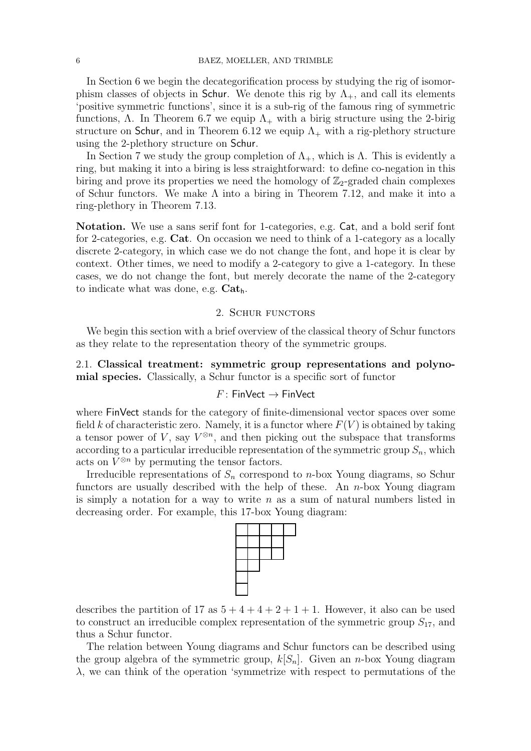In Section 6 we begin the decategorification process by studying the rig of isomorphism classes of objects in $\mathsf{Schur}$. We denote this rig by $\Lambda_+$, and call its elements 'positive symmetric functions', since it is a sub-rig of the famous ring of symmetric functions, $\Lambda$. In Theorem 6.7 we equip $\Lambda_+$ with a birig structure using the 2-birig structure on $\mathsf{Schur}$, and in Theorem 6.12 we equip $\Lambda_+$ with a rig-plethory structure using the 2-plethory structure on $\mathsf{Schur}$.

In Section 7 we study the group completion of $\Lambda_+$, which is $\Lambda$. This is evidently a ring, but making it into a biring is less straightforward: to define co-negation in this biring and prove its properties we need the homology of $\mathbb{Z}_2$-graded chain complexes of Schur functors. We make $\Lambda$ into a biring in Theorem 7.12, and make it into a ring-plethory in Theorem 7.13.

**Notation.** We use a sans serif font for 1-categories, e.g. $\mathsf{Cat}$, and a bold serif font for 2-categories, e.g. $\mathbf{Cat}$. On occasion we need to think of a 1-category as a locally discrete 2-category, in which case we do not change the font, and hope it is clear by context. Other times, we need to modify a 2-category to give a 1-category. In these cases, we do not change the font, but merely decorate the name of the 2-category to indicate what was done, e.g. $\mathbf{Cat}_{\mathsf{h}}$.

## 2. Schur functors

We begin this section with a brief overview of the classical theory of Schur functors as they relate to the representation theory of the symmetric groups.

### 2.1. Classical treatment: symmetric group representations and polynomial species.

Classically, a Schur functor is a specific sort of functor

$$F \colon \mathsf{FinVect} \to \mathsf{FinVect}$$

where $\mathsf{FinVect}$ stands for the category of finite-dimensional vector spaces over some field $k$ of characteristic zero. Namely, it is a functor where $F(V)$ is obtained by taking a tensor power of $V$, say $V^{\otimes n}$, and then picking out the subspace that transforms according to a particular irreducible representation of the symmetric group $S_n$, which acts on $V^{\otimes n}$ by permuting the tensor factors.

Irreducible representations of $S_n$ correspond to $n$-box Young diagrams, so Schur functors are usually described with the help of these. An $n$-box Young diagram is simply a notation for a way to write $n$ as a sum of natural numbers listed in decreasing order. For example, this 17-box Young diagram:

describes the partition of 17 as $5+4+4+2+1+1$. However, it also can be used to construct an irreducible complex representation of the symmetric group $S_{17}$, and thus a Schur functor.

The relation between Young diagrams and Schur functors can be described using the group algebra of the symmetric group, $k[S_n]$. Given an $n$-box Young diagram $\lambda$, we can think of the operation 'symmetrize with respect to permutations of the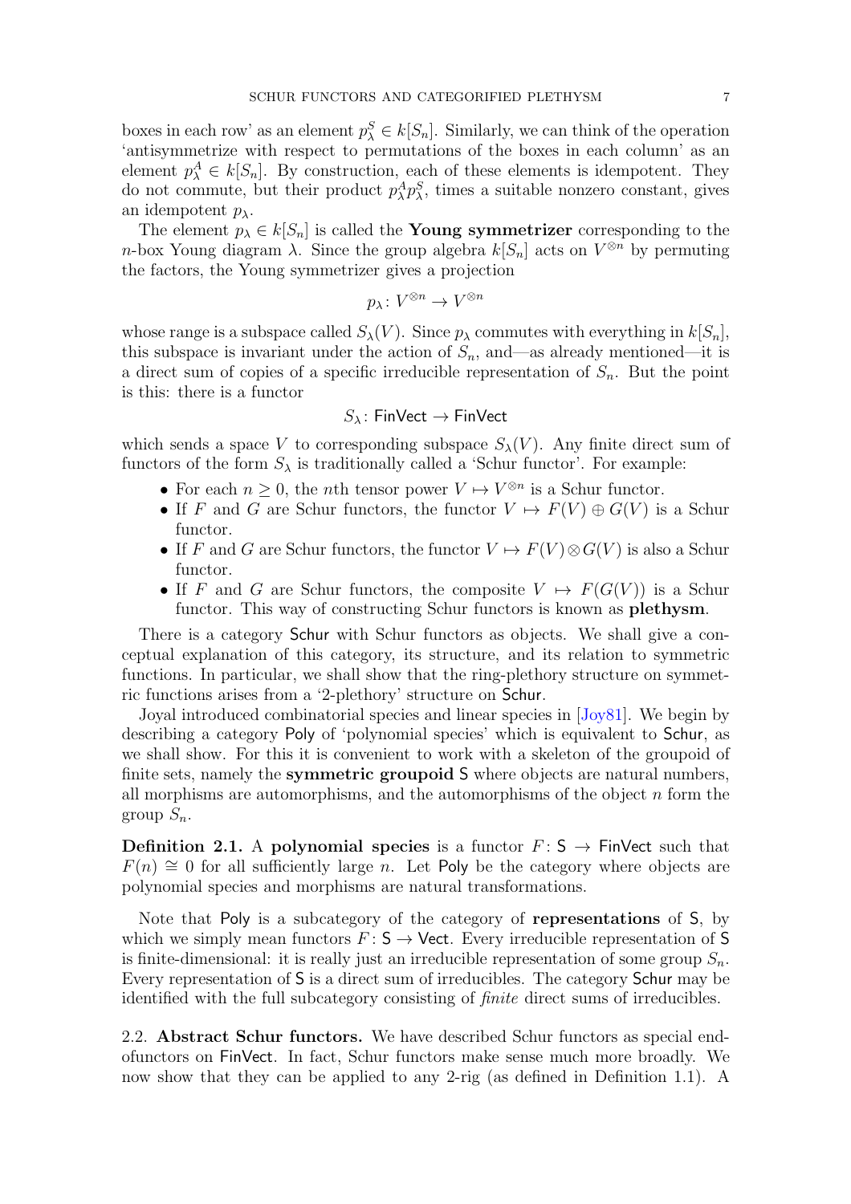boxes in each row' as an element $p^S_\lambda \in k[S_n]$. Similarly, we can think of the operation 'antisymmetrize with respect to permutations of the boxes in each column' as an element $p^A_\lambda \in k[S_n]$. By construction, each of these elements is idempotent. They do not commute, but their product $p^A_\lambda p^S_\lambda$, times a suitable nonzero constant, gives an idempotent $p_\lambda$.

The element $p_\lambda \in k[S_n]$ is called the **Young symmetrizer** corresponding to the $n$-box Young diagram $\lambda$. Since the group algebra $k[S_n]$ acts on $V^{\otimes n}$ by permuting the factors, the Young symmetrizer gives a projection

$$p_\lambda \colon V^{\otimes n} \to V^{\otimes n}$$

whose range is a subspace called $S_\lambda(V)$. Since $p_\lambda$ commutes with everything in $k[S_n]$, this subspace is invariant under the action of $S_n$, and—as already mentioned—it is a direct sum of copies of a specific irreducible representation of $S_n$. But the point is this: there is a functor

$$S_\lambda \colon \mathsf{FinVect} \to \mathsf{FinVect}$$

which sends a space $V$ to corresponding subspace $S_\lambda(V)$. Any finite direct sum of functors of the form $S_\lambda$ is traditionally called a 'Schur functor'. For example:

- For each $n \geq 0$, the $n$th tensor power $V \mapsto V^{\otimes n}$ is a Schur functor.
- If $F$ and $G$ are Schur functors, the functor $V \mapsto F(V) \oplus G(V)$ is a Schur functor.
- If $F$ and $G$ are Schur functors, the functor $V \mapsto F(V) \otimes G(V)$ is also a Schur functor.
- If $F$ and $G$ are Schur functors, the composite $V \mapsto F(G(V))$ is a Schur functor. This way of constructing Schur functors is known as **plethysm**.

There is a category $\mathsf{Schur}$ with Schur functors as objects. We shall give a conceptual explanation of this category, its structure, and its relation to symmetric functions. In particular, we shall show that the ring-plethory structure on symmetric functions arises from a '2-plethory' structure on $\mathsf{Schur}$.

Joyal introduced combinatorial species and linear species in [Joy81]. We begin by describing a category $\mathsf{Poly}$ of 'polynomial species' which is equivalent to $\mathsf{Schur}$, as we shall show. For this it is convenient to work with a skeleton of the groupoid of finite sets, namely the **symmetric groupoid** $\mathsf{S}$ where objects are natural numbers, all morphisms are automorphisms, and the automorphisms of the object $n$ form the group $S_n$.

**Definition 2.1.** A **polynomial species** is a functor $F \colon \mathsf{S} \to \mathsf{FinVect}$ such that $F(n) \cong 0$ for all sufficiently large $n$. Let $\mathsf{Poly}$ be the category where objects are polynomial species and morphisms are natural transformations.

Note that $\mathsf{Poly}$ is a subcategory of the category of **representations** of $\mathsf{S}$, by which we simply mean functors $F \colon \mathsf{S} \to \mathsf{Vect}$. Every irreducible representation of $\mathsf{S}$ is finite-dimensional: it is really just an irreducible representation of some group $S_n$. Every representation of $\mathsf{S}$ is a direct sum of irreducibles. The category $\mathsf{Schur}$ may be identified with the full subcategory consisting of *finite* direct sums of irreducibles.

2.2. **Abstract Schur functors.** We have described Schur functors as special endofunctors on $\mathsf{FinVect}$. In fact, Schur functors make sense much more broadly. We now show that they can be applied to any 2-rig (as defined in Definition 1.1). A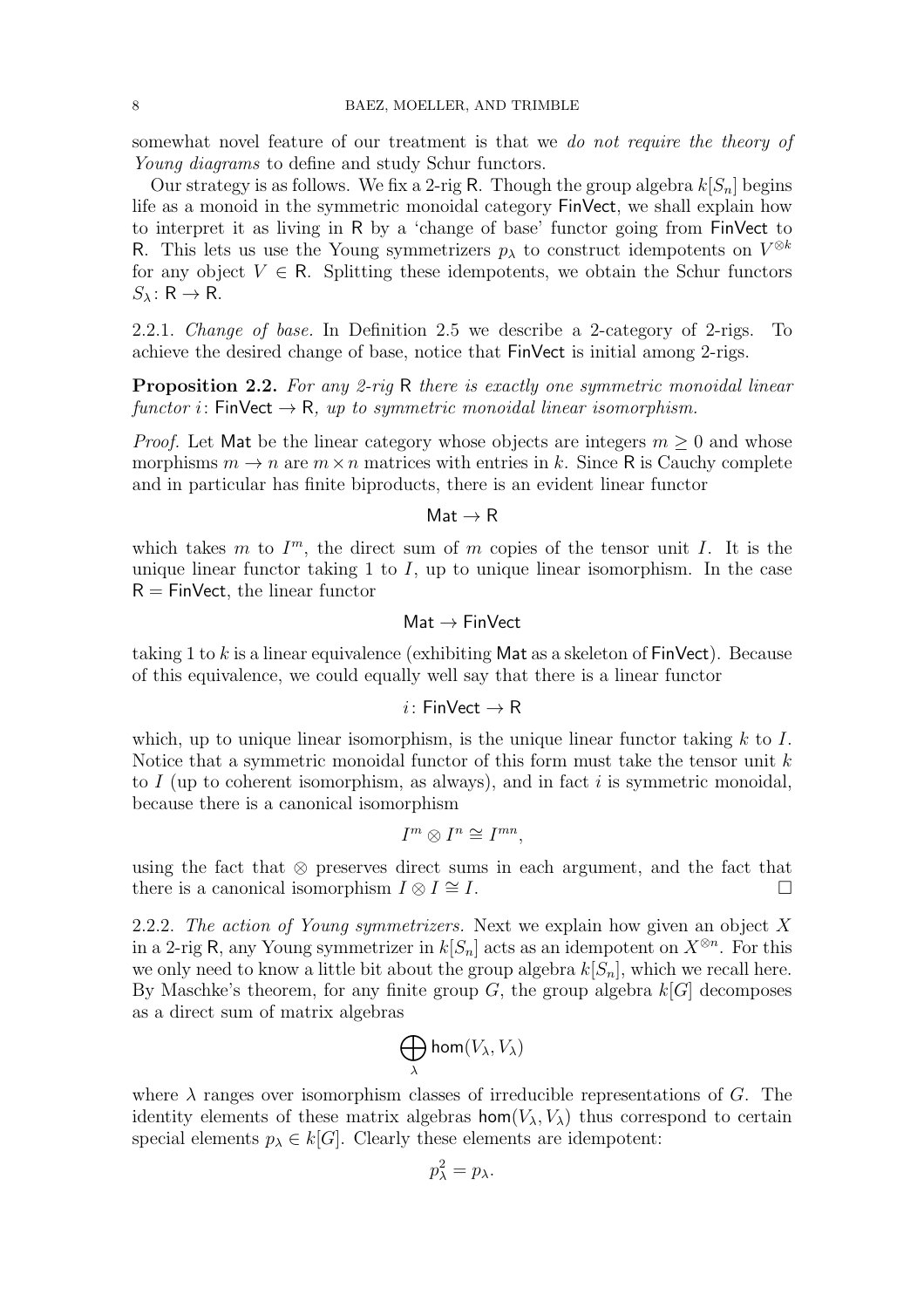somewhat novel feature of our treatment is that we *do not require the theory of Young diagrams* to define and study Schur functors.

Our strategy is as follows. We fix a 2-rig $\mathsf{R}$. Though the group algebra $k[S_n]$ begins life as a monoid in the symmetric monoidal category $\mathsf{FinVect}$, we shall explain how to interpret it as living in $\mathsf{R}$ by a 'change of base' functor going from $\mathsf{FinVect}$ to $\mathsf{R}$. This lets us use the Young symmetrizers $p_\lambda$ to construct idempotents on $V^{\otimes k}$ for any object $V \in \mathsf{R}$. Splitting these idempotents, we obtain the Schur functors $S_\lambda \colon \mathsf{R} \to \mathsf{R}$.

2.2.1. *Change of base.* In Definition 2.5 we describe a 2-category of 2-rigs. To achieve the desired change of base, notice that $\mathsf{FinVect}$ is initial among 2-rigs.

**Proposition 2.2.** *For any 2-rig* $\mathsf{R}$ *there is exactly one symmetric monoidal linear functor* $i \colon \mathsf{FinVect} \to \mathsf{R}$*, up to symmetric monoidal linear isomorphism.*

*Proof.* Let $\mathsf{Mat}$ be the linear category whose objects are integers $m \geq 0$ and whose morphisms $m \to n$ are $m \times n$ matrices with entries in $k$. Since $\mathsf{R}$ is Cauchy complete and in particular has finite biproducts, there is an evident linear functor

$$\mathsf{Mat} \to \mathsf{R}$$

which takes $m$ to $I^m$, the direct sum of $m$ copies of the tensor unit $I$. It is the unique linear functor taking 1 to $I$, up to unique linear isomorphism. In the case $\mathsf{R} = \mathsf{FinVect}$, the linear functor

$$\mathsf{Mat} \to \mathsf{FinVect}$$

taking 1 to $k$ is a linear equivalence (exhibiting $\mathsf{Mat}$ as a skeleton of $\mathsf{FinVect}$). Because of this equivalence, we could equally well say that there is a linear functor

$$i \colon \mathsf{FinVect} \to \mathsf{R}$$

which, up to unique linear isomorphism, is the unique linear functor taking $k$ to $I$. Notice that a symmetric monoidal functor of this form must take the tensor unit $k$ to $I$ (up to coherent isomorphism, as always), and in fact $i$ is symmetric monoidal, because there is a canonical isomorphism

$$I^m \otimes I^n \cong I^{mn},$$

using the fact that $\otimes$ preserves direct sums in each argument, and the fact that there is a canonical isomorphism $I \otimes I \cong I$. □

2.2.2. *The action of Young symmetrizers.* Next we explain how given an object $X$ in a 2-rig $\mathsf{R}$, any Young symmetrizer in $k[S_n]$ acts as an idempotent on $X^{\otimes n}$. For this we only need to know a little bit about the group algebra $k[S_n]$, which we recall here. By Maschke's theorem, for any finite group $G$, the group algebra $k[G]$ decomposes as a direct sum of matrix algebras

$$\bigoplus_\lambda \mathsf{hom}(V_\lambda, V_\lambda)$$

where $\lambda$ ranges over isomorphism classes of irreducible representations of $G$. The identity elements of these matrix algebras $\mathsf{hom}(V_\lambda, V_\lambda)$ thus correspond to certain special elements $p_\lambda \in k[G]$. Clearly these elements are idempotent:

$$p_\lambda^2 = p_\lambda.$$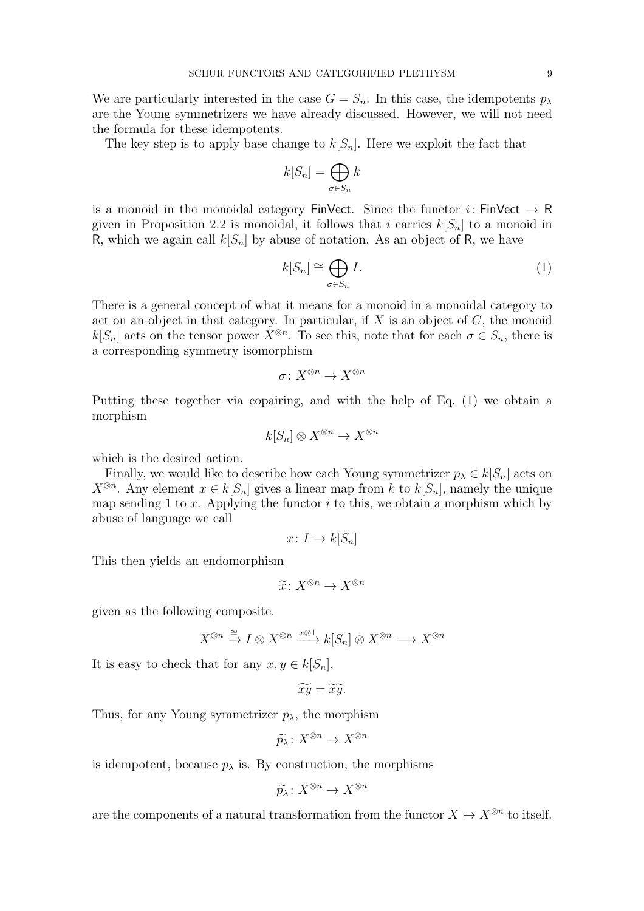We are particularly interested in the case $G = S_n$. In this case, the idempotents $p_\lambda$ are the Young symmetrizers we have already discussed. However, we will not need the formula for these idempotents.

The key step is to apply base change to $k[S_n]$. Here we exploit the fact that

$$k[S_n] = \bigoplus_{\sigma \in S_n} k$$

is a monoid in the monoidal category $\mathsf{FinVect}$. Since the functor $i\colon \mathsf{FinVect} \to \mathsf{R}$ given in Proposition 2.2 is monoidal, it follows that $i$ carries $k[S_n]$ to a monoid in $\mathsf{R}$, which we again call $k[S_n]$ by abuse of notation. As an object of $\mathsf{R}$, we have

$$k[S_n] \cong \bigoplus_{\sigma \in S_n} I. \tag{1}$$

There is a general concept of what it means for a monoid in a monoidal category to act on an object in that category. In particular, if $X$ is an object of $C$, the monoid $k[S_n]$ acts on the tensor power $X^{\otimes n}$. To see this, note that for each $\sigma \in S_n$, there is a corresponding symmetry isomorphism

$$\sigma\colon X^{\otimes n} \to X^{\otimes n}$$

Putting these together via copairing, and with the help of Eq. (1) we obtain a morphism

$$k[S_n] \otimes X^{\otimes n} \to X^{\otimes n}$$

which is the desired action.

Finally, we would like to describe how each Young symmetrizer $p_\lambda \in k[S_n]$ acts on $X^{\otimes n}$. Any element $x \in k[S_n]$ gives a linear map from $k$ to $k[S_n]$, namely the unique map sending 1 to $x$. Applying the functor $i$ to this, we obtain a morphism which by abuse of language we call

$$x\colon I \to k[S_n]$$

This then yields an endomorphism

$$\widetilde{x}\colon X^{\otimes n} \to X^{\otimes n}$$

given as the following composite.

$$X^{\otimes n} \xrightarrow{\cong} I \otimes X^{\otimes n} \xrightarrow{x \otimes 1} k[S_n] \otimes X^{\otimes n} \longrightarrow X^{\otimes n}$$

It is easy to check that for any $x, y \in k[S_n]$,

$$\widetilde{xy} = \widetilde{x}\widetilde{y}.$$

Thus, for any Young symmetrizer $p_\lambda$, the morphism

$$\widetilde{p_\lambda}\colon X^{\otimes n} \to X^{\otimes n}$$

is idempotent, because $p_\lambda$ is. By construction, the morphisms

$$\widetilde{p_\lambda}\colon X^{\otimes n} \to X^{\otimes n}$$

are the components of a natural transformation from the functor $X \mapsto X^{\otimes n}$ to itself.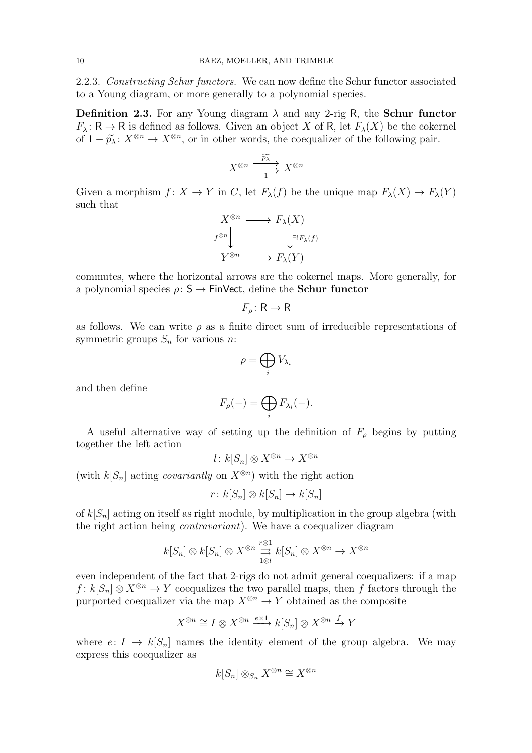2.2.3. *Constructing Schur functors.* We can now define the Schur functor associated to a Young diagram, or more generally to a polynomial species.

**Definition 2.3.** For any Young diagram $\lambda$ and any 2-rig $\mathsf{R}$, the **Schur functor** $F_\lambda \colon \mathsf{R} \to \mathsf{R}$ is defined as follows. Given an object $X$ of $\mathsf{R}$, let $F_\lambda(X)$ be the cokernel of $1 - \widetilde{p_\lambda} \colon X^{\otimes n} \to X^{\otimes n}$, or in other words, the coequalizer of the following pair.

$$X^{\otimes n} \underset{1}{\overset{\widetilde{p_\lambda}}{\rightrightarrows}} X^{\otimes n}$$

Given a morphism $f \colon X \to Y$ in $C$, let $F_\lambda(f)$ be the unique map $F_\lambda(X) \to F_\lambda(Y)$ such that

$$\begin{array}{ccc} X^{\otimes n} & \longrightarrow & F_\lambda(X) \\ {\scriptstyle f^{\otimes n}} \downarrow & & \downarrow {\scriptstyle \exists! F_\lambda(f)} \\ Y^{\otimes n} & \longrightarrow & F_\lambda(Y) \end{array}$$

commutes, where the horizontal arrows are the cokernel maps. More generally, for a polynomial species $\rho \colon \mathsf{S} \to \mathsf{FinVect}$, define the **Schur functor**

$$F_\rho \colon \mathsf{R} \to \mathsf{R}$$

as follows. We can write $\rho$ as a finite direct sum of irreducible representations of symmetric groups $S_n$ for various $n$:

$$\rho = \bigoplus_i V_{\lambda_i}$$

and then define

$$F_\rho(-) = \bigoplus_i F_{\lambda_i}(-).$$

A useful alternative way of setting up the definition of $F_\rho$ begins by putting together the left action

$$l \colon k[S_n] \otimes X^{\otimes n} \to X^{\otimes n}$$

(with $k[S_n]$ acting *covariantly* on $X^{\otimes n}$) with the right action

$$r \colon k[S_n] \otimes k[S_n] \to k[S_n]$$

of $k[S_n]$ acting on itself as right module, by multiplication in the group algebra (with the right action being *contravariant*). We have a coequalizer diagram

$$k[S_n] \otimes k[S_n] \otimes X^{\otimes n} \underset{1 \otimes l}{\overset{r \otimes 1}{\rightrightarrows}} k[S_n] \otimes X^{\otimes n} \to X^{\otimes n}$$

even independent of the fact that 2-rigs do not admit general coequalizers: if a map $f \colon k[S_n] \otimes X^{\otimes n} \to Y$ coequalizes the two parallel maps, then $f$ factors through the purported coequalizer via the map $X^{\otimes n} \to Y$ obtained as the composite

$$X^{\otimes n} \cong I \otimes X^{\otimes n} \xrightarrow{e \times 1} k[S_n] \otimes X^{\otimes n} \xrightarrow{f} Y$$

where $e \colon I \to k[S_n]$ names the identity element of the group algebra. We may express this coequalizer as

$$k[S_n] \otimes_{S_n} X^{\otimes n} \cong X^{\otimes n}$$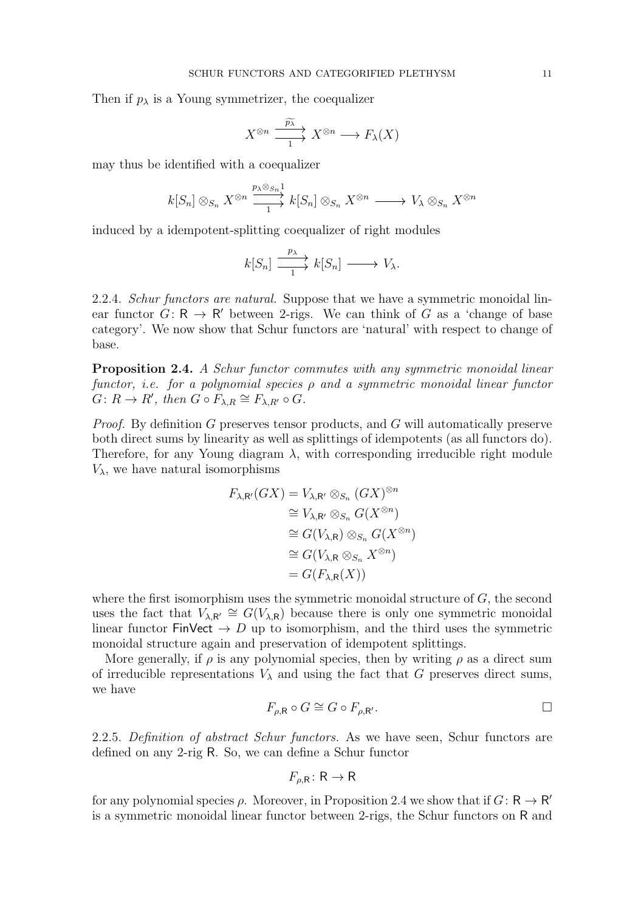Then if $p_\lambda$ is a Young symmetrizer, the coequalizer

$$X^{\otimes n} \underset{1}{\overset{\widetilde{p_\lambda}}{\rightrightarrows}} X^{\otimes n} \longrightarrow F_\lambda(X)$$

may thus be identified with a coequalizer

$$k[S_n] \otimes_{S_n} X^{\otimes n} \underset{1}{\overset{p_\lambda \otimes_{S_n} 1}{\rightrightarrows}} k[S_n] \otimes_{S_n} X^{\otimes n} \longrightarrow V_\lambda \otimes_{S_n} X^{\otimes n}$$

induced by a idempotent-splitting coequalizer of right modules

$$k[S_n] \underset{1}{\overset{p_\lambda}{\rightrightarrows}} k[S_n] \longrightarrow V_\lambda.$$

2.2.4. *Schur functors are natural.* Suppose that we have a symmetric monoidal linear functor $G\colon \mathsf{R} \to \mathsf{R}'$ between 2-rigs. We can think of $G$ as a 'change of base category'. We now show that Schur functors are 'natural' with respect to change of base.

**Proposition 2.4.** *A Schur functor commutes with any symmetric monoidal linear functor, i.e. for a polynomial species $\rho$ and a symmetric monoidal linear functor $G\colon R \to R'$, then $G \circ F_{\lambda,R} \cong F_{\lambda,R'} \circ G$.*

*Proof.* By definition $G$ preserves tensor products, and $G$ will automatically preserve both direct sums by linearity as well as splittings of idempotents (as all functors do). Therefore, for any Young diagram $\lambda$, with corresponding irreducible right module $V_\lambda$, we have natural isomorphisms

$$\begin{aligned}
F_{\lambda,\mathsf{R}'}(GX) &= V_{\lambda,\mathsf{R}'} \otimes_{S_n} (GX)^{\otimes n} \\
&\cong V_{\lambda,\mathsf{R}'} \otimes_{S_n} G(X^{\otimes n}) \\
&\cong G(V_{\lambda,\mathsf{R}}) \otimes_{S_n} G(X^{\otimes n}) \\
&\cong G(V_{\lambda,\mathsf{R}} \otimes_{S_n} X^{\otimes n}) \\
&= G(F_{\lambda,\mathsf{R}}(X))
\end{aligned}$$

where the first isomorphism uses the symmetric monoidal structure of $G$, the second uses the fact that $V_{\lambda,\mathsf{R}'} \cong G(V_{\lambda,\mathsf{R}})$ because there is only one symmetric monoidal linear functor $\mathsf{FinVect} \to D$ up to isomorphism, and the third uses the symmetric monoidal structure again and preservation of idempotent splittings.

More generally, if $\rho$ is any polynomial species, then by writing $\rho$ as a direct sum of irreducible representations $V_\lambda$ and using the fact that $G$ preserves direct sums, we have

$$F_{\rho,\mathsf{R}} \circ G \cong G \circ F_{\rho,\mathsf{R}'}.$$

□

2.2.5. *Definition of abstract Schur functors.* As we have seen, Schur functors are defined on any 2-rig $\mathsf{R}$. So, we can define a Schur functor

$$F_{\rho,\mathsf{R}}\colon \mathsf{R} \to \mathsf{R}$$

for any polynomial species $\rho$. Moreover, in Proposition 2.4 we show that if $G\colon \mathsf{R} \to \mathsf{R}'$ is a symmetric monoidal linear functor between 2-rigs, the Schur functors on $\mathsf{R}$ and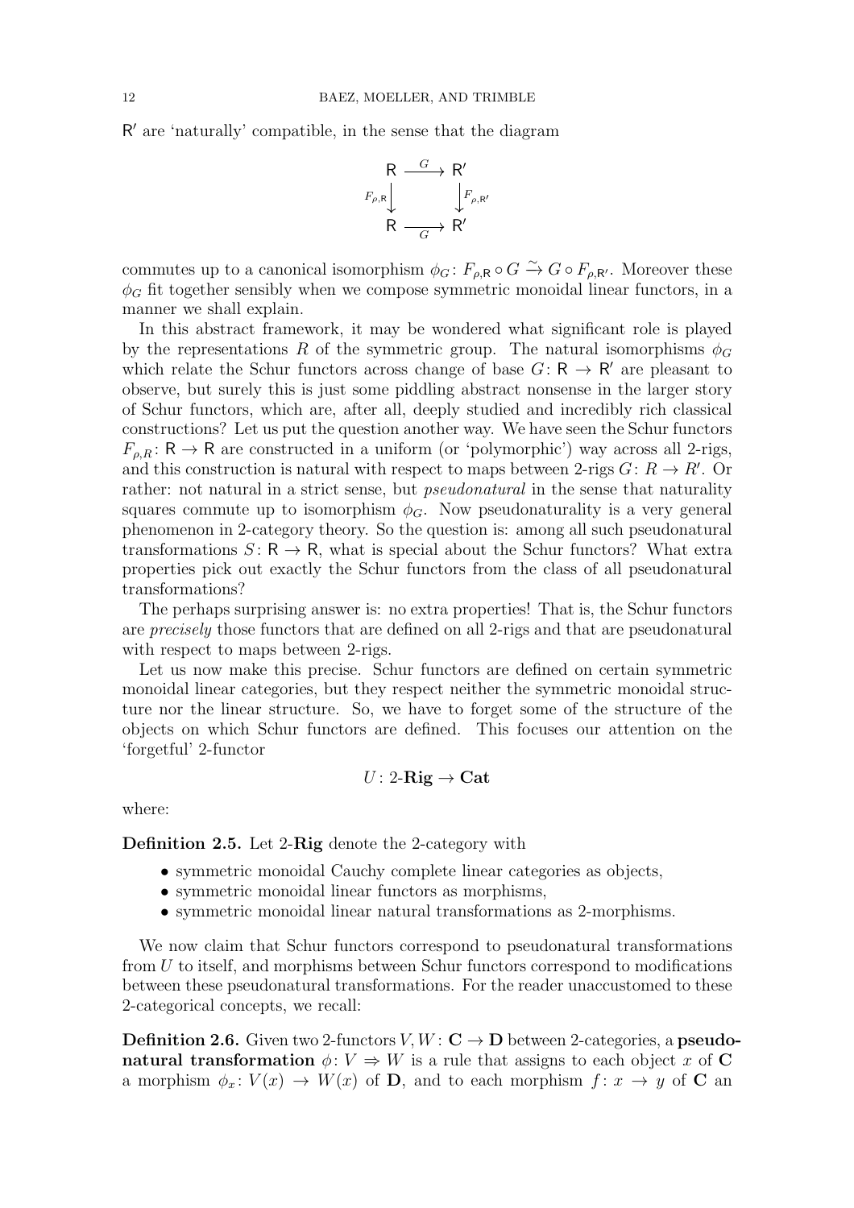$\mathsf{R}'$ are 'naturally' compatible, in the sense that the diagram

$$\begin{array}{ccc} \mathsf{R} & \xrightarrow{G} & \mathsf{R}' \\ {\scriptstyle F_{\rho,\mathsf{R}}}\downarrow & & \downarrow{\scriptstyle F_{\rho,\mathsf{R}'}} \\ \mathsf{R} & \xrightarrow[G]{} & \mathsf{R}' \end{array}$$

commutes up to a canonical isomorphism $\phi_G \colon F_{\rho,\mathsf{R}} \circ G \xrightarrow{\sim} G \circ F_{\rho,\mathsf{R}'}$. Moreover these $\phi_G$ fit together sensibly when we compose symmetric monoidal linear functors, in a manner we shall explain.

In this abstract framework, it may be wondered what significant role is played by the representations $R$ of the symmetric group. The natural isomorphisms $\phi_G$ which relate the Schur functors across change of base $G \colon \mathsf{R} \to \mathsf{R}'$ are pleasant to observe, but surely this is just some piddling abstract nonsense in the larger story of Schur functors, which are, after all, deeply studied and incredibly rich classical constructions? Let us put the question another way. We have seen the Schur functors $F_{\rho,R} \colon \mathsf{R} \to \mathsf{R}$ are constructed in a uniform (or 'polymorphic') way across all 2-rigs, and this construction is natural with respect to maps between 2-rigs $G \colon R \to R'$. Or rather: not natural in a strict sense, but *pseudonatural* in the sense that naturality squares commute up to isomorphism $\phi_G$. Now pseudonaturality is a very general phenomenon in 2-category theory. So the question is: among all such pseudonatural transformations $S \colon \mathsf{R} \to \mathsf{R}$, what is special about the Schur functors? What extra properties pick out exactly the Schur functors from the class of all pseudonatural transformations?

The perhaps surprising answer is: no extra properties! That is, the Schur functors are *precisely* those functors that are defined on all 2-rigs and that are pseudonatural with respect to maps between 2-rigs.

Let us now make this precise. Schur functors are defined on certain symmetric monoidal linear categories, but they respect neither the symmetric monoidal structure nor the linear structure. So, we have to forget some of the structure of the objects on which Schur functors are defined. This focuses our attention on the 'forgetful' 2-functor

$$U \colon 2\text{-}\mathbf{Rig} \to \mathbf{Cat}$$

where:

**Definition 2.5.** Let 2-$\mathbf{Rig}$ denote the 2-category with

- symmetric monoidal Cauchy complete linear categories as objects,
- symmetric monoidal linear functors as morphisms,
- symmetric monoidal linear natural transformations as 2-morphisms.

We now claim that Schur functors correspond to pseudonatural transformations from $U$ to itself, and morphisms between Schur functors correspond to modifications between these pseudonatural transformations. For the reader unaccustomed to these 2-categorical concepts, we recall:

**Definition 2.6.** Given two 2-functors $V, W \colon \mathbf{C} \to \mathbf{D}$ between 2-categories, a **pseudonatural transformation** $\phi \colon V \Rightarrow W$ is a rule that assigns to each object $x$ of $\mathbf{C}$ a morphism $\phi_x \colon V(x) \to W(x)$ of $\mathbf{D}$, and to each morphism $f \colon x \to y$ of $\mathbf{C}$ an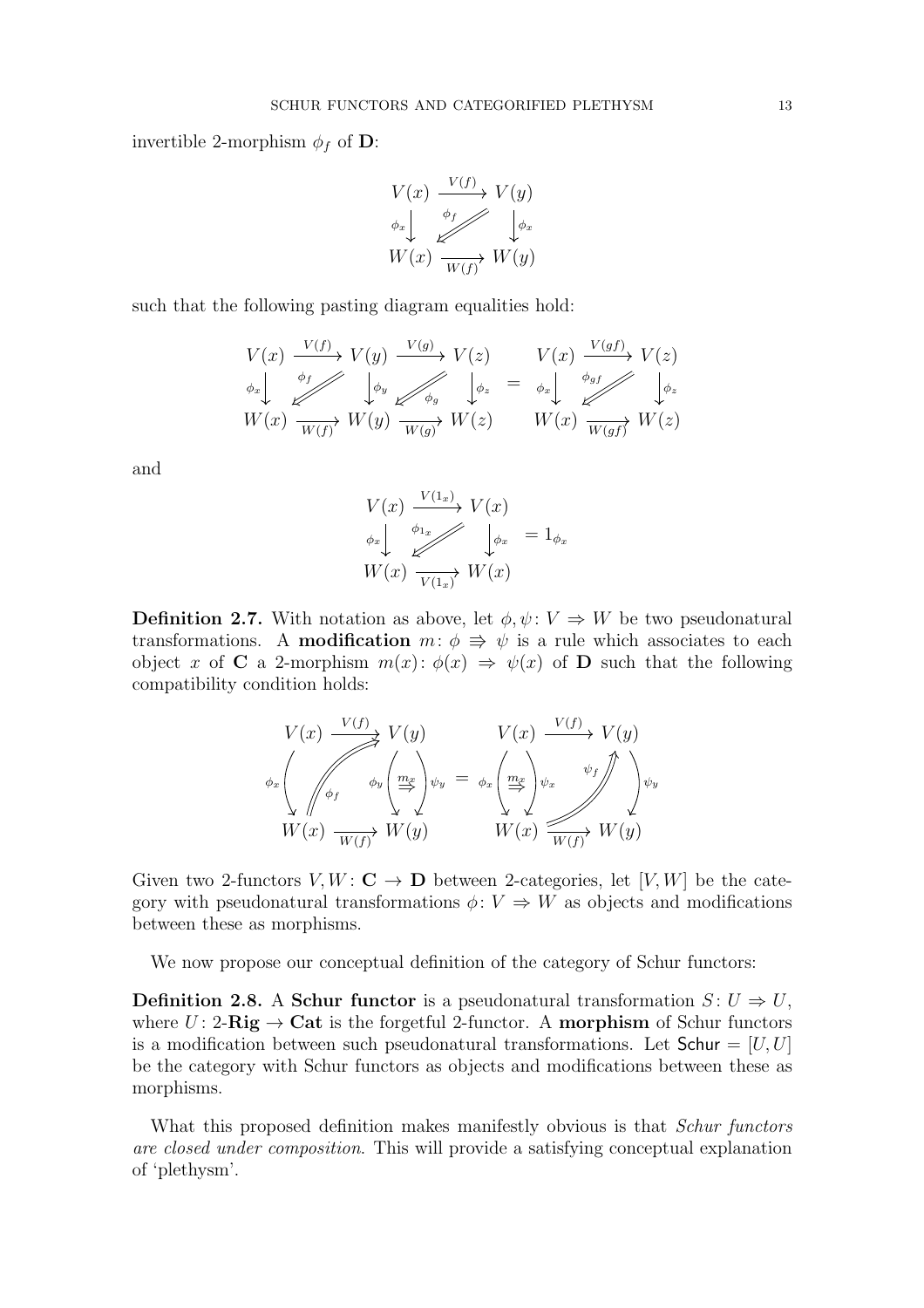invertible 2-morphism $\phi_f$ of $\mathbf{D}$:

$$
\begin{array}{ccc}
V(x) & \xrightarrow{V(f)} & V(y) \\
{\scriptstyle \phi_x}\big\downarrow & \overset{\phi_f}{\swarrow\!\!\!\!\swarrow} & \big\downarrow{\scriptstyle \phi_x} \\
W(x) & \xrightarrow[W(f)]{} & W(y)
\end{array}
$$

such that the following pasting diagram equalities hold:

$$
\begin{array}{ccccc}
V(x) & \xrightarrow{V(f)} & V(y) & \xrightarrow{V(g)} & V(z) \\
{\scriptstyle \phi_x}\big\downarrow & \overset{\phi_f}{\swarrow\!\!\!\!\swarrow} & \big\downarrow{\scriptstyle \phi_y} & \underset{\phi_g}{\swarrow\!\!\!\!\swarrow} & \big\downarrow{\scriptstyle \phi_z} \\
W(x) & \xrightarrow[W(f)]{} & W(y) & \xrightarrow[W(g)]{} & W(z)
\end{array}
\quad = \quad
\begin{array}{ccc}
V(x) & \xrightarrow{V(gf)} & V(z) \\
{\scriptstyle \phi_x}\big\downarrow & \overset{\phi_{gf}}{\swarrow\!\!\!\!\swarrow} & \big\downarrow{\scriptstyle \phi_z} \\
W(x) & \xrightarrow[W(gf)]{} & W(z)
\end{array}
$$

and

$$
\begin{array}{ccc}
V(x) & \xrightarrow{V(1_x)} & V(x) \\
{\scriptstyle \phi_x}\big\downarrow & \overset{\phi_{1_x}}{\swarrow\!\!\!\!\swarrow} & \big\downarrow{\scriptstyle \phi_x} \\
W(x) & \xrightarrow[V(1_x)]{} & W(x)
\end{array}
\quad = 1_{\phi_x}
$$

**Definition 2.7.** With notation as above, let $\phi, \psi \colon V \Rightarrow W$ be two pseudonatural transformations. A **modification** $m \colon \phi \Rrightarrow \psi$ is a rule which associates to each object $x$ of $\mathbf{C}$ a 2-morphism $m(x) \colon \phi(x) \Rightarrow \psi(x)$ of $\mathbf{D}$ such that the following compatibility condition holds:

$$
\begin{array}{ccc}
V(x) & \xrightarrow{V(f)} & V(y) \\
{\scriptstyle \phi_x}\big\downarrow & \phi_f \Uparrow \quad {\scriptstyle \phi_y}\big\downarrow \overset{m_y}{\Rightarrow} \big\downarrow{\scriptstyle \psi_y} & \\
W(x) & \xrightarrow[W(f)]{} & W(y)
\end{array}
\quad = \quad
\begin{array}{ccc}
V(x) & \xrightarrow{V(f)} & V(y) \\
{\scriptstyle \phi_x}\big\downarrow \overset{m_x}{\Rightarrow} \big\downarrow{\scriptstyle \psi_x} & \psi_f \Uparrow & \big\downarrow{\scriptstyle \psi_y} \\
W(x) & \xrightarrow[W(f)]{} & W(y)
\end{array}
$$

Given two 2-functors $V, W \colon \mathbf{C} \to \mathbf{D}$ between 2-categories, let $[V, W]$ be the category with pseudonatural transformations $\phi \colon V \Rightarrow W$ as objects and modifications between these as morphisms.

We now propose our conceptual definition of the category of Schur functors:

**Definition 2.8.** A **Schur functor** is a pseudonatural transformation $S \colon U \Rightarrow U$, where $U \colon 2\text{-}\mathbf{Rig} \to \mathbf{Cat}$ is the forgetful 2-functor. A **morphism** of Schur functors is a modification between such pseudonatural transformations. Let $\mathsf{Schur} = [U, U]$ be the category with Schur functors as objects and modifications between these as morphisms.

What this proposed definition makes manifestly obvious is that *Schur functors are closed under composition*. This will provide a satisfying conceptual explanation of 'plethysm'.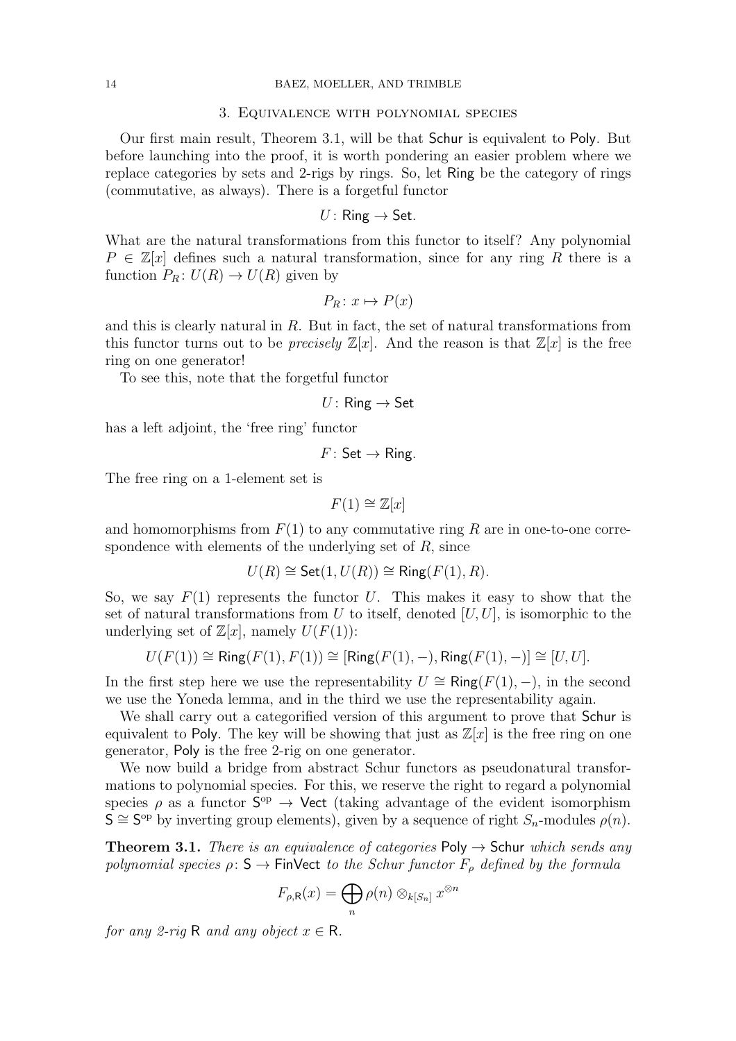## 3. Equivalence with polynomial species

Our first main result, Theorem 3.1, will be that $\mathsf{Schur}$ is equivalent to $\mathsf{Poly}$. But before launching into the proof, it is worth pondering an easier problem where we replace categories by sets and 2-rigs by rings. So, let $\mathsf{Ring}$ be the category of rings (commutative, as always). There is a forgetful functor

$$U\colon \mathsf{Ring} \to \mathsf{Set}.$$

What are the natural transformations from this functor to itself? Any polynomial $P \in \mathbb{Z}[x]$ defines such a natural transformation, since for any ring $R$ there is a function $P_R\colon U(R) \to U(R)$ given by

$$P_R\colon x \mapsto P(x)$$

and this is clearly natural in $R$. But in fact, the set of natural transformations from this functor turns out to be *precisely* $\mathbb{Z}[x]$. And the reason is that $\mathbb{Z}[x]$ is the free ring on one generator!

To see this, note that the forgetful functor

$$U\colon \mathsf{Ring} \to \mathsf{Set}$$

has a left adjoint, the 'free ring' functor

$$F\colon \mathsf{Set} \to \mathsf{Ring}.$$

The free ring on a 1-element set is

$$F(1) \cong \mathbb{Z}[x]$$

and homomorphisms from $F(1)$ to any commutative ring $R$ are in one-to-one correspondence with elements of the underlying set of $R$, since

$$U(R) \cong \mathsf{Set}(1, U(R)) \cong \mathsf{Ring}(F(1), R).$$

So, we say $F(1)$ represents the functor $U$. This makes it easy to show that the set of natural transformations from $U$ to itself, denoted $[U, U]$, is isomorphic to the underlying set of $\mathbb{Z}[x]$, namely $U(F(1))$:

$$U(F(1)) \cong \mathsf{Ring}(F(1), F(1)) \cong [\mathsf{Ring}(F(1), -), \mathsf{Ring}(F(1), -)] \cong [U, U].$$

In the first step here we use the representability $U \cong \mathsf{Ring}(F(1), -)$, in the second we use the Yoneda lemma, and in the third we use the representability again.

We shall carry out a categorified version of this argument to prove that $\mathsf{Schur}$ is equivalent to $\mathsf{Poly}$. The key will be showing that just as $\mathbb{Z}[x]$ is the free ring on one generator, $\mathsf{Poly}$ is the free 2-rig on one generator.

We now build a bridge from abstract Schur functors as pseudonatural transformations to polynomial species. For this, we reserve the right to regard a polynomial species $\rho$ as a functor $\mathsf{S}^{\mathrm{op}} \to \mathsf{Vect}$ (taking advantage of the evident isomorphism $\mathsf{S} \cong \mathsf{S}^{\mathrm{op}}$ by inverting group elements), given by a sequence of right $S_n$-modules $\rho(n)$.

**Theorem 3.1.** *There is an equivalence of categories* $\mathsf{Poly} \to \mathsf{Schur}$ *which sends any polynomial species* $\rho\colon \mathsf{S} \to \mathsf{FinVect}$ *to the Schur functor* $F_\rho$ *defined by the formula*

$$F_{\rho,\mathsf{R}}(x) = \bigoplus_n \rho(n) \otimes_{k[S_n]} x^{\otimes n}$$

*for any 2-rig* $\mathsf{R}$ *and any object* $x \in \mathsf{R}$.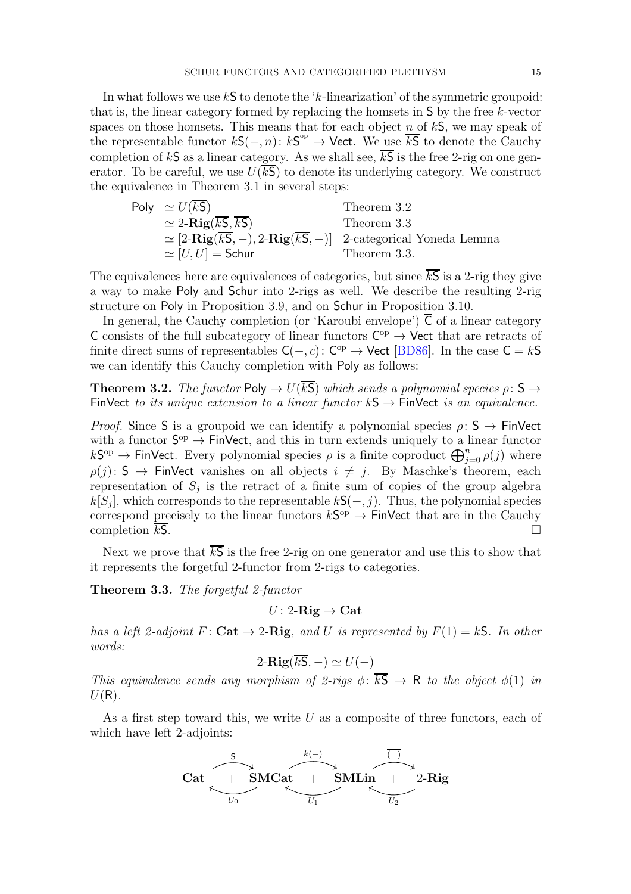In what follows we use $k\mathsf{S}$ to denote the '$k$-linearization' of the symmetric groupoid: that is, the linear category formed by replacing the homsets in $\mathsf{S}$ by the free $k$-vector spaces on those homsets. This means that for each object $n$ of $k\mathsf{S}$, we may speak of the representable functor $k\mathsf{S}(-,n)\colon k\mathsf{S}^{\mathrm{op}} \to \mathsf{Vect}$. We use $\overline{k\mathsf{S}}$ to denote the Cauchy completion of $k\mathsf{S}$ as a linear category. As we shall see, $\overline{k\mathsf{S}}$ is the free 2-rig on one generator. To be careful, we use $U(\overline{k\mathsf{S}})$ to denote its underlying category. We construct the equivalence in Theorem 3.1 in several steps:

$$
\begin{array}{lll}
\mathsf{Poly} & \simeq U(\overline{k\mathsf{S}}) & \text{Theorem 3.2} \\
& \simeq 2\text{-}\mathbf{Rig}(\overline{k\mathsf{S}}, \overline{k\mathsf{S}}) & \text{Theorem 3.3} \\
& \simeq [2\text{-}\mathbf{Rig}(\overline{k\mathsf{S}}, -), 2\text{-}\mathbf{Rig}(\overline{k\mathsf{S}}, -)] & \text{2-categorical Yoneda Lemma} \\
& \simeq [U, U] = \mathsf{Schur} & \text{Theorem 3.3.}
\end{array}
$$

The equivalences here are equivalences of categories, but since $\overline{k\mathsf{S}}$ is a 2-rig they give a way to make $\mathsf{Poly}$ and $\mathsf{Schur}$ into 2-rigs as well. We describe the resulting 2-rig structure on $\mathsf{Poly}$ in Proposition 3.9, and on $\mathsf{Schur}$ in Proposition 3.10.

In general, the Cauchy completion (or 'Karoubi envelope') $\overline{\mathsf{C}}$ of a linear category $\mathsf{C}$ consists of the full subcategory of linear functors $\mathsf{C}^{\mathrm{op}} \to \mathsf{Vect}$ that are retracts of finite direct sums of representables $\mathsf{C}(-,c)\colon \mathsf{C}^{\mathrm{op}} \to \mathsf{Vect}$ [BD86]. In the case $\mathsf{C} = k\mathsf{S}$ we can identify this Cauchy completion with $\mathsf{Poly}$ as follows:

**Theorem 3.2.** *The functor $\mathsf{Poly} \to U(\overline{k\mathsf{S}})$ which sends a polynomial species $\rho\colon \mathsf{S} \to \mathsf{FinVect}$ to its unique extension to a linear functor $k\mathsf{S} \to \mathsf{FinVect}$ is an equivalence.*

*Proof.* Since $\mathsf{S}$ is a groupoid we can identify a polynomial species $\rho\colon \mathsf{S} \to \mathsf{FinVect}$ with a functor $\mathsf{S}^{\mathrm{op}} \to \mathsf{FinVect}$, and this in turn extends uniquely to a linear functor $k\mathsf{S}^{\mathrm{op}} \to \mathsf{FinVect}$. Every polynomial species $\rho$ is a finite coproduct $\bigoplus_{j=0}^{n} \rho(j)$ where $\rho(j)\colon \mathsf{S} \to \mathsf{FinVect}$ vanishes on all objects $i \neq j$. By Maschke's theorem, each representation of $S_j$ is the retract of a finite sum of copies of the group algebra $k[S_j]$, which corresponds to the representable $k\mathsf{S}(-,j)$. Thus, the polynomial species correspond precisely to the linear functors $k\mathsf{S}^{\mathrm{op}} \to \mathsf{FinVect}$ that are in the Cauchy completion $\overline{k\mathsf{S}}$. $\square$

Next we prove that $\overline{k\mathsf{S}}$ is the free 2-rig on one generator and use this to show that it represents the forgetful 2-functor from 2-rigs to categories.

**Theorem 3.3.** *The forgetful 2-functor*

$$U\colon 2\text{-}\mathbf{Rig} \to \mathbf{Cat}$$

*has a left 2-adjoint $F\colon \mathbf{Cat} \to 2\text{-}\mathbf{Rig}$, and $U$ is represented by $F(1) = \overline{k\mathsf{S}}$. In other words:*

$$2\text{-}\mathbf{Rig}(\overline{k\mathsf{S}}, -) \simeq U(-)$$

*This equivalence sends any morphism of 2-rigs $\phi\colon \overline{k\mathsf{S}} \to \mathsf{R}$ to the object $\phi(1)$ in $U(\mathsf{R})$.*

As a first step toward this, we write $U$ as a composite of three functors, each of which have left 2-adjoints:

$$
\mathbf{Cat} \underset{U_0}{\overset{\mathsf{S}}{\rightleftarrows}} \mathbf{SMCat} \underset{U_1}{\overset{k(-)}{\rightleftarrows}} \mathbf{SMLin} \underset{U_2}{\overset{\overline{(-)}}{\rightleftarrows}} 2\text{-}\mathbf{Rig}
$$

(each adjunction marked $\perp$)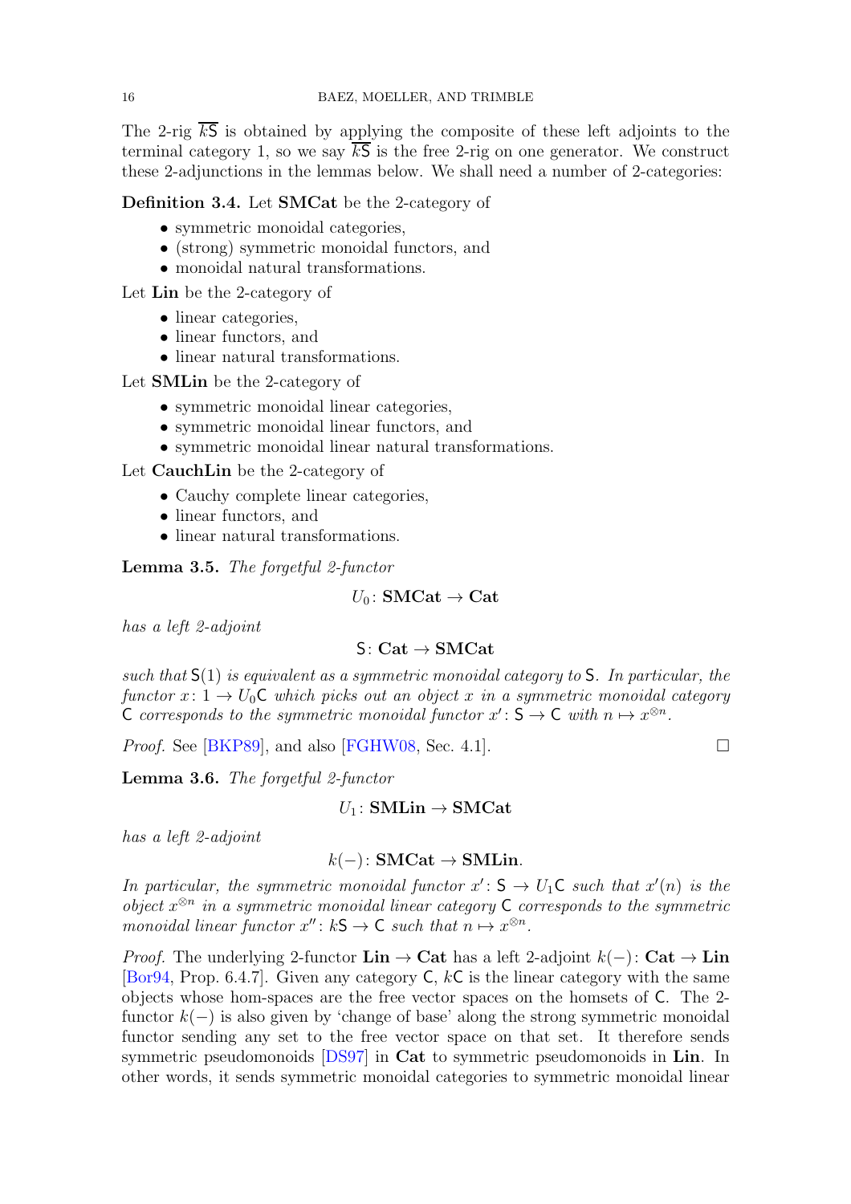The 2-rig $\overline{k\mathsf{S}}$ is obtained by applying the composite of these left adjoints to the terminal category 1, so we say $\overline{k\mathsf{S}}$ is the free 2-rig on one generator. We construct these 2-adjunctions in the lemmas below. We shall need a number of 2-categories:

**Definition 3.4.** Let **SMCat** be the 2-category of

- symmetric monoidal categories,
- (strong) symmetric monoidal functors, and
- monoidal natural transformations.

Let **Lin** be the 2-category of

- linear categories,
- linear functors, and
- linear natural transformations.

Let **SMLin** be the 2-category of

- symmetric monoidal linear categories,
- symmetric monoidal linear functors, and
- symmetric monoidal linear natural transformations.

Let **CauchLin** be the 2-category of

- Cauchy complete linear categories,
- linear functors, and
- linear natural transformations.

**Lemma 3.5.** *The forgetful 2-functor*

$$U_0 \colon \mathbf{SMCat} \to \mathbf{Cat}$$

*has a left 2-adjoint*

$$\mathsf{S} \colon \mathbf{Cat} \to \mathbf{SMCat}$$

*such that* $\mathsf{S}(1)$ *is equivalent as a symmetric monoidal category to* $\mathsf{S}$. *In particular, the functor* $x \colon 1 \to U_0\mathsf{C}$ *which picks out an object* $x$ *in a symmetric monoidal category* $\mathsf{C}$ *corresponds to the symmetric monoidal functor* $x' \colon \mathsf{S} \to \mathsf{C}$ *with* $n \mapsto x^{\otimes n}$.

*Proof.* See [BKP89], and also [FGHW08, Sec. 4.1]. □

**Lemma 3.6.** *The forgetful 2-functor*

$$U_1 \colon \mathbf{SMLin} \to \mathbf{SMCat}$$

*has a left 2-adjoint*

$$k(-) \colon \mathbf{SMCat} \to \mathbf{SMLin}.$$

*In particular, the symmetric monoidal functor* $x' \colon \mathsf{S} \to U_1\mathsf{C}$ *such that* $x'(n)$ *is the object* $x^{\otimes n}$ *in a symmetric monoidal linear category* $\mathsf{C}$ *corresponds to the symmetric monoidal linear functor* $x'' \colon k\mathsf{S} \to \mathsf{C}$ *such that* $n \mapsto x^{\otimes n}$.

*Proof.* The underlying 2-functor $\mathbf{Lin} \to \mathbf{Cat}$ has a left 2-adjoint $k(-) \colon \mathbf{Cat} \to \mathbf{Lin}$ [Bor94, Prop. 6.4.7]. Given any category $\mathsf{C}$, $k\mathsf{C}$ is the linear category with the same objects whose hom-spaces are the free vector spaces on the homsets of $\mathsf{C}$. The 2-functor $k(-)$ is also given by 'change of base' along the strong symmetric monoidal functor sending any set to the free vector space on that set. It therefore sends symmetric pseudomonoids [DS97] in **Cat** to symmetric pseudomonoids in **Lin**. In other words, it sends symmetric monoidal categories to symmetric monoidal linear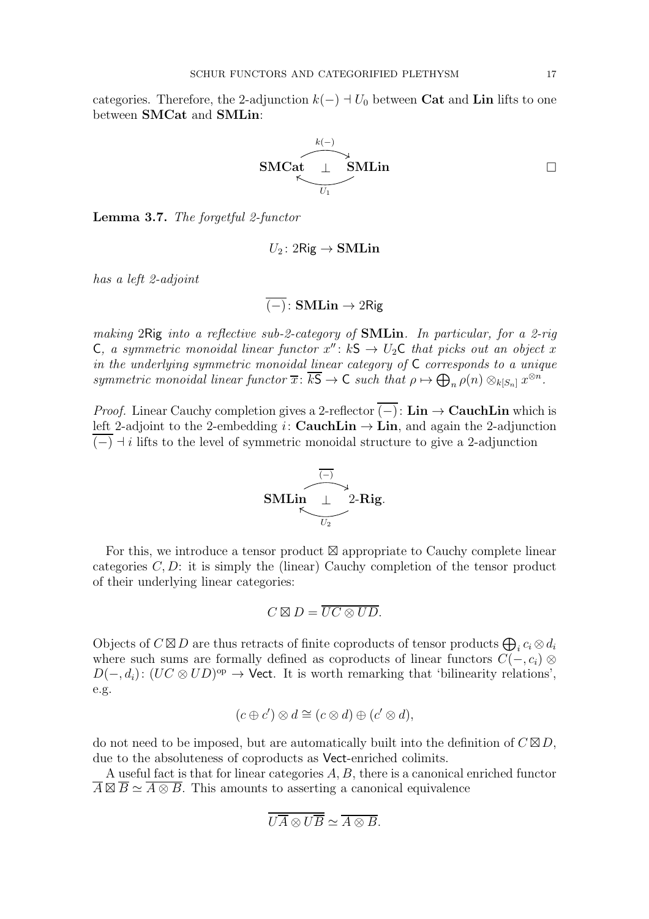categories. Therefore, the 2-adjunction $k(-) \dashv U_0$ between **Cat** and **Lin** lifts to one between **SMCat** and **SMLin**:

$$\mathbf{SMCat} \underset{U_1}{\overset{k(-)}{\rightleftarrows}} \mathbf{SMLin} \quad (\bot)$$

□

**Lemma 3.7.** *The forgetful 2-functor*

$$U_2 \colon 2\mathsf{Rig} \to \mathbf{SMLin}$$

*has a left 2-adjoint*

$$\overline{(-)} \colon \mathbf{SMLin} \to 2\mathsf{Rig}$$

*making* $2\mathsf{Rig}$ *into a reflective sub-2-category of* **SMLin**. *In particular, for a 2-rig* $\mathsf{C}$*, a symmetric monoidal linear functor* $x'' \colon k\mathsf{S} \to U_2\mathsf{C}$ *that picks out an object* $x$ *in the underlying symmetric monoidal linear category of* $\mathsf{C}$ *corresponds to a unique symmetric monoidal linear functor* $\overline{x} \colon \overline{k\mathsf{S}} \to \mathsf{C}$ *such that* $\rho \mapsto \bigoplus_n \rho(n) \otimes_{k[S_n]} x^{\otimes n}$.

*Proof.* Linear Cauchy completion gives a 2-reflector $\overline{(-)} \colon \mathbf{Lin} \to \mathbf{CauchLin}$ which is left 2-adjoint to the 2-embedding $i \colon \mathbf{CauchLin} \to \mathbf{Lin}$, and again the 2-adjunction $\overline{(-)} \dashv i$ lifts to the level of symmetric monoidal structure to give a 2-adjunction

$$\mathbf{SMLin} \underset{U_2}{\overset{\overline{(-)}}{\rightleftarrows}} 2\text{-}\mathbf{Rig}. \quad (\bot)$$

For this, we introduce a tensor product $\boxtimes$ appropriate to Cauchy complete linear categories $C, D$: it is simply the (linear) Cauchy completion of the tensor product of their underlying linear categories:

$$C \boxtimes D = \overline{UC \otimes UD}.$$

Objects of $C \boxtimes D$ are thus retracts of finite coproducts of tensor products $\bigoplus_i c_i \otimes d_i$ where such sums are formally defined as coproducts of linear functors $C(-, c_i) \otimes D(-, d_i) \colon (UC \otimes UD)^{\mathrm{op}} \to \mathsf{Vect}$. It is worth remarking that 'bilinearity relations', e.g.

$$(c \oplus c') \otimes d \cong (c \otimes d) \oplus (c' \otimes d),$$

do not need to be imposed, but are automatically built into the definition of $C \boxtimes D$, due to the absoluteness of coproducts as $\mathsf{Vect}$-enriched colimits.

A useful fact is that for linear categories $A, B$, there is a canonical enriched functor $\overline{A} \boxtimes \overline{B} \simeq \overline{A \otimes B}$. This amounts to asserting a canonical equivalence

$$\overline{U\overline{A} \otimes U\overline{B}} \simeq \overline{A \otimes B}.$$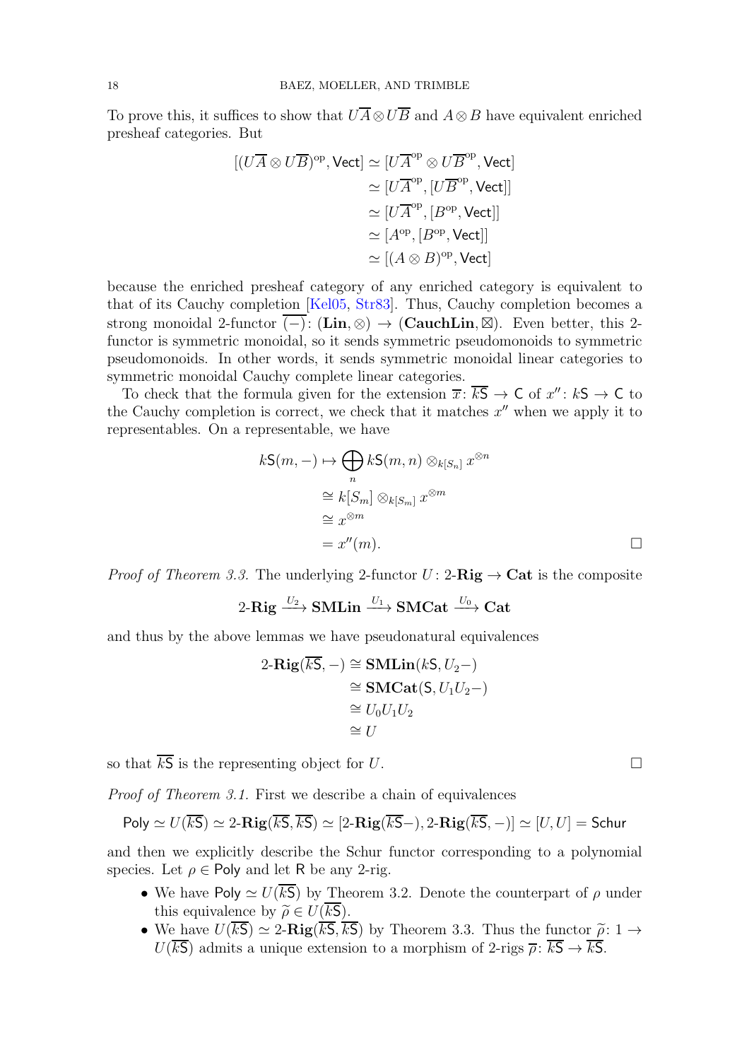To prove this, it suffices to show that $U\overline{A} \otimes U\overline{B}$ and $A \otimes B$ have equivalent enriched presheaf categories. But

$$
\begin{aligned}
[(U\overline{A} \otimes U\overline{B})^{\mathrm{op}}, \mathsf{Vect}] &\simeq [U\overline{A}^{\mathrm{op}} \otimes U\overline{B}^{\mathrm{op}}, \mathsf{Vect}] \\
&\simeq [U\overline{A}^{\mathrm{op}}, [U\overline{B}^{\mathrm{op}}, \mathsf{Vect}]] \\
&\simeq [U\overline{A}^{\mathrm{op}}, [B^{\mathrm{op}}, \mathsf{Vect}]] \\
&\simeq [A^{\mathrm{op}}, [B^{\mathrm{op}}, \mathsf{Vect}]] \\
&\simeq [(A \otimes B)^{\mathrm{op}}, \mathsf{Vect}]
\end{aligned}
$$

because the enriched presheaf category of any enriched category is equivalent to that of its Cauchy completion [Kel05, Str83]. Thus, Cauchy completion becomes a strong monoidal 2-functor $\overline{(-)}\colon (\mathbf{Lin}, \otimes) \to (\mathbf{CauchLin}, \boxtimes)$. Even better, this 2-functor is symmetric monoidal, so it sends symmetric pseudomonoids to symmetric pseudomonoids. In other words, it sends symmetric monoidal linear categories to symmetric monoidal Cauchy complete linear categories.

To check that the formula given for the extension $\overline{x}\colon \overline{k\mathsf{S}} \to \mathsf{C}$ of $x''\colon k\mathsf{S} \to \mathsf{C}$ to the Cauchy completion is correct, we check that it matches $x''$ when we apply it to representables. On a representable, we have

$$
\begin{aligned}
k\mathsf{S}(m, -) \mapsto \bigoplus_n k\mathsf{S}(m, n) \otimes_{k[S_n]} x^{\otimes n} \\
&\cong k[S_m] \otimes_{k[S_m]} x^{\otimes m} \\
&\cong x^{\otimes m} \\
&= x''(m). 
\end{aligned}
$$

□

*Proof of Theorem 3.3.* The underlying 2-functor $U\colon 2\text{-}\mathbf{Rig} \to \mathbf{Cat}$ is the composite

$$
2\text{-}\mathbf{Rig} \xrightarrow{U_2} \mathbf{SMLin} \xrightarrow{U_1} \mathbf{SMCat} \xrightarrow{U_0} \mathbf{Cat}
$$

and thus by the above lemmas we have pseudonatural equivalences

$$
\begin{aligned}
2\text{-}\mathbf{Rig}(\overline{k\mathsf{S}}, -) &\cong \mathbf{SMLin}(k\mathsf{S}, U_2-) \\
&\cong \mathbf{SMCat}(\mathsf{S}, U_1U_2-) \\
&\cong U_0U_1U_2 \\
&\cong U
\end{aligned}
$$

so that $\overline{k\mathsf{S}}$ is the representing object for $U$. □

*Proof of Theorem 3.1.* First we describe a chain of equivalences

$$
\mathsf{Poly} \simeq U(\overline{k\mathsf{S}}) \simeq 2\text{-}\mathbf{Rig}(\overline{k\mathsf{S}}, \overline{k\mathsf{S}}) \simeq [2\text{-}\mathbf{Rig}(\overline{k\mathsf{S}}-), 2\text{-}\mathbf{Rig}(\overline{k\mathsf{S}}, -)] \simeq [U, U] = \mathsf{Schur}
$$

and then we explicitly describe the Schur functor corresponding to a polynomial species. Let $\rho \in \mathsf{Poly}$ and let $\mathsf{R}$ be any 2-rig.

- We have $\mathsf{Poly} \simeq U(\overline{k\mathsf{S}})$ by Theorem 3.2. Denote the counterpart of $\rho$ under this equivalence by $\widetilde{\rho} \in U(\overline{k\mathsf{S}})$.
- We have $U(\overline{k\mathsf{S}}) \simeq 2\text{-}\mathbf{Rig}(\overline{k\mathsf{S}}, \overline{k\mathsf{S}})$ by Theorem 3.3. Thus the functor $\widetilde{\rho}\colon 1 \to U(\overline{k\mathsf{S}})$ admits a unique extension to a morphism of 2-rigs $\overline{\rho}\colon \overline{k\mathsf{S}} \to \overline{k\mathsf{S}}$.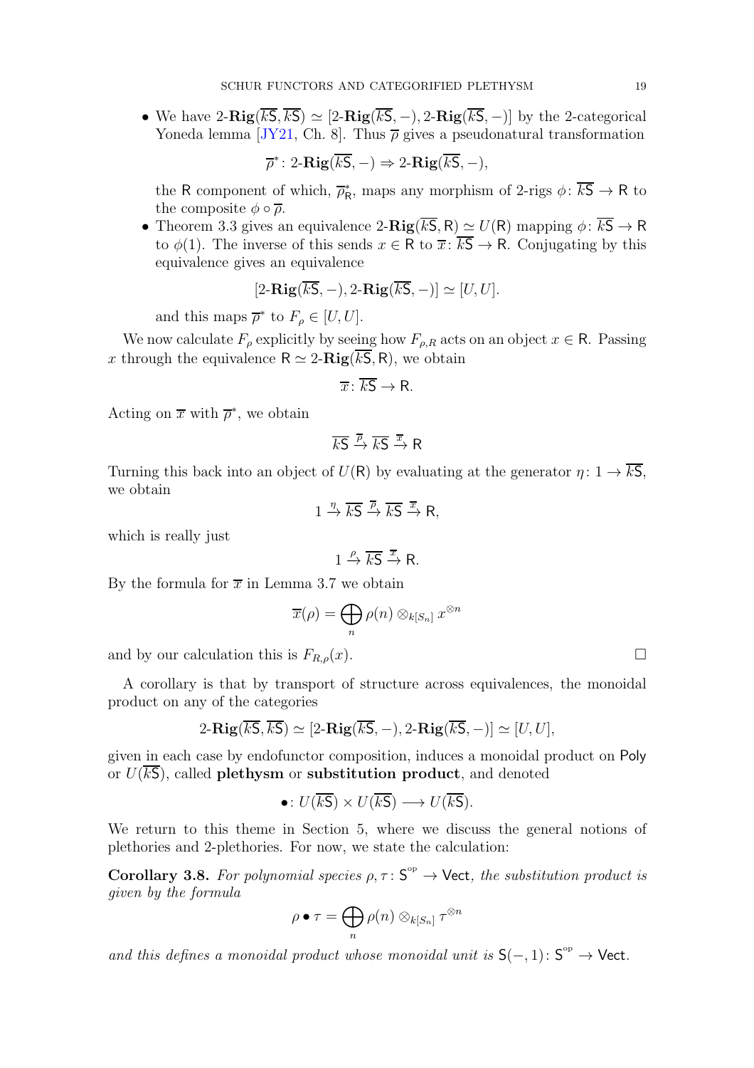- We have $2\text{-}\mathbf{Rig}(\overline{k\mathsf{S}}, \overline{k\mathsf{S}}) \simeq [2\text{-}\mathbf{Rig}(\overline{k\mathsf{S}}, -), 2\text{-}\mathbf{Rig}(\overline{k\mathsf{S}}, -)]$ by the 2-categorical Yoneda lemma [JY21, Ch. 8]. Thus $\overline{\rho}$ gives a pseudonatural transformation

$$\overline{\rho}^* \colon 2\text{-}\mathbf{Rig}(\overline{k\mathsf{S}}, -) \Rightarrow 2\text{-}\mathbf{Rig}(\overline{k\mathsf{S}}, -),$$

the $\mathsf{R}$ component of which, $\overline{\rho}^*_{\mathsf{R}}$, maps any morphism of 2-rigs $\phi \colon \overline{k\mathsf{S}} \to \mathsf{R}$ to the composite $\phi \circ \overline{\rho}$.

- Theorem 3.3 gives an equivalence $2\text{-}\mathbf{Rig}(\overline{k\mathsf{S}}, \mathsf{R}) \simeq U(\mathsf{R})$ mapping $\phi \colon \overline{k\mathsf{S}} \to \mathsf{R}$ to $\phi(1)$. The inverse of this sends $x \in \mathsf{R}$ to $\overline{x} \colon \overline{k\mathsf{S}} \to \mathsf{R}$. Conjugating by this equivalence gives an equivalence

$$[2\text{-}\mathbf{Rig}(\overline{k\mathsf{S}}, -), 2\text{-}\mathbf{Rig}(\overline{k\mathsf{S}}, -)] \simeq [U, U].$$

and this maps $\overline{\rho}^*$ to $F_\rho \in [U, U]$.

We now calculate $F_\rho$ explicitly by seeing how $F_{\rho,R}$ acts on an object $x \in \mathsf{R}$. Passing $x$ through the equivalence $\mathsf{R} \simeq 2\text{-}\mathbf{Rig}(\overline{k\mathsf{S}}, \mathsf{R})$, we obtain

$$\overline{x} \colon \overline{k\mathsf{S}} \to \mathsf{R}.$$

Acting on $\overline{x}$ with $\overline{\rho}^*$, we obtain

$$\overline{k\mathsf{S}} \xrightarrow{\overline{\rho}} \overline{k\mathsf{S}} \xrightarrow{\overline{x}} \mathsf{R}$$

Turning this back into an object of $U(\mathsf{R})$ by evaluating at the generator $\eta \colon 1 \to \overline{k\mathsf{S}}$, we obtain

$$1 \xrightarrow{\eta} \overline{k\mathsf{S}} \xrightarrow{\overline{\rho}} \overline{k\mathsf{S}} \xrightarrow{\overline{x}} \mathsf{R},$$

which is really just

$$1 \xrightarrow{\rho} \overline{k\mathsf{S}} \xrightarrow{\overline{x}} \mathsf{R}.$$

By the formula for $\overline{x}$ in Lemma 3.7 we obtain

$$\overline{x}(\rho) = \bigoplus_n \rho(n) \otimes_{k[S_n]} x^{\otimes n}$$

and by our calculation this is $F_{R,\rho}(x)$. □

A corollary is that by transport of structure across equivalences, the monoidal product on any of the categories

$$2\text{-}\mathbf{Rig}(\overline{k\mathsf{S}}, \overline{k\mathsf{S}}) \simeq [2\text{-}\mathbf{Rig}(\overline{k\mathsf{S}}, -), 2\text{-}\mathbf{Rig}(\overline{k\mathsf{S}}, -)] \simeq [U, U],$$

given in each case by endofunctor composition, induces a monoidal product on $\mathsf{Poly}$ or $U(\overline{k\mathsf{S}})$, called **plethysm** or **substitution product**, and denoted

$$\bullet \colon U(\overline{k\mathsf{S}}) \times U(\overline{k\mathsf{S}}) \longrightarrow U(\overline{k\mathsf{S}}).$$

We return to this theme in Section 5, where we discuss the general notions of plethories and 2-plethories. For now, we state the calculation:

**Corollary 3.8.** *For polynomial species $\rho, \tau \colon \mathsf{S}^{\mathrm{op}} \to \mathsf{Vect}$, the substitution product is given by the formula*

$$\rho \bullet \tau = \bigoplus_n \rho(n) \otimes_{k[S_n]} \tau^{\otimes n}$$

*and this defines a monoidal product whose monoidal unit is $\mathsf{S}(-, 1) \colon \mathsf{S}^{\mathrm{op}} \to \mathsf{Vect}$.*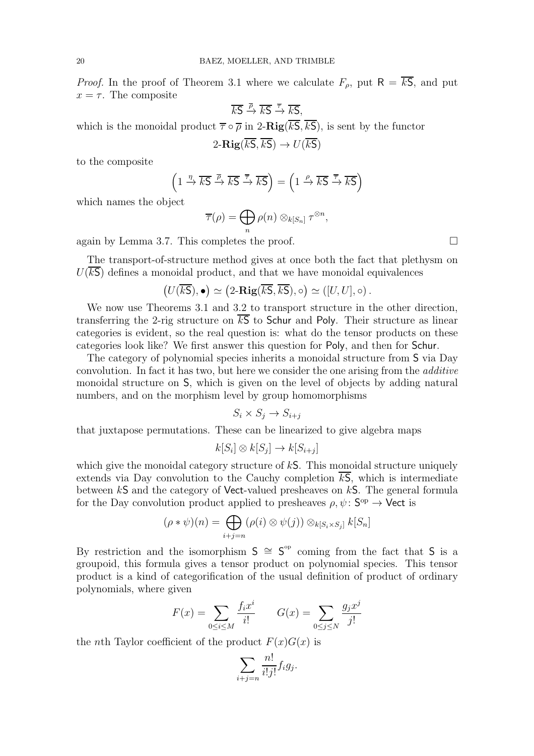*Proof.* In the proof of Theorem 3.1 where we calculate $F_\rho$, put $\mathsf{R} = \overline{k\mathsf{S}}$, and put $x = \tau$. The composite

$$\overline{k\mathsf{S}} \xrightarrow{\overline{\rho}} \overline{k\mathsf{S}} \xrightarrow{\overline{\tau}} \overline{k\mathsf{S}},$$

which is the monoidal product $\overline{\tau} \circ \overline{\rho}$ in 2-$\mathbf{Rig}(\overline{k\mathsf{S}}, \overline{k\mathsf{S}})$, is sent by the functor

$$2\text{-}\mathbf{Rig}(\overline{k\mathsf{S}}, \overline{k\mathsf{S}}) \to U(\overline{k\mathsf{S}})$$

to the composite

$$\left(1 \xrightarrow{\eta} \overline{k\mathsf{S}} \xrightarrow{\overline{\rho}} \overline{k\mathsf{S}} \xrightarrow{\overline{\tau}} \overline{k\mathsf{S}}\right) = \left(1 \xrightarrow{\rho} \overline{k\mathsf{S}} \xrightarrow{\overline{\tau}} \overline{k\mathsf{S}}\right)$$

which names the object

$$\overline{\tau}(\rho) = \bigoplus_n \rho(n) \otimes_{k[S_n]} \tau^{\otimes n},$$

again by Lemma 3.7. This completes the proof. $\square$

The transport-of-structure method gives at once both the fact that plethysm on $U(\overline{k\mathsf{S}})$ defines a monoidal product, and that we have monoidal equivalences

$$\left(U(\overline{k\mathsf{S}}), \bullet\right) \simeq \left(2\text{-}\mathbf{Rig}(\overline{k\mathsf{S}}, \overline{k\mathsf{S}}), \circ\right) \simeq \left([U, U], \circ\right).$$

We now use Theorems 3.1 and 3.2 to transport structure in the other direction, transferring the 2-rig structure on $\overline{k\mathsf{S}}$ to Schur and Poly. Their structure as linear categories is evident, so the real question is: what do the tensor products on these categories look like? We first answer this question for Poly, and then for Schur.

The category of polynomial species inherits a monoidal structure from $\mathsf{S}$ via Day convolution. In fact it has two, but here we consider the one arising from the *additive* monoidal structure on $\mathsf{S}$, which is given on the level of objects by adding natural numbers, and on the morphism level by group homomorphisms

$$S_i \times S_j \to S_{i+j}$$

that juxtapose permutations. These can be linearized to give algebra maps

$$k[S_i] \otimes k[S_j] \to k[S_{i+j}]$$

which give the monoidal category structure of $k\mathsf{S}$. This monoidal structure uniquely extends via Day convolution to the Cauchy completion $\overline{k\mathsf{S}}$, which is intermediate between $k\mathsf{S}$ and the category of Vect-valued presheaves on $k\mathsf{S}$. The general formula for the Day convolution product applied to presheaves $\rho, \psi \colon \mathsf{S}^{\mathrm{op}} \to \mathsf{Vect}$ is

$$(\rho * \psi)(n) = \bigoplus_{i+j=n} \left(\rho(i) \otimes \psi(j)\right) \otimes_{k[S_i \times S_j]} k[S_n]$$

By restriction and the isomorphism $\mathsf{S} \cong \mathsf{S}^{\mathrm{op}}$ coming from the fact that $\mathsf{S}$ is a groupoid, this formula gives a tensor product on polynomial species. This tensor product is a kind of categorification of the usual definition of product of ordinary polynomials, where given

$$F(x) = \sum_{0 \le i \le M} \frac{f_i x^i}{i!} \qquad G(x) = \sum_{0 \le j \le N} \frac{g_j x^j}{j!}$$

the $n$th Taylor coefficient of the product $F(x)G(x)$ is

$$\sum_{i+j=n} \frac{n!}{i!j!} f_i g_j.$$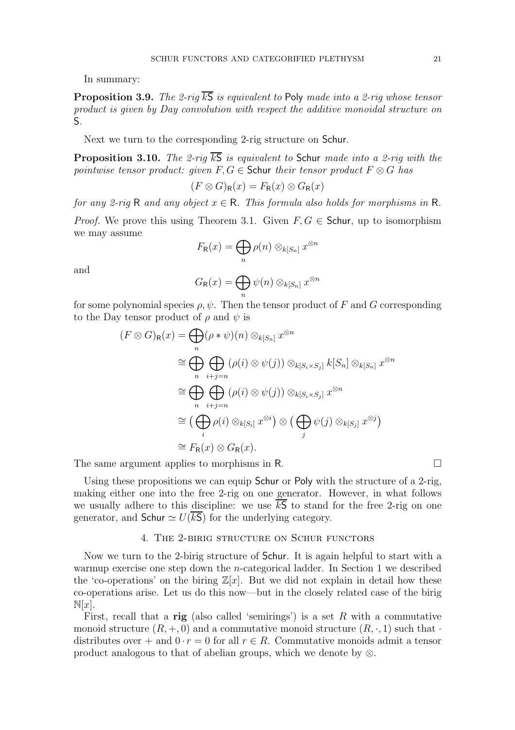In summary:

**Proposition 3.9.** *The 2-rig $\overline{k\mathsf{S}}$ is equivalent to* $\mathsf{Poly}$ *made into a 2-rig whose tensor product is given by Day convolution with respect the additive monoidal structure on* $\mathsf{S}$*.*

Next we turn to the corresponding 2-rig structure on $\mathsf{Schur}$.

**Proposition 3.10.** *The 2-rig $\overline{k\mathsf{S}}$ is equivalent to* $\mathsf{Schur}$ *made into a 2-rig with the pointwise tensor product: given $F, G \in \mathsf{Schur}$ their tensor product $F \otimes G$ has*

$$(F \otimes G)_{\mathsf{R}}(x) = F_{\mathsf{R}}(x) \otimes G_{\mathsf{R}}(x)$$

*for any 2-rig* $\mathsf{R}$ *and any object $x \in \mathsf{R}$. This formula also holds for morphisms in* $\mathsf{R}$*.*

*Proof.* We prove this using Theorem 3.1. Given $F, G \in \mathsf{Schur}$, up to isomorphism we may assume

$$F_{\mathsf{R}}(x) = \bigoplus_n \rho(n) \otimes_{k[S_n]} x^{\otimes n}$$

and

$$G_{\mathsf{R}}(x) = \bigoplus_n \psi(n) \otimes_{k[S_n]} x^{\otimes n}$$

for some polynomial species $\rho, \psi$. Then the tensor product of $F$ and $G$ corresponding to the Day tensor product of $\rho$ and $\psi$ is

$$\begin{aligned}
(F \otimes G)_{\mathsf{R}}(x) &= \bigoplus_n (\rho * \psi)(n) \otimes_{k[S_n]} x^{\otimes n} \\
&\cong \bigoplus_n \bigoplus_{i+j=n} (\rho(i) \otimes \psi(j)) \otimes_{k[S_i \times S_j]} k[S_n] \otimes_{k[S_n]} x^{\otimes n} \\
&\cong \bigoplus_n \bigoplus_{i+j=n} (\rho(i) \otimes \psi(j)) \otimes_{k[S_i \times S_j]} x^{\otimes n} \\
&\cong \big( \bigoplus_i \rho(i) \otimes_{k[S_i]} x^{\otimes i} \big) \otimes \big( \bigoplus_j \psi(j) \otimes_{k[S_j]} x^{\otimes j} \big) \\
&\cong F_{\mathsf{R}}(x) \otimes G_{\mathsf{R}}(x).
\end{aligned}$$

The same argument applies to morphisms in $\mathsf{R}$. $\square$

Using these propositions we can equip $\mathsf{Schur}$ or $\mathsf{Poly}$ with the structure of a 2-rig, making either one into the free 2-rig on one generator. However, in what follows we usually adhere to this discipline: we use $\overline{k\mathsf{S}}$ to stand for the free 2-rig on one generator, and $\mathsf{Schur} \simeq U(\overline{k\mathsf{S}})$ for the underlying category.

## 4. The 2-birig structure on Schur functors

Now we turn to the 2-birig structure of $\mathsf{Schur}$. It is again helpful to start with a warmup exercise one step down the $n$-categorical ladder. In Section 1 we described the 'co-operations' on the biring $\mathbb{Z}[x]$. But we did not explain in detail how these co-operations arise. Let us do this now—but in the closely related case of the birig $\mathbb{N}[x]$.

First, recall that a **rig** (also called 'semirings') is a set $R$ with a commutative monoid structure $(R, +, 0)$ and a commutative monoid structure $(R, \cdot, 1)$ such that $\cdot$ distributes over $+$ and $0 \cdot r = 0$ for all $r \in R$. Commutative monoids admit a tensor product analogous to that of abelian groups, which we denote by $\otimes$.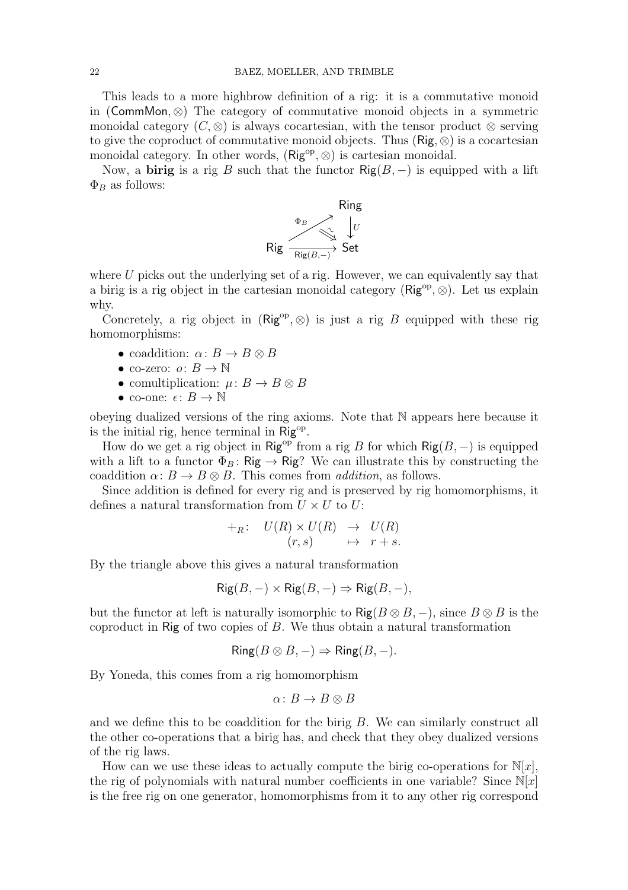This leads to a more highbrow definition of a rig: it is a commutative monoid in $(\mathsf{CommMon}, \otimes)$ The category of commutative monoid objects in a symmetric monoidal category $(C, \otimes)$ is always cocartesian, with the tensor product $\otimes$ serving to give the coproduct of commutative monoid objects. Thus $(\mathsf{Rig}, \otimes)$ is a cocartesian monoidal category. In other words, $(\mathsf{Rig}^{\mathrm{op}}, \otimes)$ is cartesian monoidal.

Now, a **birig** is a rig $B$ such that the functor $\mathsf{Rig}(B, -)$ is equipped with a lift $\Phi_B$ as follows:

$$\begin{array}{ccc} & & \mathsf{Ring} \\ & \overset{\Phi_B}{\nearrow} \; \Downarrow\sim & \downarrow U \\ \mathsf{Rig} & \xrightarrow[\mathsf{Rig}(B,-)]{} & \mathsf{Set} \end{array}$$

where $U$ picks out the underlying set of a rig. However, we can equivalently say that a birig is a rig object in the cartesian monoidal category $(\mathsf{Rig}^{\mathrm{op}}, \otimes)$. Let us explain why.

Concretely, a rig object in $(\mathsf{Rig}^{\mathrm{op}}, \otimes)$ is just a rig $B$ equipped with these rig homomorphisms:

- coaddition: $\alpha \colon B \to B \otimes B$
- co-zero: $o \colon B \to \mathbb{N}$
- comultiplication: $\mu \colon B \to B \otimes B$
- co-one: $\epsilon \colon B \to \mathbb{N}$

obeying dualized versions of the ring axioms. Note that $\mathbb{N}$ appears here because it is the initial rig, hence terminal in $\mathsf{Rig}^{\mathrm{op}}$.

How do we get a rig object in $\mathsf{Rig}^{\mathrm{op}}$ from a rig $B$ for which $\mathsf{Rig}(B, -)$ is equipped with a lift to a functor $\Phi_B \colon \mathsf{Rig} \to \mathsf{Rig}$? We can illustrate this by constructing the coaddition $\alpha \colon B \to B \otimes B$. This comes from *addition*, as follows.

Since addition is defined for every rig and is preserved by rig homomorphisms, it defines a natural transformation from $U \times U$ to $U$:

$$\begin{array}{rccl} +_R\colon & U(R) \times U(R) & \to & U(R) \\ & (r, s) & \mapsto & r + s. \end{array}$$

By the triangle above this gives a natural transformation

$$\mathsf{Rig}(B, -) \times \mathsf{Rig}(B, -) \Rightarrow \mathsf{Rig}(B, -),$$

but the functor at left is naturally isomorphic to $\mathsf{Rig}(B \otimes B, -)$, since $B \otimes B$ is the coproduct in $\mathsf{Rig}$ of two copies of $B$. We thus obtain a natural transformation

$$\mathsf{Ring}(B \otimes B, -) \Rightarrow \mathsf{Ring}(B, -).$$

By Yoneda, this comes from a rig homomorphism

$$\alpha \colon B \to B \otimes B$$

and we define this to be coaddition for the birig $B$. We can similarly construct all the other co-operations that a birig has, and check that they obey dualized versions of the rig laws.

How can we use these ideas to actually compute the birig co-operations for $\mathbb{N}[x]$, the rig of polynomials with natural number coefficients in one variable? Since $\mathbb{N}[x]$ is the free rig on one generator, homomorphisms from it to any other rig correspond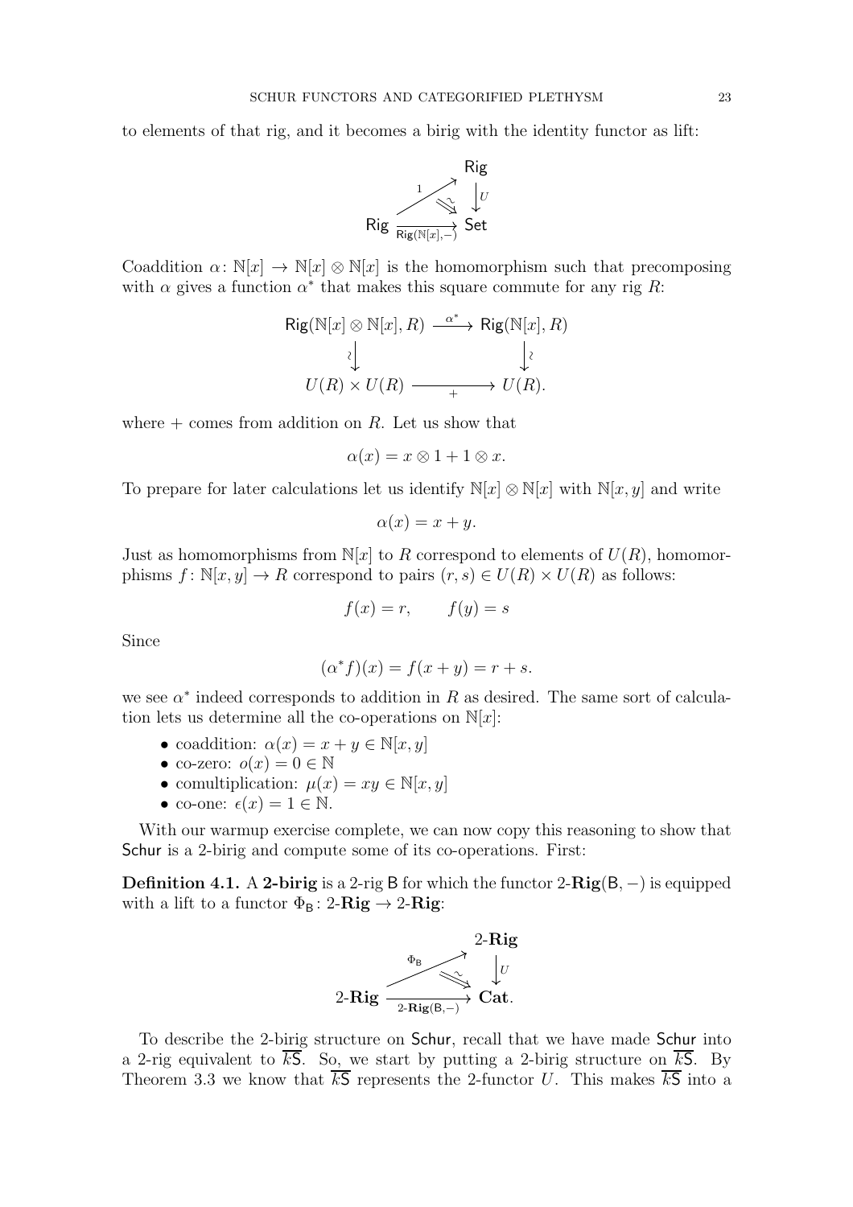to elements of that rig, and it becomes a birig with the identity functor as lift:

$$
\begin{array}{ccc}
 & & \mathsf{Rig} \\
 & \overset{1}{\nearrow} \; \Downarrow\!\wr & \downarrow U \\
\mathsf{Rig} & \xrightarrow[\mathsf{Rig}(\mathbb{N}[x],-)]{} & \mathsf{Set}
\end{array}
$$

Coaddition $\alpha\colon \mathbb{N}[x] \to \mathbb{N}[x] \otimes \mathbb{N}[x]$ is the homomorphism such that precomposing with $\alpha$ gives a function $\alpha^*$ that makes this square commute for any rig $R$:

$$
\begin{array}{ccc}
\mathsf{Rig}(\mathbb{N}[x] \otimes \mathbb{N}[x], R) & \xrightarrow{\alpha^*} & \mathsf{Rig}(\mathbb{N}[x], R) \\
\wr\downarrow & & \downarrow\wr \\
U(R) \times U(R) & \xrightarrow[+]{} & U(R).
\end{array}
$$

where $+$ comes from addition on $R$. Let us show that

$$\alpha(x) = x \otimes 1 + 1 \otimes x.$$

To prepare for later calculations let us identify $\mathbb{N}[x] \otimes \mathbb{N}[x]$ with $\mathbb{N}[x, y]$ and write

$$\alpha(x) = x + y.$$

Just as homomorphisms from $\mathbb{N}[x]$ to $R$ correspond to elements of $U(R)$, homomorphisms $f\colon \mathbb{N}[x, y] \to R$ correspond to pairs $(r, s) \in U(R) \times U(R)$ as follows:

$$f(x) = r, \qquad f(y) = s$$

Since

$$(\alpha^* f)(x) = f(x + y) = r + s.$$

we see $\alpha^*$ indeed corresponds to addition in $R$ as desired. The same sort of calculation lets us determine all the co-operations on $\mathbb{N}[x]$:

- coaddition: $\alpha(x) = x + y \in \mathbb{N}[x, y]$
- co-zero: $o(x) = 0 \in \mathbb{N}$
- comultiplication: $\mu(x) = xy \in \mathbb{N}[x, y]$
- co-one: $\epsilon(x) = 1 \in \mathbb{N}$.

With our warmup exercise complete, we can now copy this reasoning to show that $\mathsf{Schur}$ is a 2-birig and compute some of its co-operations. First:

**Definition 4.1.** A **2-birig** is a 2-rig $\mathsf{B}$ for which the functor $2\text{-}\mathbf{Rig}(\mathsf{B}, -)$ is equipped with a lift to a functor $\Phi_{\mathsf{B}}\colon 2\text{-}\mathbf{Rig} \to 2\text{-}\mathbf{Rig}$:

$$
\begin{array}{ccc}
 & & 2\text{-}\mathbf{Rig} \\
 & \overset{\Phi_{\mathsf{B}}}{\nearrow} \; \Downarrow\!\wr & \downarrow U \\
2\text{-}\mathbf{Rig} & \xrightarrow[2\text{-}\mathbf{Rig}(\mathsf{B},-)]{} & \mathbf{Cat}.
\end{array}
$$

To describe the 2-birig structure on $\mathsf{Schur}$, recall that we have made $\mathsf{Schur}$ into a 2-rig equivalent to $\overline{k\mathsf{S}}$. So, we start by putting a 2-birig structure on $\overline{k\mathsf{S}}$. By Theorem 3.3 we know that $\overline{k\mathsf{S}}$ represents the 2-functor $U$. This makes $\overline{k\mathsf{S}}$ into a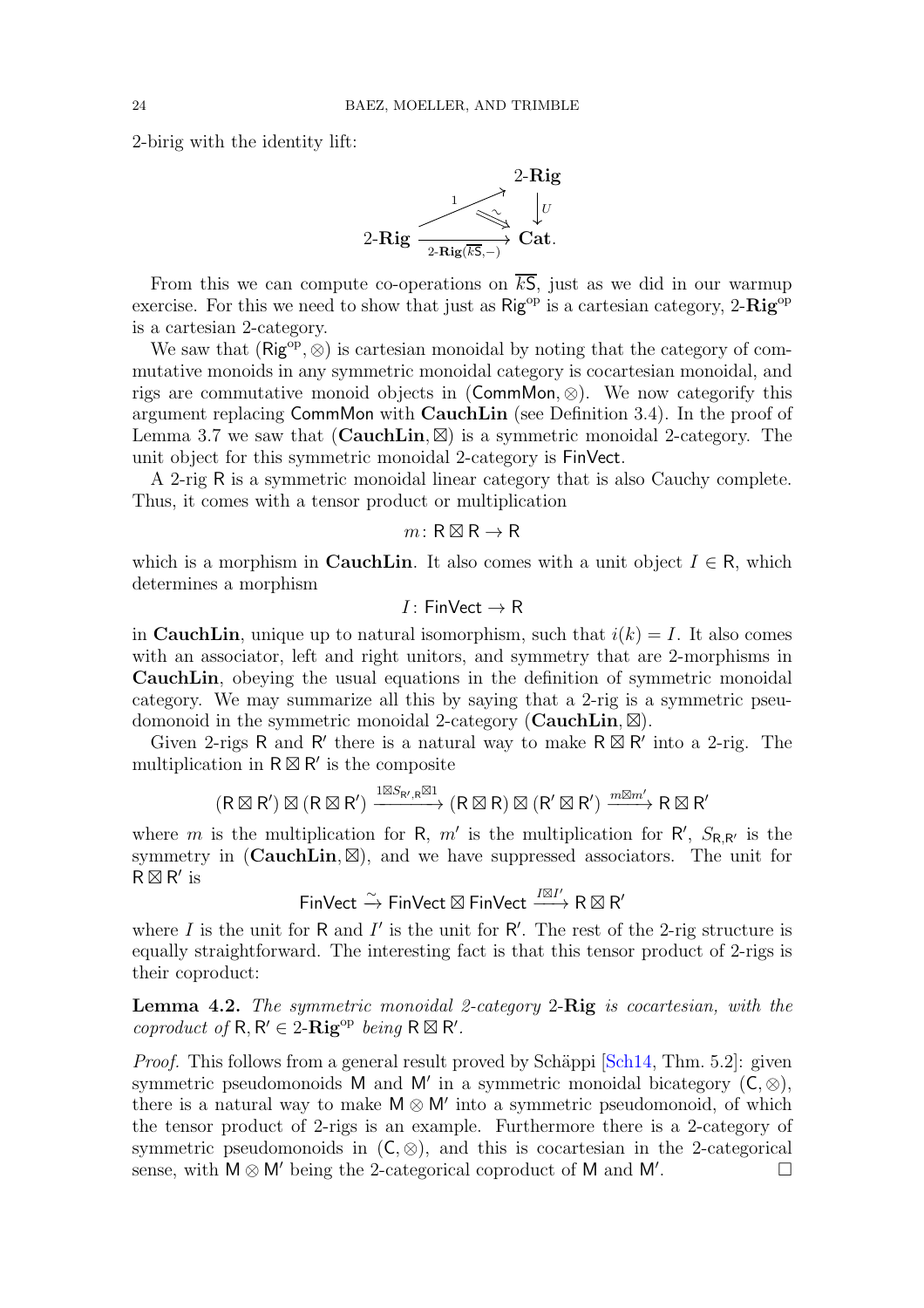2-birig with the identity lift:

$$\begin{array}{ccc} & & 2\text{-}\mathbf{Rig} \\ & \overset{1}{\nearrow} \;\; \overset{\sim}{\Rrightarrow} & \downarrow U \\ 2\text{-}\mathbf{Rig} & \xrightarrow[2\text{-}\mathbf{Rig}(\overline{k\mathsf{S}},-)]{} & \mathbf{Cat}. \end{array}$$

From this we can compute co-operations on $\overline{k\mathsf{S}}$, just as we did in our warmup exercise. For this we need to show that just as $\mathsf{Rig}^{\mathrm{op}}$ is a cartesian category, $2\text{-}\mathbf{Rig}^{\mathrm{op}}$ is a cartesian 2-category.

We saw that $(\mathsf{Rig}^{\mathrm{op}}, \otimes)$ is cartesian monoidal by noting that the category of commutative monoids in any symmetric monoidal category is cocartesian monoidal, and rigs are commutative monoid objects in $(\mathsf{CommMon}, \otimes)$. We now categorify this argument replacing $\mathsf{CommMon}$ with $\mathbf{CauchLin}$ (see Definition 3.4). In the proof of Lemma 3.7 we saw that $(\mathbf{CauchLin}, \boxtimes)$ is a symmetric monoidal 2-category. The unit object for this symmetric monoidal 2-category is $\mathsf{FinVect}$.

A 2-rig $\mathsf{R}$ is a symmetric monoidal linear category that is also Cauchy complete. Thus, it comes with a tensor product or multiplication

$$m \colon \mathsf{R} \boxtimes \mathsf{R} \to \mathsf{R}$$

which is a morphism in $\mathbf{CauchLin}$. It also comes with a unit object $I \in \mathsf{R}$, which determines a morphism

$$I \colon \mathsf{FinVect} \to \mathsf{R}$$

in $\mathbf{CauchLin}$, unique up to natural isomorphism, such that $i(k) = I$. It also comes with an associator, left and right unitors, and symmetry that are 2-morphisms in $\mathbf{CauchLin}$, obeying the usual equations in the definition of symmetric monoidal category. We may summarize all this by saying that a 2-rig is a symmetric pseudomonoid in the symmetric monoidal 2-category $(\mathbf{CauchLin}, \boxtimes)$.

Given 2-rigs $\mathsf{R}$ and $\mathsf{R}'$ there is a natural way to make $\mathsf{R} \boxtimes \mathsf{R}'$ into a 2-rig. The multiplication in $\mathsf{R} \boxtimes \mathsf{R}'$ is the composite

$$(\mathsf{R} \boxtimes \mathsf{R}') \boxtimes (\mathsf{R} \boxtimes \mathsf{R}') \xrightarrow{1 \boxtimes S_{\mathsf{R}', \mathsf{R}} \boxtimes 1} (\mathsf{R} \boxtimes \mathsf{R}) \boxtimes (\mathsf{R}' \boxtimes \mathsf{R}') \xrightarrow{m \boxtimes m'} \mathsf{R} \boxtimes \mathsf{R}'$$

where $m$ is the multiplication for $\mathsf{R}$, $m'$ is the multiplication for $\mathsf{R}'$, $S_{\mathsf{R},\mathsf{R}'}$ is the symmetry in $(\mathbf{CauchLin}, \boxtimes)$, and we have suppressed associators. The unit for $\mathsf{R} \boxtimes \mathsf{R}'$ is

$$\mathsf{FinVect} \xrightarrow{\sim} \mathsf{FinVect} \boxtimes \mathsf{FinVect} \xrightarrow{I \boxtimes I'} \mathsf{R} \boxtimes \mathsf{R}'$$

where $I$ is the unit for $\mathsf{R}$ and $I'$ is the unit for $\mathsf{R}'$. The rest of the 2-rig structure is equally straightforward. The interesting fact is that this tensor product of 2-rigs is their coproduct:

**Lemma 4.2.** *The symmetric monoidal 2-category* $2\text{-}\mathbf{Rig}$ *is cocartesian, with the coproduct of* $\mathsf{R}, \mathsf{R}' \in 2\text{-}\mathbf{Rig}^{\mathrm{op}}$ *being* $\mathsf{R} \boxtimes \mathsf{R}'$.

*Proof.* This follows from a general result proved by Schäppi [Sch14, Thm. 5.2]: given symmetric pseudomonoids $\mathsf{M}$ and $\mathsf{M}'$ in a symmetric monoidal bicategory $(\mathsf{C}, \otimes)$, there is a natural way to make $\mathsf{M} \otimes \mathsf{M}'$ into a symmetric pseudomonoid, of which the tensor product of 2-rigs is an example. Furthermore there is a 2-category of symmetric pseudomonoids in $(\mathsf{C}, \otimes)$, and this is cocartesian in the 2-categorical sense, with $\mathsf{M} \otimes \mathsf{M}'$ being the 2-categorical coproduct of $\mathsf{M}$ and $\mathsf{M}'$. $\square$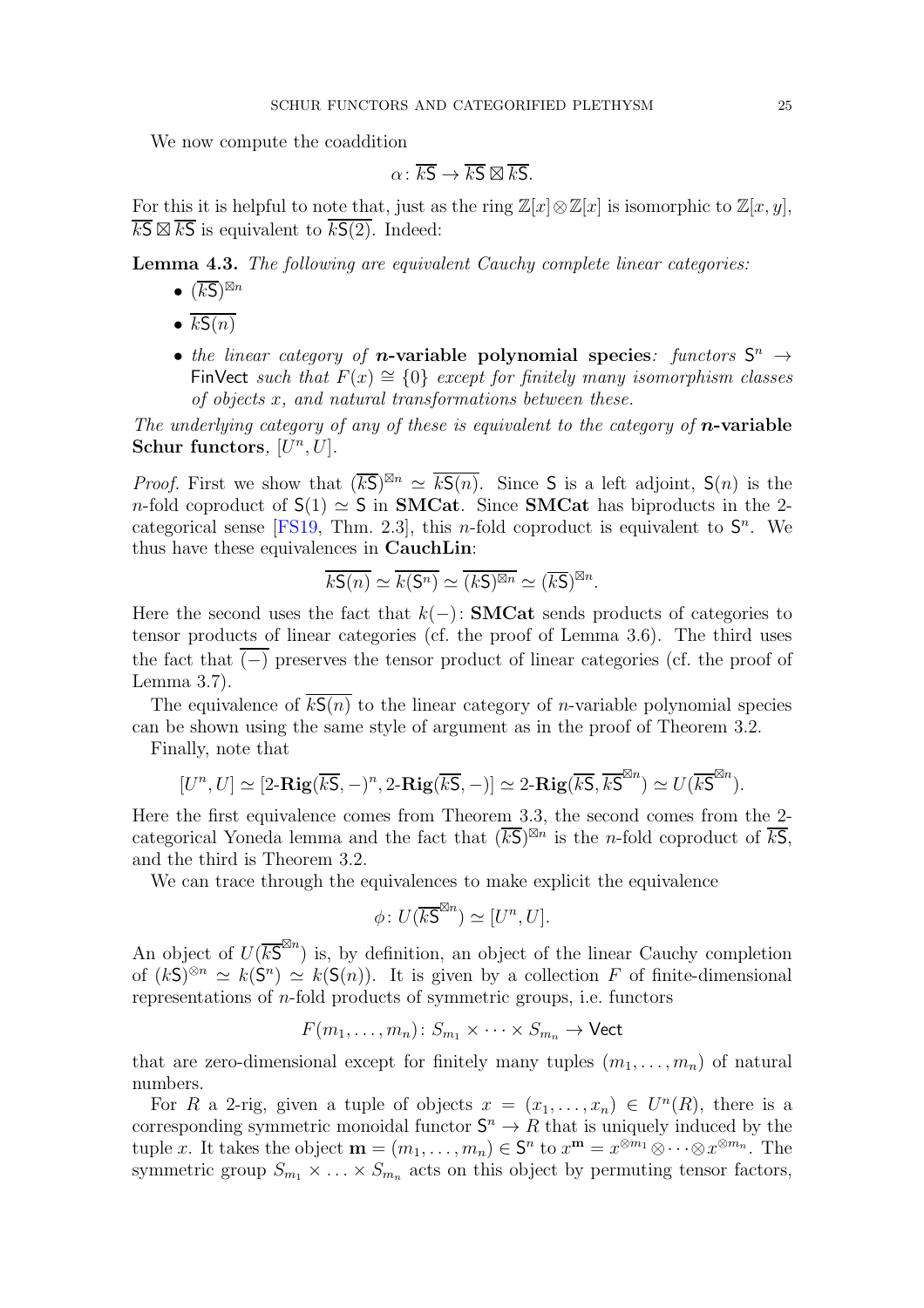We now compute the coaddition

$$\alpha\colon \overline{k\mathsf{S}} \to \overline{k\mathsf{S}} \boxtimes \overline{k\mathsf{S}}.$$

For this it is helpful to note that, just as the ring $\mathbb{Z}[x] \otimes \mathbb{Z}[x]$ is isomorphic to $\mathbb{Z}[x, y]$, $\overline{k\mathsf{S}} \boxtimes \overline{k\mathsf{S}}$ is equivalent to $\overline{k\mathsf{S}(2)}$. Indeed:

**Lemma 4.3.** *The following are equivalent Cauchy complete linear categories:*

- $(\overline{k\mathsf{S}})^{\boxtimes n}$
- $\overline{k\mathsf{S}(n)}$
- *the linear category of* ***n*-variable polynomial species***: functors* $\mathsf{S}^n \to \mathsf{FinVect}$ *such that* $F(x) \cong \{0\}$ *except for finitely many isomorphism classes of objects* $x$*, and natural transformations between these.*

*The underlying category of any of these is equivalent to the category of* ***n*-variable Schur functors**, $[U^n, U]$.

*Proof.* First we show that $(\overline{k\mathsf{S}})^{\boxtimes n} \simeq \overline{k\mathsf{S}(n)}$. Since $\mathsf{S}$ is a left adjoint, $\mathsf{S}(n)$ is the $n$-fold coproduct of $\mathsf{S}(1) \simeq \mathsf{S}$ in **SMCat**. Since **SMCat** has biproducts in the 2-categorical sense [FS19, Thm. 2.3], this $n$-fold coproduct is equivalent to $\mathsf{S}^n$. We thus have these equivalences in **CauchLin**:

$$\overline{k\mathsf{S}(n)} \simeq \overline{k(\mathsf{S}^n)} \simeq \overline{(k\mathsf{S})^{\boxtimes n}} \simeq (\overline{k\mathsf{S}})^{\boxtimes n}.$$

Here the second uses the fact that $k(-)\colon \mathbf{SMCat}$ sends products of categories to tensor products of linear categories (cf. the proof of Lemma 3.6). The third uses the fact that $\overline{(-)}$ preserves the tensor product of linear categories (cf. the proof of Lemma 3.7).

The equivalence of $\overline{k\mathsf{S}(n)}$ to the linear category of $n$-variable polynomial species can be shown using the same style of argument as in the proof of Theorem 3.2.

Finally, note that

$$[U^n, U] \simeq [2\text{-}\mathbf{Rig}(\overline{k\mathsf{S}}, -)^n, 2\text{-}\mathbf{Rig}(\overline{k\mathsf{S}}, -)] \simeq 2\text{-}\mathbf{Rig}(\overline{k\mathsf{S}}, \overline{k\mathsf{S}}^{\boxtimes n}) \simeq U(\overline{k\mathsf{S}}^{\boxtimes n}).$$

Here the first equivalence comes from Theorem 3.3, the second comes from the 2-categorical Yoneda lemma and the fact that $(\overline{k\mathsf{S}})^{\boxtimes n}$ is the $n$-fold coproduct of $\overline{k\mathsf{S}}$, and the third is Theorem 3.2.

We can trace through the equivalences to make explicit the equivalence

$$\phi\colon U(\overline{k\mathsf{S}}^{\boxtimes n}) \simeq [U^n, U].$$

An object of $U(\overline{k\mathsf{S}}^{\boxtimes n})$ is, by definition, an object of the linear Cauchy completion of $(k\mathsf{S})^{\otimes n} \simeq k(\mathsf{S}^n) \simeq k(\mathsf{S}(n))$. It is given by a collection $F$ of finite-dimensional representations of $n$-fold products of symmetric groups, i.e. functors

$$F(m_1, \ldots, m_n)\colon S_{m_1} \times \cdots \times S_{m_n} \to \mathsf{Vect}$$

that are zero-dimensional except for finitely many tuples $(m_1, \ldots, m_n)$ of natural numbers.

For $R$ a 2-rig, given a tuple of objects $x = (x_1, \ldots, x_n) \in U^n(R)$, there is a corresponding symmetric monoidal functor $\mathsf{S}^n \to R$ that is uniquely induced by the tuple $x$. It takes the object $\mathbf{m} = (m_1, \ldots, m_n) \in \mathsf{S}^n$ to $x^{\mathbf{m}} = x^{\otimes m_1} \otimes \cdots \otimes x^{\otimes m_n}$. The symmetric group $S_{m_1} \times \ldots \times S_{m_n}$ acts on this object by permuting tensor factors,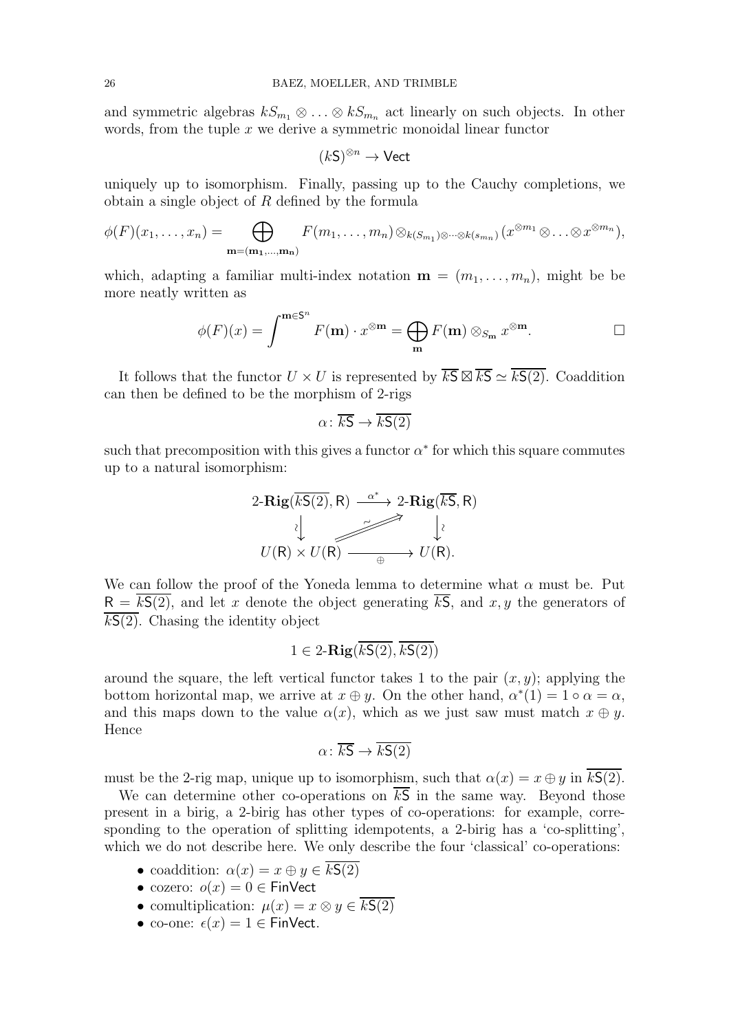and symmetric algebras $kS_{m_1} \otimes \ldots \otimes kS_{m_n}$ act linearly on such objects. In other words, from the tuple $x$ we derive a symmetric monoidal linear functor

$$(k\mathsf{S})^{\otimes n} \to \mathsf{Vect}$$

uniquely up to isomorphism. Finally, passing up to the Cauchy completions, we obtain a single object of $R$ defined by the formula

$$\phi(F)(x_1, \ldots, x_n) = \bigoplus_{\mathbf{m}=(\mathbf{m_1},\ldots,\mathbf{m_n})} F(m_1, \ldots, m_n) \otimes_{k(S_{m_1})\otimes\cdots\otimes k(s_{m_n})} (x^{\otimes m_1} \otimes \ldots \otimes x^{\otimes m_n}),$$

which, adapting a familiar multi-index notation $\mathbf{m} = (m_1, \ldots, m_n)$, might be be more neatly written as

$$\phi(F)(x) = \int^{\mathbf{m} \in \mathsf{S}^n} F(\mathbf{m}) \cdot x^{\otimes \mathbf{m}} = \bigoplus_{\mathbf{m}} F(\mathbf{m}) \otimes_{S_{\mathbf{m}}} x^{\otimes \mathbf{m}}. \qquad \square$$

It follows that the functor $U \times U$ is represented by $\overline{k\mathsf{S}} \boxtimes \overline{k\mathsf{S}} \simeq \overline{k\mathsf{S}(2)}$. Coaddition can then be defined to be the morphism of 2-rigs

$$\alpha \colon \overline{k\mathsf{S}} \to \overline{k\mathsf{S}(2)}$$

such that precomposition with this gives a functor $\alpha^*$ for which this square commutes up to a natural isomorphism:

$$\begin{array}{ccc} 2\text{-}\mathbf{Rig}(\overline{k\mathsf{S}(2)}, \mathsf{R}) & \xrightarrow{\alpha^*} & 2\text{-}\mathbf{Rig}(\overline{k\mathsf{S}}, \mathsf{R}) \\ \wr\downarrow & \nearrow\!\!\!\sim & \downarrow\wr \\ U(\mathsf{R}) \times U(\mathsf{R}) & \xrightarrow[\oplus]{} & U(\mathsf{R}). \end{array}$$

We can follow the proof of the Yoneda lemma to determine what $\alpha$ must be. Put $\mathsf{R} = \overline{k\mathsf{S}(2)}$, and let $x$ denote the object generating $\overline{k\mathsf{S}}$, and $x, y$ the generators of $\overline{k\mathsf{S}(2)}$. Chasing the identity object

$$1 \in 2\text{-}\mathbf{Rig}(\overline{k\mathsf{S}(2)}, \overline{k\mathsf{S}(2)})$$

around the square, the left vertical functor takes 1 to the pair $(x, y)$; applying the bottom horizontal map, we arrive at $x \oplus y$. On the other hand, $\alpha^*(1) = 1 \circ \alpha = \alpha$, and this maps down to the value $\alpha(x)$, which as we just saw must match $x \oplus y$. Hence

$$\alpha \colon \overline{k\mathsf{S}} \to \overline{k\mathsf{S}(2)}$$

must be the 2-rig map, unique up to isomorphism, such that $\alpha(x) = x \oplus y$ in $\overline{k\mathsf{S}(2)}$.

We can determine other co-operations on $\overline{k\mathsf{S}}$ in the same way. Beyond those present in a birig, a 2-birig has other types of co-operations: for example, corresponding to the operation of splitting idempotents, a 2-birig has a 'co-splitting', which we do not describe here. We only describe the four 'classical' co-operations:

- coaddition: $\alpha(x) = x \oplus y \in \overline{k\mathsf{S}(2)}$
- cozero: $o(x) = 0 \in \mathsf{FinVect}$
- comultiplication: $\mu(x) = x \otimes y \in \overline{k\mathsf{S}(2)}$
- co-one: $\epsilon(x) = 1 \in \mathsf{FinVect}$.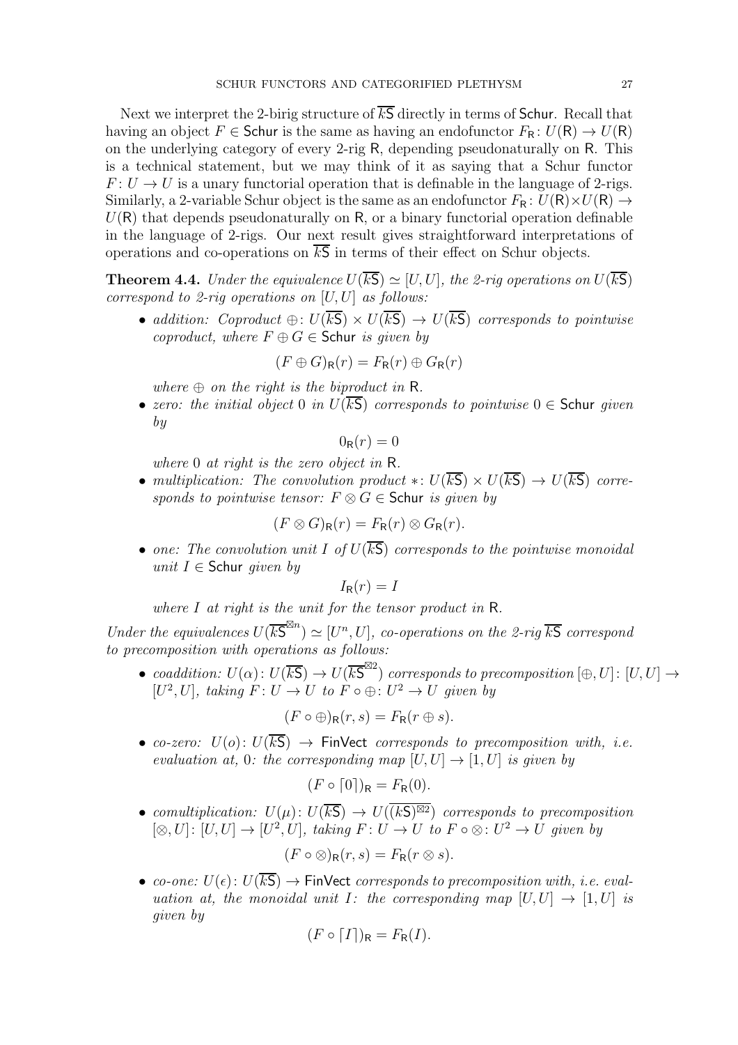Next we interpret the 2-birig structure of $\overline{k\mathsf{S}}$ directly in terms of $\mathsf{Schur}$. Recall that having an object $F \in \mathsf{Schur}$ is the same as having an endofunctor $F_\mathsf{R}\colon U(\mathsf{R}) \to U(\mathsf{R})$ on the underlying category of every 2-rig $\mathsf{R}$, depending pseudonaturally on $\mathsf{R}$. This is a technical statement, but we may think of it as saying that a Schur functor $F\colon U \to U$ is a unary functorial operation that is definable in the language of 2-rigs. Similarly, a 2-variable Schur object is the same as an endofunctor $F_\mathsf{R}\colon U(\mathsf{R}) \times U(\mathsf{R}) \to U(\mathsf{R})$ that depends pseudonaturally on $\mathsf{R}$, or a binary functorial operation definable in the language of 2-rigs. Our next result gives straightforward interpretations of operations and co-operations on $\overline{k\mathsf{S}}$ in terms of their effect on Schur objects.

**Theorem 4.4.** *Under the equivalence $U(\overline{k\mathsf{S}}) \simeq [U, U]$, the 2-rig operations on $U(\overline{k\mathsf{S}})$ correspond to 2-rig operations on $[U, U]$ as follows:*

- *addition: Coproduct $\oplus\colon U(\overline{k\mathsf{S}}) \times U(\overline{k\mathsf{S}}) \to U(\overline{k\mathsf{S}})$ corresponds to pointwise coproduct, where $F \oplus G \in \mathsf{Schur}$ is given by*
$$(F \oplus G)_\mathsf{R}(r) = F_\mathsf{R}(r) \oplus G_\mathsf{R}(r)$$
*where $\oplus$ on the right is the biproduct in $\mathsf{R}$.*
- *zero: the initial object $0$ in $U(\overline{k\mathsf{S}})$ corresponds to pointwise $0 \in \mathsf{Schur}$ given by*
$$0_\mathsf{R}(r) = 0$$
*where $0$ at right is the zero object in $\mathsf{R}$.*
- *multiplication: The convolution product $*\colon U(\overline{k\mathsf{S}}) \times U(\overline{k\mathsf{S}}) \to U(\overline{k\mathsf{S}})$ corresponds to pointwise tensor: $F \otimes G \in \mathsf{Schur}$ is given by*
$$(F \otimes G)_\mathsf{R}(r) = F_\mathsf{R}(r) \otimes G_\mathsf{R}(r).$$
- *one: The convolution unit $I$ of $U(\overline{k\mathsf{S}})$ corresponds to the pointwise monoidal unit $I \in \mathsf{Schur}$ given by*
$$I_\mathsf{R}(r) = I$$
*where $I$ at right is the unit for the tensor product in $\mathsf{R}$.*

*Under the equivalences $U(\overline{k\mathsf{S}}^{\boxtimes n}) \simeq [U^n, U]$, co-operations on the 2-rig $\overline{k\mathsf{S}}$ correspond to precomposition with operations as follows:*

- *coaddition: $U(\alpha)\colon U(\overline{k\mathsf{S}}) \to U(\overline{k\mathsf{S}}^{\boxtimes 2})$ corresponds to precomposition $[\oplus, U]\colon [U, U] \to [U^2, U]$, taking $F\colon U \to U$ to $F \circ \oplus\colon U^2 \to U$ given by*
$$(F \circ \oplus)_\mathsf{R}(r, s) = F_\mathsf{R}(r \oplus s).$$
- *co-zero: $U(o)\colon U(\overline{k\mathsf{S}}) \to \mathsf{FinVect}$ corresponds to precomposition with, i.e. evaluation at, $0$: the corresponding map $[U, U] \to [1, U]$ is given by*
$$(F \circ \lceil 0 \rceil)_\mathsf{R} = F_\mathsf{R}(0).$$
- *comultiplication: $U(\mu)\colon U(\overline{k\mathsf{S}}) \to U(\overline{(k\mathsf{S})^{\boxtimes 2}})$ corresponds to precomposition $[\otimes, U]\colon [U, U] \to [U^2, U]$, taking $F\colon U \to U$ to $F \circ \otimes\colon U^2 \to U$ given by*
$$(F \circ \otimes)_\mathsf{R}(r, s) = F_\mathsf{R}(r \otimes s).$$
- *co-one: $U(\epsilon)\colon U(\overline{k\mathsf{S}}) \to \mathsf{FinVect}$ corresponds to precomposition with, i.e. evaluation at, the monoidal unit $I$: the corresponding map $[U, U] \to [1, U]$ is given by*
$$(F \circ \lceil I \rceil)_\mathsf{R} = F_\mathsf{R}(I).$$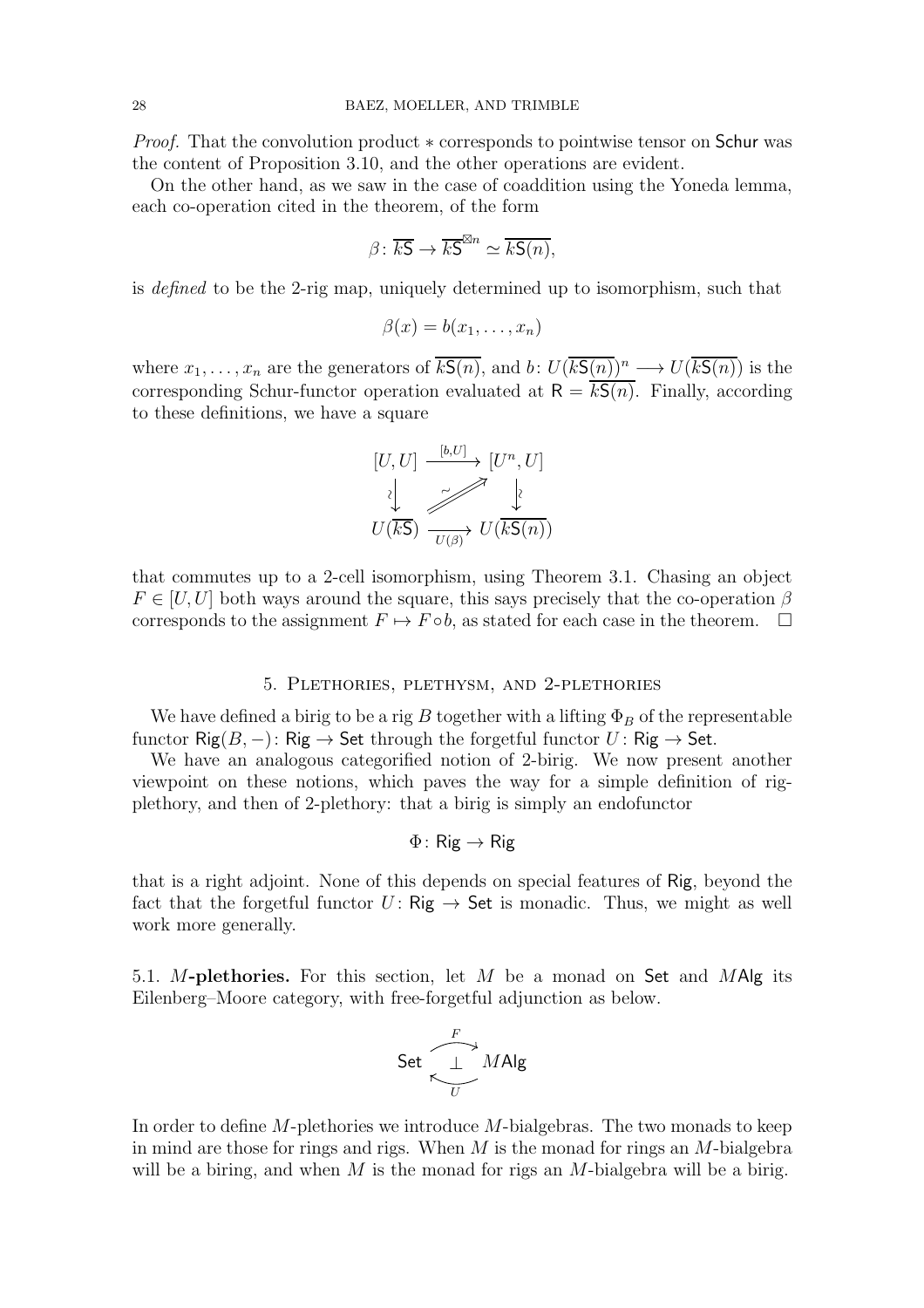*Proof.* That the convolution product $*$ corresponds to pointwise tensor on $\mathsf{Schur}$ was the content of Proposition 3.10, and the other operations are evident.

On the other hand, as we saw in the case of coaddition using the Yoneda lemma, each co-operation cited in the theorem, of the form

$$\beta \colon \overline{k\mathsf{S}} \to \overline{k\mathsf{S}}^{\boxtimes n} \simeq \overline{k\mathsf{S}(n)},$$

is *defined* to be the 2-rig map, uniquely determined up to isomorphism, such that

$$\beta(x) = b(x_1, \ldots, x_n)$$

where $x_1, \ldots, x_n$ are the generators of $\overline{k\mathsf{S}(n)}$, and $b \colon U(\overline{k\mathsf{S}(n)})^n \longrightarrow U(\overline{k\mathsf{S}(n)})$ is the corresponding Schur-functor operation evaluated at $\mathsf{R} = \overline{k\mathsf{S}(n)}$. Finally, according to these definitions, we have a square

$$\begin{array}{ccc} [U,U] & \xrightarrow{[b,U]} & [U^n, U] \\ \wr\downarrow & \nearrow\!\!\!\nearrow \sim & \downarrow\wr \\ U(\overline{k\mathsf{S}}) & \xrightarrow[U(\beta)]{} & U(\overline{k\mathsf{S}(n)}) \end{array}$$

that commutes up to a 2-cell isomorphism, using Theorem 3.1. Chasing an object $F \in [U,U]$ both ways around the square, this says precisely that the co-operation $\beta$ corresponds to the assignment $F \mapsto F \circ b$, as stated for each case in the theorem. $\square$

## 5. Plethories, plethysm, and 2-plethories

We have defined a birig to be a rig $B$ together with a lifting $\Phi_B$ of the representable functor $\mathsf{Rig}(B, -) \colon \mathsf{Rig} \to \mathsf{Set}$ through the forgetful functor $U \colon \mathsf{Rig} \to \mathsf{Set}$.

We have an analogous categorified notion of 2-birig. We now present another viewpoint on these notions, which paves the way for a simple definition of rig-plethory, and then of 2-plethory: that a birig is simply an endofunctor

$$\Phi \colon \mathsf{Rig} \to \mathsf{Rig}$$

that is a right adjoint. None of this depends on special features of $\mathsf{Rig}$, beyond the fact that the forgetful functor $U \colon \mathsf{Rig} \to \mathsf{Set}$ is monadic. Thus, we might as well work more generally.

**5.1. $M$-plethories.** For this section, let $M$ be a monad on $\mathsf{Set}$ and $M\mathsf{Alg}$ its Eilenberg–Moore category, with free-forgetful adjunction as below.

$$\mathsf{Set} \underset{U}{\overset{F}{\rightleftarrows}} M\mathsf{Alg} \qquad (F \dashv U)$$

In order to define $M$-plethories we introduce $M$-bialgebras. The two monads to keep in mind are those for rings and rigs. When $M$ is the monad for rings an $M$-bialgebra will be a biring, and when $M$ is the monad for rigs an $M$-bialgebra will be a birig.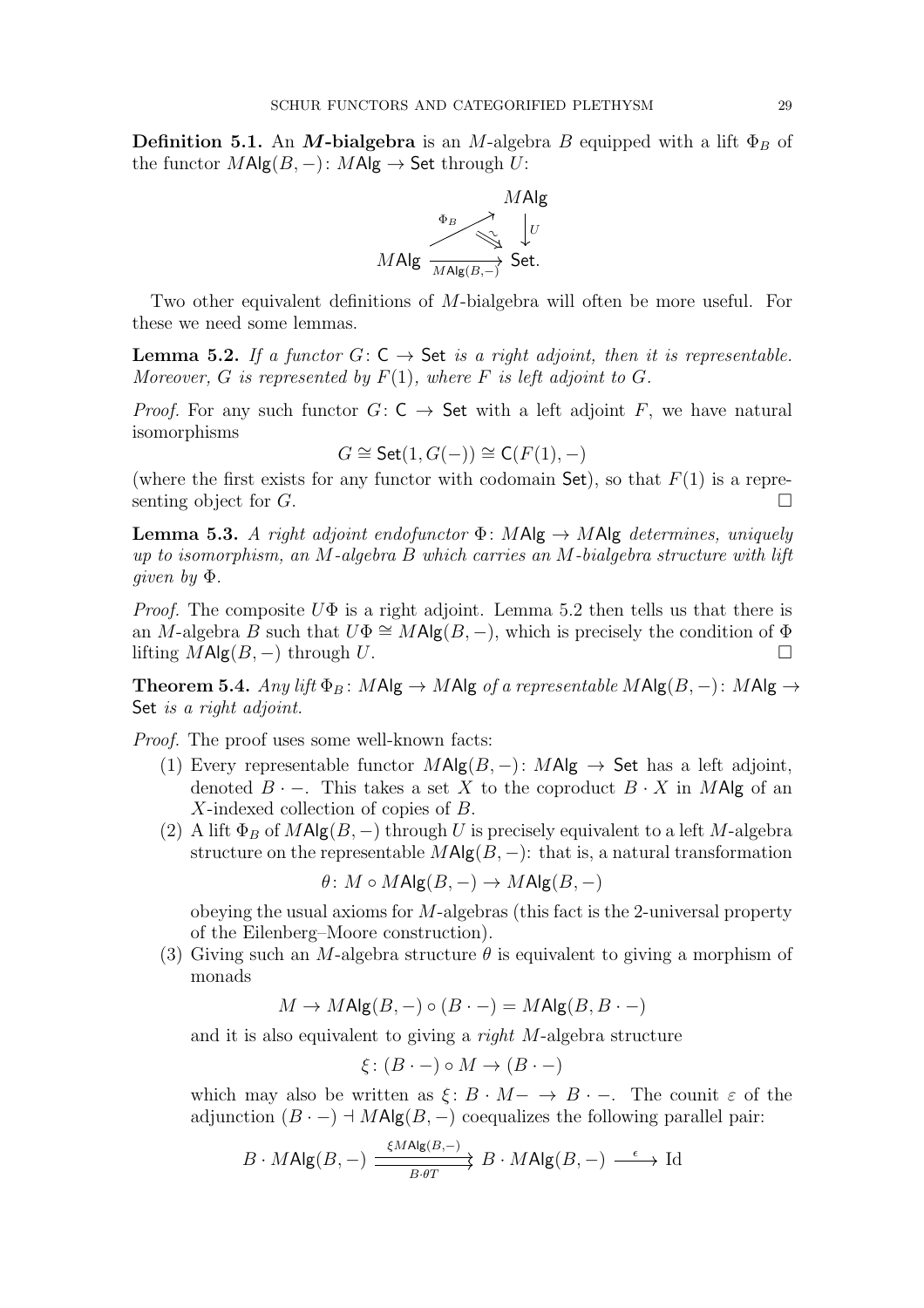**Definition 5.1.** An ***M*-bialgebra** is an $M$-algebra $B$ equipped with a lift $\Phi_B$ of the functor $M\mathsf{Alg}(B,-)\colon M\mathsf{Alg} \to \mathsf{Set}$ through $U$:

$$\begin{array}{ccc} & & M\mathsf{Alg} \\ & \overset{\Phi_B}{\nearrow} \;\; \overset{\sim}{\Rrightarrow} & \downarrow U \\ M\mathsf{Alg} & \xrightarrow[M\mathsf{Alg}(B,-)]{} & \mathsf{Set}. \end{array}$$

Two other equivalent definitions of $M$-bialgebra will often be more useful. For these we need some lemmas.

**Lemma 5.2.** *If a functor $G\colon \mathsf{C} \to \mathsf{Set}$ is a right adjoint, then it is representable. Moreover, $G$ is represented by $F(1)$, where $F$ is left adjoint to $G$.*

*Proof.* For any such functor $G\colon \mathsf{C} \to \mathsf{Set}$ with a left adjoint $F$, we have natural isomorphisms

$$G \cong \mathsf{Set}(1, G(-)) \cong \mathsf{C}(F(1), -)$$

(where the first exists for any functor with codomain $\mathsf{Set}$), so that $F(1)$ is a representing object for $G$. $\square$

**Lemma 5.3.** *A right adjoint endofunctor $\Phi\colon M\mathsf{Alg} \to M\mathsf{Alg}$ determines, uniquely up to isomorphism, an $M$-algebra $B$ which carries an $M$-bialgebra structure with lift given by $\Phi$.*

*Proof.* The composite $U\Phi$ is a right adjoint. Lemma 5.2 then tells us that there is an $M$-algebra $B$ such that $U\Phi \cong M\mathsf{Alg}(B,-)$, which is precisely the condition of $\Phi$ lifting $M\mathsf{Alg}(B,-)$ through $U$. $\square$

**Theorem 5.4.** *Any lift $\Phi_B\colon M\mathsf{Alg} \to M\mathsf{Alg}$ of a representable $M\mathsf{Alg}(B,-)\colon M\mathsf{Alg} \to \mathsf{Set}$ is a right adjoint.*

*Proof.* The proof uses some well-known facts:

(1) Every representable functor $M\mathsf{Alg}(B,-)\colon M\mathsf{Alg} \to \mathsf{Set}$ has a left adjoint, denoted $B \cdot -$. This takes a set $X$ to the coproduct $B \cdot X$ in $M\mathsf{Alg}$ of an $X$-indexed collection of copies of $B$.

(2) A lift $\Phi_B$ of $M\mathsf{Alg}(B,-)$ through $U$ is precisely equivalent to a left $M$-algebra structure on the representable $M\mathsf{Alg}(B,-)$: that is, a natural transformation

$$\theta\colon M \circ M\mathsf{Alg}(B,-) \to M\mathsf{Alg}(B,-)$$

obeying the usual axioms for $M$-algebras (this fact is the 2-universal property of the Eilenberg–Moore construction).

(3) Giving such an $M$-algebra structure $\theta$ is equivalent to giving a morphism of monads

$$M \to M\mathsf{Alg}(B,-) \circ (B \cdot -) = M\mathsf{Alg}(B, B \cdot -)$$

and it is also equivalent to giving a *right* $M$-algebra structure

$$\xi\colon (B \cdot -) \circ M \to (B \cdot -)$$

which may also be written as $\xi\colon B \cdot M- \to B \cdot -$. The counit $\varepsilon$ of the adjunction $(B \cdot -) \dashv M\mathsf{Alg}(B,-)$ coequalizes the following parallel pair:

$$B \cdot M\mathsf{Alg}(B,-) \underset{B \cdot \theta T}{\overset{\xi M\mathsf{Alg}(B,-)}{\rightrightarrows}} B \cdot M\mathsf{Alg}(B,-) \xrightarrow{\epsilon} \mathrm{Id}$$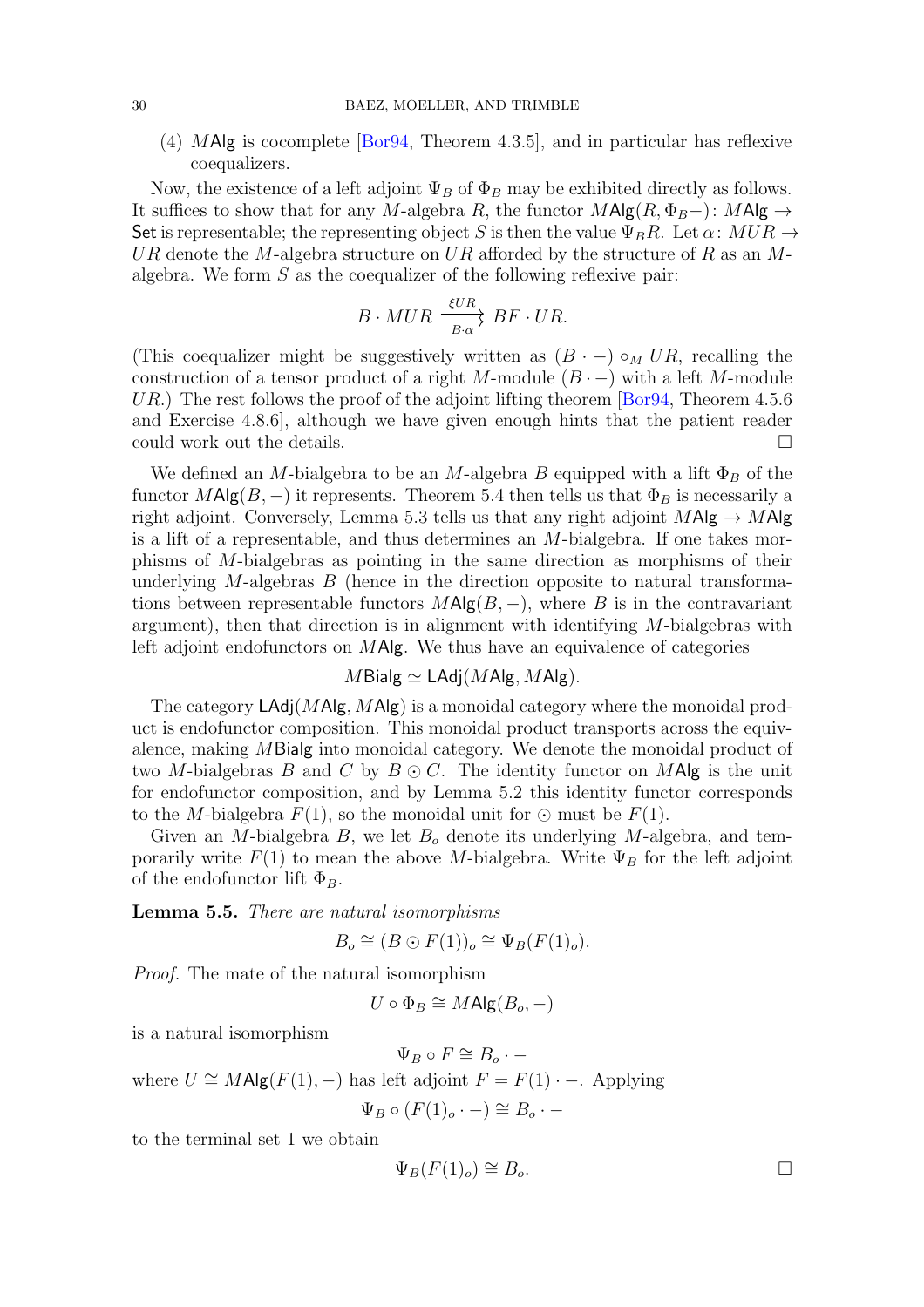(4) $M\mathsf{Alg}$ is cocomplete [Bor94, Theorem 4.3.5], and in particular has reflexive coequalizers.

Now, the existence of a left adjoint $\Psi_B$ of $\Phi_B$ may be exhibited directly as follows. It suffices to show that for any $M$-algebra $R$, the functor $M\mathsf{Alg}(R, \Phi_B -)\colon M\mathsf{Alg} \to \mathsf{Set}$ is representable; the representing object $S$ is then the value $\Psi_B R$. Let $\alpha\colon MUR \to UR$ denote the $M$-algebra structure on $UR$ afforded by the structure of $R$ as an $M$-algebra. We form $S$ as the coequalizer of the following reflexive pair:

$$B \cdot MUR \underset{B \cdot \alpha}{\overset{\xi UR}{\rightrightarrows}} BF \cdot UR.$$

(This coequalizer might be suggestively written as $(B \cdot -) \circ_M UR$, recalling the construction of a tensor product of a right $M$-module $(B \cdot -)$ with a left $M$-module $UR$.) The rest follows the proof of the adjoint lifting theorem [Bor94, Theorem 4.5.6 and Exercise 4.8.6], although we have given enough hints that the patient reader could work out the details. ∎

We defined an $M$-bialgebra to be an $M$-algebra $B$ equipped with a lift $\Phi_B$ of the functor $M\mathsf{Alg}(B, -)$ it represents. Theorem 5.4 then tells us that $\Phi_B$ is necessarily a right adjoint. Conversely, Lemma 5.3 tells us that any right adjoint $M\mathsf{Alg} \to M\mathsf{Alg}$ is a lift of a representable, and thus determines an $M$-bialgebra. If one takes morphisms of $M$-bialgebras as pointing in the same direction as morphisms of their underlying $M$-algebras $B$ (hence in the direction opposite to natural transformations between representable functors $M\mathsf{Alg}(B, -)$, where $B$ is in the contravariant argument), then that direction is in alignment with identifying $M$-bialgebras with left adjoint endofunctors on $M\mathsf{Alg}$. We thus have an equivalence of categories

$$M\mathsf{Bialg} \simeq \mathsf{LAdj}(M\mathsf{Alg}, M\mathsf{Alg}).$$

The category $\mathsf{LAdj}(M\mathsf{Alg}, M\mathsf{Alg})$ is a monoidal category where the monoidal product is endofunctor composition. This monoidal product transports across the equivalence, making $M\mathsf{Bialg}$ into monoidal category. We denote the monoidal product of two $M$-bialgebras $B$ and $C$ by $B \odot C$. The identity functor on $M\mathsf{Alg}$ is the unit for endofunctor composition, and by Lemma 5.2 this identity functor corresponds to the $M$-bialgebra $F(1)$, so the monoidal unit for $\odot$ must be $F(1)$.

Given an $M$-bialgebra $B$, we let $B_o$ denote its underlying $M$-algebra, and temporarily write $F(1)$ to mean the above $M$-bialgebra. Write $\Psi_B$ for the left adjoint of the endofunctor lift $\Phi_B$.

**Lemma 5.5.** *There are natural isomorphisms*

$$B_o \cong (B \odot F(1))_o \cong \Psi_B(F(1)_o).$$

*Proof.* The mate of the natural isomorphism

$$U \circ \Phi_B \cong M\mathsf{Alg}(B_o, -)$$

is a natural isomorphism

$$\Psi_B \circ F \cong B_o \cdot -$$

where $U \cong M\mathsf{Alg}(F(1), -)$ has left adjoint $F = F(1) \cdot -$. Applying

$$\Psi_B \circ (F(1)_o \cdot -) \cong B_o \cdot -$$

to the terminal set 1 we obtain

$$\Psi_B(F(1)_o) \cong B_o.$$

∎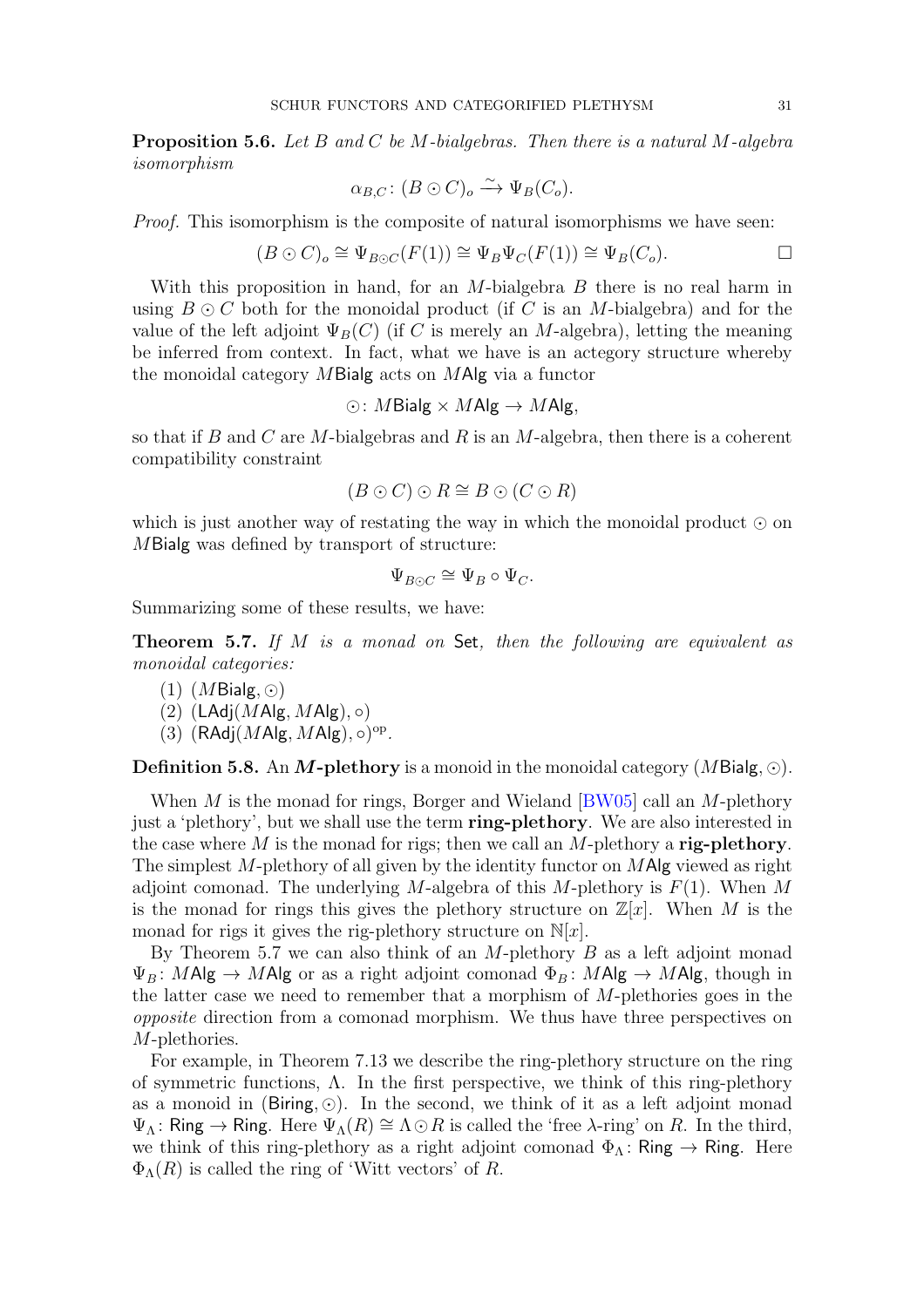**Proposition 5.6.** *Let $B$ and $C$ be $M$-bialgebras. Then there is a natural $M$-algebra isomorphism*

$$\alpha_{B,C} \colon (B \odot C)_o \xrightarrow{\sim} \Psi_B(C_o).$$

*Proof.* This isomorphism is the composite of natural isomorphisms we have seen:

$$(B \odot C)_o \cong \Psi_{B \odot C}(F(1)) \cong \Psi_B \Psi_C(F(1)) \cong \Psi_B(C_o). \qquad \square$$

With this proposition in hand, for an $M$-bialgebra $B$ there is no real harm in using $B \odot C$ both for the monoidal product (if $C$ is an $M$-bialgebra) and for the value of the left adjoint $\Psi_B(C)$ (if $C$ is merely an $M$-algebra), letting the meaning be inferred from context. In fact, what we have is an actegory structure whereby the monoidal category $M\mathsf{Bialg}$ acts on $M\mathsf{Alg}$ via a functor

$$\odot \colon M\mathsf{Bialg} \times M\mathsf{Alg} \to M\mathsf{Alg},$$

so that if $B$ and $C$ are $M$-bialgebras and $R$ is an $M$-algebra, then there is a coherent compatibility constraint

$$(B \odot C) \odot R \cong B \odot (C \odot R)$$

which is just another way of restating the way in which the monoidal product $\odot$ on $M\mathsf{Bialg}$ was defined by transport of structure:

$$\Psi_{B \odot C} \cong \Psi_B \circ \Psi_C.$$

Summarizing some of these results, we have:

**Theorem 5.7.** *If $M$ is a monad on $\mathsf{Set}$, then the following are equivalent as monoidal categories:*

1. $(M\mathsf{Bialg}, \odot)$
2. $(\mathsf{LAdj}(M\mathsf{Alg}, M\mathsf{Alg}), \circ)$
3. $(\mathsf{RAdj}(M\mathsf{Alg}, M\mathsf{Alg}), \circ)^{\mathrm{op}}$.

**Definition 5.8.** An ***M*-plethory** is a monoid in the monoidal category $(M\mathsf{Bialg}, \odot)$.

When $M$ is the monad for rings, Borger and Wieland [BW05] call an $M$-plethory just a 'plethory', but we shall use the term **ring-plethory**. We are also interested in the case where $M$ is the monad for rigs; then we call an $M$-plethory a **rig-plethory**. The simplest $M$-plethory of all given by the identity functor on $M\mathsf{Alg}$ viewed as right adjoint comonad. The underlying $M$-algebra of this $M$-plethory is $F(1)$. When $M$ is the monad for rings this gives the plethory structure on $\mathbb{Z}[x]$. When $M$ is the monad for rigs it gives the rig-plethory structure on $\mathbb{N}[x]$.

By Theorem 5.7 we can also think of an $M$-plethory $B$ as a left adjoint monad $\Psi_B \colon M\mathsf{Alg} \to M\mathsf{Alg}$ or as a right adjoint comonad $\Phi_B \colon M\mathsf{Alg} \to M\mathsf{Alg}$, though in the latter case we need to remember that a morphism of $M$-plethories goes in the *opposite* direction from a comonad morphism. We thus have three perspectives on $M$-plethories.

For example, in Theorem 7.13 we describe the ring-plethory structure on the ring of symmetric functions, $\Lambda$. In the first perspective, we think of this ring-plethory as a monoid in $(\mathsf{Biring}, \odot)$. In the second, we think of it as a left adjoint monad $\Psi_\Lambda \colon \mathsf{Ring} \to \mathsf{Ring}$. Here $\Psi_\Lambda(R) \cong \Lambda \odot R$ is called the 'free $\lambda$-ring' on $R$. In the third, we think of this ring-plethory as a right adjoint comonad $\Phi_\Lambda \colon \mathsf{Ring} \to \mathsf{Ring}$. Here $\Phi_\Lambda(R)$ is called the ring of 'Witt vectors' of $R$.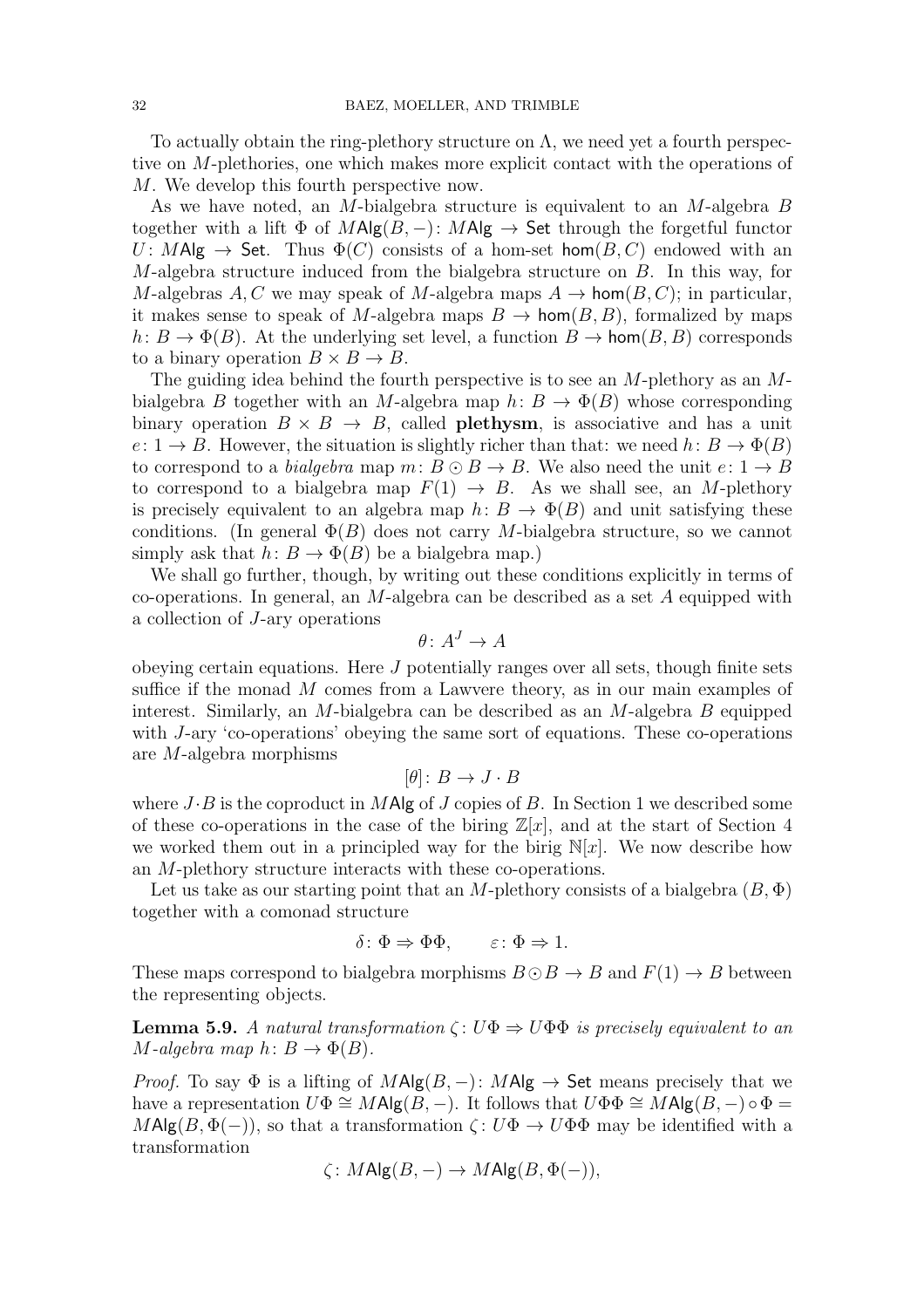To actually obtain the ring-plethory structure on $\Lambda$, we need yet a fourth perspective on $M$-plethories, one which makes more explicit contact with the operations of $M$. We develop this fourth perspective now.

As we have noted, an $M$-bialgebra structure is equivalent to an $M$-algebra $B$ together with a lift $\Phi$ of $M\mathsf{Alg}(B, -)\colon M\mathsf{Alg} \to \mathsf{Set}$ through the forgetful functor $U\colon M\mathsf{Alg} \to \mathsf{Set}$. Thus $\Phi(C)$ consists of a hom-set $\mathsf{hom}(B, C)$ endowed with an $M$-algebra structure induced from the bialgebra structure on $B$. In this way, for $M$-algebras $A, C$ we may speak of $M$-algebra maps $A \to \mathsf{hom}(B, C)$; in particular, it makes sense to speak of $M$-algebra maps $B \to \mathsf{hom}(B, B)$, formalized by maps $h\colon B \to \Phi(B)$. At the underlying set level, a function $B \to \mathsf{hom}(B, B)$ corresponds to a binary operation $B \times B \to B$.

The guiding idea behind the fourth perspective is to see an $M$-plethory as an $M$-bialgebra $B$ together with an $M$-algebra map $h\colon B \to \Phi(B)$ whose corresponding binary operation $B \times B \to B$, called **plethysm**, is associative and has a unit $e\colon 1 \to B$. However, the situation is slightly richer than that: we need $h\colon B \to \Phi(B)$ to correspond to a *bialgebra* map $m\colon B \odot B \to B$. We also need the unit $e\colon 1 \to B$ to correspond to a bialgebra map $F(1) \to B$. As we shall see, an $M$-plethory is precisely equivalent to an algebra map $h\colon B \to \Phi(B)$ and unit satisfying these conditions. (In general $\Phi(B)$ does not carry $M$-bialgebra structure, so we cannot simply ask that $h\colon B \to \Phi(B)$ be a bialgebra map.)

We shall go further, though, by writing out these conditions explicitly in terms of co-operations. In general, an $M$-algebra can be described as a set $A$ equipped with a collection of $J$-ary operations

$$\theta\colon A^J \to A$$

obeying certain equations. Here $J$ potentially ranges over all sets, though finite sets suffice if the monad $M$ comes from a Lawvere theory, as in our main examples of interest. Similarly, an $M$-bialgebra can be described as an $M$-algebra $B$ equipped with $J$-ary 'co-operations' obeying the same sort of equations. These co-operations are $M$-algebra morphisms

$$[\theta]\colon B \to J \cdot B$$

where $J \cdot B$ is the coproduct in $M\mathsf{Alg}$ of $J$ copies of $B$. In Section 1 we described some of these co-operations in the case of the biring $\mathbb{Z}[x]$, and at the start of Section 4 we worked them out in a principled way for the birig $\mathbb{N}[x]$. We now describe how an $M$-plethory structure interacts with these co-operations.

Let us take as our starting point that an $M$-plethory consists of a bialgebra $(B, \Phi)$ together with a comonad structure

$$\delta\colon \Phi \Rightarrow \Phi\Phi, \qquad \varepsilon\colon \Phi \Rightarrow 1.$$

These maps correspond to bialgebra morphisms $B \odot B \to B$ and $F(1) \to B$ between the representing objects.

**Lemma 5.9.** *A natural transformation $\zeta\colon U\Phi \Rightarrow U\Phi\Phi$ is precisely equivalent to an $M$-algebra map $h\colon B \to \Phi(B)$.*

*Proof.* To say $\Phi$ is a lifting of $M\mathsf{Alg}(B, -)\colon M\mathsf{Alg} \to \mathsf{Set}$ means precisely that we have a representation $U\Phi \cong M\mathsf{Alg}(B, -)$. It follows that $U\Phi\Phi \cong M\mathsf{Alg}(B, -) \circ \Phi = M\mathsf{Alg}(B, \Phi(-))$, so that a transformation $\zeta\colon U\Phi \to U\Phi\Phi$ may be identified with a transformation

$$\zeta\colon M\mathsf{Alg}(B, -) \to M\mathsf{Alg}(B, \Phi(-)),$$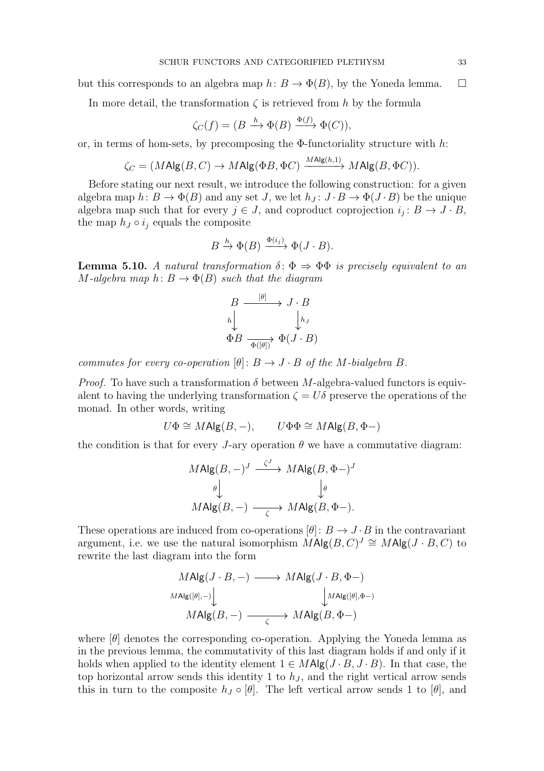but this corresponds to an algebra map $h\colon B \to \Phi(B)$, by the Yoneda lemma. $\square$

In more detail, the transformation $\zeta$ is retrieved from $h$ by the formula

$$\zeta_C(f) = (B \xrightarrow{h} \Phi(B) \xrightarrow{\Phi(f)} \Phi(C)),$$

or, in terms of hom-sets, by precomposing the $\Phi$-functoriality structure with $h$:

$$\zeta_C = (M\mathsf{Alg}(B, C) \to M\mathsf{Alg}(\Phi B, \Phi C) \xrightarrow{M\mathsf{Alg}(h,1)} M\mathsf{Alg}(B, \Phi C)).$$

Before stating our next result, we introduce the following construction: for a given algebra map $h\colon B \to \Phi(B)$ and any set $J$, we let $h_J\colon J \cdot B \to \Phi(J \cdot B)$ be the unique algebra map such that for every $j \in J$, and coproduct coprojection $i_j\colon B \to J \cdot B$, the map $h_J \circ i_j$ equals the composite

$$B \xrightarrow{h} \Phi(B) \xrightarrow{\Phi(i_j)} \Phi(J \cdot B).$$

**Lemma 5.10.** *A natural transformation $\delta\colon \Phi \Rightarrow \Phi\Phi$ is precisely equivalent to an $M$-algebra map $h\colon B \to \Phi(B)$ such that the diagram*

$$\begin{array}{ccc} B & \xrightarrow{[\theta]} & J \cdot B \\ {\scriptstyle h}\downarrow & & \downarrow{\scriptstyle h_J} \\ \Phi B & \xrightarrow[\Phi([\theta])]{} & \Phi(J \cdot B) \end{array}$$

*commutes for every co-operation $[\theta]\colon B \to J \cdot B$ of the $M$-bialgebra $B$.*

*Proof.* To have such a transformation $\delta$ between $M$-algebra-valued functors is equivalent to having the underlying transformation $\zeta = U\delta$ preserve the operations of the monad. In other words, writing

$$U\Phi \cong M\mathsf{Alg}(B, -), \qquad U\Phi\Phi \cong M\mathsf{Alg}(B, \Phi-)$$

the condition is that for every $J$-ary operation $\theta$ we have a commutative diagram:

$$\begin{array}{ccc} M\mathsf{Alg}(B, -)^J & \xrightarrow{\zeta^J} & M\mathsf{Alg}(B, \Phi-)^J \\ {\scriptstyle \theta}\downarrow & & \downarrow{\scriptstyle \theta} \\ M\mathsf{Alg}(B, -) & \xrightarrow[\zeta]{} & M\mathsf{Alg}(B, \Phi-). \end{array}$$

These operations are induced from co-operations $[\theta]\colon B \to J \cdot B$ in the contravariant argument, i.e. we use the natural isomorphism $M\mathsf{Alg}(B, C)^J \cong M\mathsf{Alg}(J \cdot B, C)$ to rewrite the last diagram into the form

$$\begin{array}{ccc} M\mathsf{Alg}(J \cdot B, -) & \longrightarrow & M\mathsf{Alg}(J \cdot B, \Phi-) \\ {\scriptstyle M\mathsf{Alg}([\theta], -)}\downarrow & & \downarrow{\scriptstyle M\mathsf{Alg}([\theta], \Phi-)} \\ M\mathsf{Alg}(B, -) & \xrightarrow[\zeta]{} & M\mathsf{Alg}(B, \Phi-) \end{array}$$

where $[\theta]$ denotes the corresponding co-operation. Applying the Yoneda lemma as in the previous lemma, the commutativity of this last diagram holds if and only if it holds when applied to the identity element $1 \in M\mathsf{Alg}(J \cdot B, J \cdot B)$. In that case, the top horizontal arrow sends this identity 1 to $h_J$, and the right vertical arrow sends this in turn to the composite $h_J \circ [\theta]$. The left vertical arrow sends 1 to $[\theta]$, and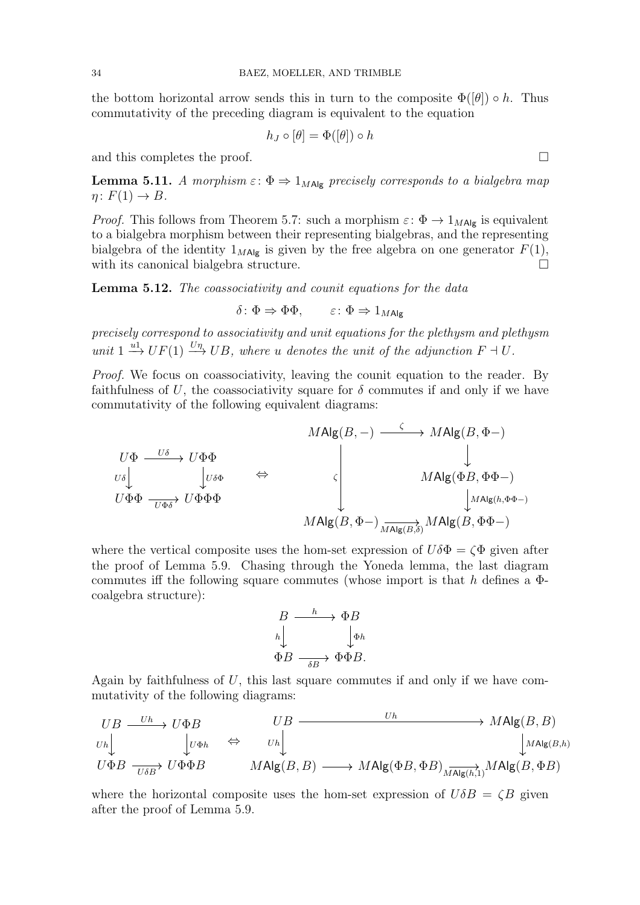the bottom horizontal arrow sends this in turn to the composite $\Phi([\theta]) \circ h$. Thus commutativity of the preceding diagram is equivalent to the equation

$$h_J \circ [\theta] = \Phi([\theta]) \circ h$$

and this completes the proof. $\square$

**Lemma 5.11.** *A morphism $\varepsilon\colon \Phi \Rightarrow 1_{M\mathsf{Alg}}$ precisely corresponds to a bialgebra map $\eta\colon F(1) \to B$.*

*Proof.* This follows from Theorem 5.7: such a morphism $\varepsilon\colon \Phi \to 1_{M\mathsf{Alg}}$ is equivalent to a bialgebra morphism between their representing bialgebras, and the representing bialgebra of the identity $1_{M\mathsf{Alg}}$ is given by the free algebra on one generator $F(1)$, with its canonical bialgebra structure. $\square$

**Lemma 5.12.** *The coassociativity and counit equations for the data*

$$\delta\colon \Phi \Rightarrow \Phi\Phi, \qquad \varepsilon\colon \Phi \Rightarrow 1_{M\mathsf{Alg}}$$

*precisely correspond to associativity and unit equations for the plethysm and plethysm unit $1 \xrightarrow{u1} UF(1) \xrightarrow{U\eta} UB$, where $u$ denotes the unit of the adjunction $F \dashv U$.*

*Proof.* We focus on coassociativity, leaving the counit equation to the reader. By faithfulness of $U$, the coassociativity square for $\delta$ commutes if and only if we have commutativity of the following equivalent diagrams:

$$\begin{array}{ccc} U\Phi & \xrightarrow{U\delta} & U\Phi\Phi \\ {\scriptstyle U\delta}\downarrow & & \downarrow{\scriptstyle U\delta\Phi} \\ U\Phi\Phi & \xrightarrow[U\Phi\delta]{} & U\Phi\Phi\Phi \end{array} \quad \Leftrightarrow \quad \begin{array}{ccc} M\mathsf{Alg}(B,-) & \xrightarrow{\zeta} & M\mathsf{Alg}(B,\Phi-) \\ & & \downarrow \\ {\scriptstyle \zeta}\downarrow & & M\mathsf{Alg}(\Phi B,\Phi\Phi-) \\ & & \downarrow{\scriptstyle M\mathsf{Alg}(h,\Phi\Phi-)} \\ M\mathsf{Alg}(B,\Phi-) & \xrightarrow[M\mathsf{Alg}(B,\delta)]{} & M\mathsf{Alg}(B,\Phi\Phi-) \end{array}$$

where the vertical composite uses the hom-set expression of $U\delta\Phi = \zeta\Phi$ given after the proof of Lemma 5.9. Chasing through the Yoneda lemma, the last diagram commutes iff the following square commutes (whose import is that $h$ defines a $\Phi$-coalgebra structure):

$$\begin{array}{ccc} B & \xrightarrow{h} & \Phi B \\ {\scriptstyle h}\downarrow & & \downarrow{\scriptstyle \Phi h} \\ \Phi B & \xrightarrow[\delta B]{} & \Phi\Phi B. \end{array}$$

Again by faithfulness of $U$, this last square commutes if and only if we have commutativity of the following diagrams:

$$\begin{array}{ccc} UB & \xrightarrow{Uh} & U\Phi B \\ {\scriptstyle Uh}\downarrow & & \downarrow{\scriptstyle U\Phi h} \\ U\Phi B & \xrightarrow[U\delta B]{} & U\Phi\Phi B \end{array} \quad \Leftrightarrow \quad \begin{array}{ccccc} UB & & \xrightarrow{\quad Uh \quad} & & M\mathsf{Alg}(B,B) \\ {\scriptstyle Uh}\downarrow & & & & \downarrow{\scriptstyle M\mathsf{Alg}(B,h)} \\ M\mathsf{Alg}(B,B) & \longrightarrow & M\mathsf{Alg}(\Phi B,\Phi B) & \xrightarrow[M\mathsf{Alg}(h,1)]{} & M\mathsf{Alg}(B,\Phi B) \end{array}$$

where the horizontal composite uses the hom-set expression of $U\delta B = \zeta B$ given after the proof of Lemma 5.9.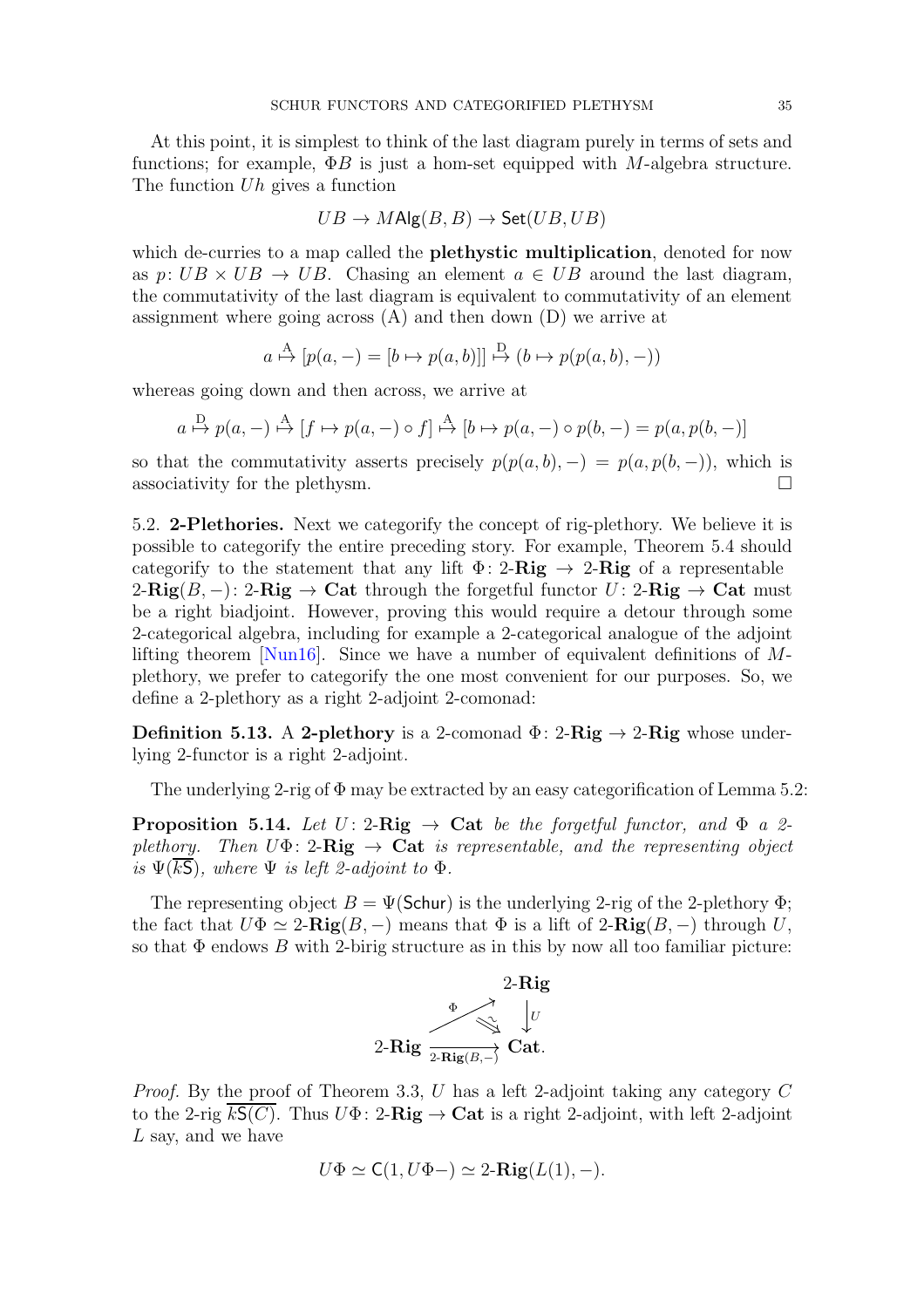At this point, it is simplest to think of the last diagram purely in terms of sets and functions; for example, $\Phi B$ is just a hom-set equipped with $M$-algebra structure. The function $Uh$ gives a function

$$UB \to M\mathsf{Alg}(B, B) \to \mathsf{Set}(UB, UB)$$

which de-curries to a map called the **plethystic multiplication**, denoted for now as $p\colon UB \times UB \to UB$. Chasing an element $a \in UB$ around the last diagram, the commutativity of the last diagram is equivalent to commutativity of an element assignment where going across (A) and then down (D) we arrive at

$$a \overset{\text{A}}{\mapsto} [p(a,-) = [b \mapsto p(a,b)]] \overset{\text{D}}{\mapsto} (b \mapsto p(p(a,b),-))$$

whereas going down and then across, we arrive at

$$a \overset{\text{D}}{\mapsto} p(a,-) \overset{\text{A}}{\mapsto} [f \mapsto p(a,-) \circ f] \overset{\text{A}}{\mapsto} [b \mapsto p(a,-) \circ p(b,-) = p(a, p(b,-)]$$

so that the commutativity asserts precisely $p(p(a,b),-) = p(a, p(b,-))$, which is associativity for the plethysm. $\square$

5.2. **2-Plethories.** Next we categorify the concept of rig-plethory. We believe it is possible to categorify the entire preceding story. For example, Theorem 5.4 should categorify to the statement that any lift $\Phi\colon 2\text{-}\mathbf{Rig} \to 2\text{-}\mathbf{Rig}$ of a representable $2\text{-}\mathbf{Rig}(B,-)\colon 2\text{-}\mathbf{Rig} \to \mathbf{Cat}$ through the forgetful functor $U\colon 2\text{-}\mathbf{Rig} \to \mathbf{Cat}$ must be a right biadjoint. However, proving this would require a detour through some 2-categorical algebra, including for example a 2-categorical analogue of the adjoint lifting theorem [Nun16]. Since we have a number of equivalent definitions of $M$-plethory, we prefer to categorify the one most convenient for our purposes. So, we define a 2-plethory as a right 2-adjoint 2-comonad:

**Definition 5.13.** A **2-plethory** is a 2-comonad $\Phi\colon 2\text{-}\mathbf{Rig} \to 2\text{-}\mathbf{Rig}$ whose underlying 2-functor is a right 2-adjoint.

The underlying 2-rig of $\Phi$ may be extracted by an easy categorification of Lemma 5.2:

**Proposition 5.14.** *Let $U\colon 2\text{-}\mathbf{Rig} \to \mathbf{Cat}$ be the forgetful functor, and $\Phi$ a 2-plethory. Then $U\Phi\colon 2\text{-}\mathbf{Rig} \to \mathbf{Cat}$ is representable, and the representing object is $\Psi(\overline{k\mathsf{S}})$, where $\Psi$ is left 2-adjoint to $\Phi$.*

The representing object $B = \Psi(\mathsf{Schur})$ is the underlying 2-rig of the 2-plethory $\Phi$; the fact that $U\Phi \simeq 2\text{-}\mathbf{Rig}(B,-)$ means that $\Phi$ is a lift of $2\text{-}\mathbf{Rig}(B,-)$ through $U$, so that $\Phi$ endows $B$ with 2-birig structure as in this by now all too familiar picture:

$$\begin{array}{ccc} & & 2\text{-}\mathbf{Rig} \\ & \overset{\Phi}{\nearrow} \quad \overset{\sim}{\Rightarrow} & \downarrow U \\ 2\text{-}\mathbf{Rig} & \xrightarrow[2\text{-}\mathbf{Rig}(B,-)]{} & \mathbf{Cat}. \end{array}$$

*Proof.* By the proof of Theorem 3.3, $U$ has a left 2-adjoint taking any category $C$ to the 2-rig $\overline{k\mathsf{S}(C)}$. Thus $U\Phi\colon 2\text{-}\mathbf{Rig} \to \mathbf{Cat}$ is a right 2-adjoint, with left 2-adjoint $L$ say, and we have

$$U\Phi \simeq \mathsf{C}(1, U\Phi -) \simeq 2\text{-}\mathbf{Rig}(L(1), -).$$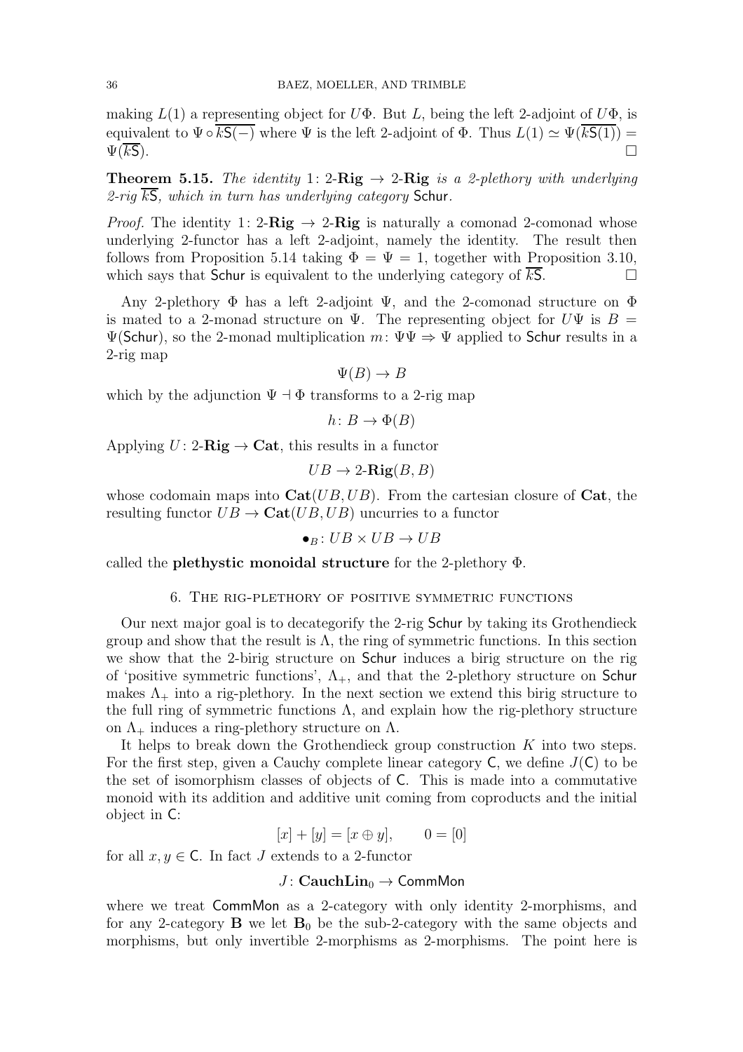making $L(1)$ a representing object for $U\Phi$. But $L$, being the left 2-adjoint of $U\Phi$, is equivalent to $\Psi \circ \overline{k\mathsf{S}(-)}$ where $\Psi$ is the left 2-adjoint of $\Phi$. Thus $L(1) \simeq \Psi(\overline{k\mathsf{S}(1)}) = \Psi(\overline{k\mathsf{S}})$. $\square$

**Theorem 5.15.** *The identity* $1\colon 2\text{-}\mathbf{Rig} \to 2\text{-}\mathbf{Rig}$ *is a 2-plethory with underlying 2-rig* $\overline{k\mathsf{S}}$*, which in turn has underlying category* $\mathsf{Schur}$*.*

*Proof.* The identity $1\colon 2\text{-}\mathbf{Rig} \to 2\text{-}\mathbf{Rig}$ is naturally a comonad 2-comonad whose underlying 2-functor has a left 2-adjoint, namely the identity. The result then follows from Proposition 5.14 taking $\Phi = \Psi = 1$, together with Proposition 3.10, which says that $\mathsf{Schur}$ is equivalent to the underlying category of $\overline{k\mathsf{S}}$. $\square$

Any 2-plethory $\Phi$ has a left 2-adjoint $\Psi$, and the 2-comonad structure on $\Phi$ is mated to a 2-monad structure on $\Psi$. The representing object for $U\Psi$ is $B = \Psi(\mathsf{Schur})$, so the 2-monad multiplication $m\colon \Psi\Psi \Rightarrow \Psi$ applied to $\mathsf{Schur}$ results in a 2-rig map

$$\Psi(B) \to B$$

which by the adjunction $\Psi \dashv \Phi$ transforms to a 2-rig map

$$h\colon B \to \Phi(B)$$

Applying $U\colon 2\text{-}\mathbf{Rig} \to \mathbf{Cat}$, this results in a functor

$$UB \to 2\text{-}\mathbf{Rig}(B, B)$$

whose codomain maps into $\mathbf{Cat}(UB, UB)$. From the cartesian closure of $\mathbf{Cat}$, the resulting functor $UB \to \mathbf{Cat}(UB, UB)$ uncurries to a functor

$$\bullet_B \colon UB \times UB \to UB$$

called the **plethystic monoidal structure** for the 2-plethory $\Phi$.

## 6. The rig-plethory of positive symmetric functions

Our next major goal is to decategorify the 2-rig $\mathsf{Schur}$ by taking its Grothendieck group and show that the result is $\Lambda$, the ring of symmetric functions. In this section we show that the 2-birig structure on $\mathsf{Schur}$ induces a birig structure on the rig of 'positive symmetric functions', $\Lambda_+$, and that the 2-plethory structure on $\mathsf{Schur}$ makes $\Lambda_+$ into a rig-plethory. In the next section we extend this birig structure to the full ring of symmetric functions $\Lambda$, and explain how the rig-plethory structure on $\Lambda_+$ induces a ring-plethory structure on $\Lambda$.

It helps to break down the Grothendieck group construction $K$ into two steps. For the first step, given a Cauchy complete linear category $\mathsf{C}$, we define $J(\mathsf{C})$ to be the set of isomorphism classes of objects of $\mathsf{C}$. This is made into a commutative monoid with its addition and additive unit coming from coproducts and the initial object in $\mathsf{C}$:

$$[x] + [y] = [x \oplus y], \qquad 0 = [0]$$

for all $x, y \in \mathsf{C}$. In fact $J$ extends to a 2-functor

$$J\colon \mathbf{CauchLin}_0 \to \mathsf{CommMon}$$

where we treat $\mathsf{CommMon}$ as a 2-category with only identity 2-morphisms, and for any 2-category $\mathbf{B}$ we let $\mathbf{B}_0$ be the sub-2-category with the same objects and morphisms, but only invertible 2-morphisms as 2-morphisms. The point here is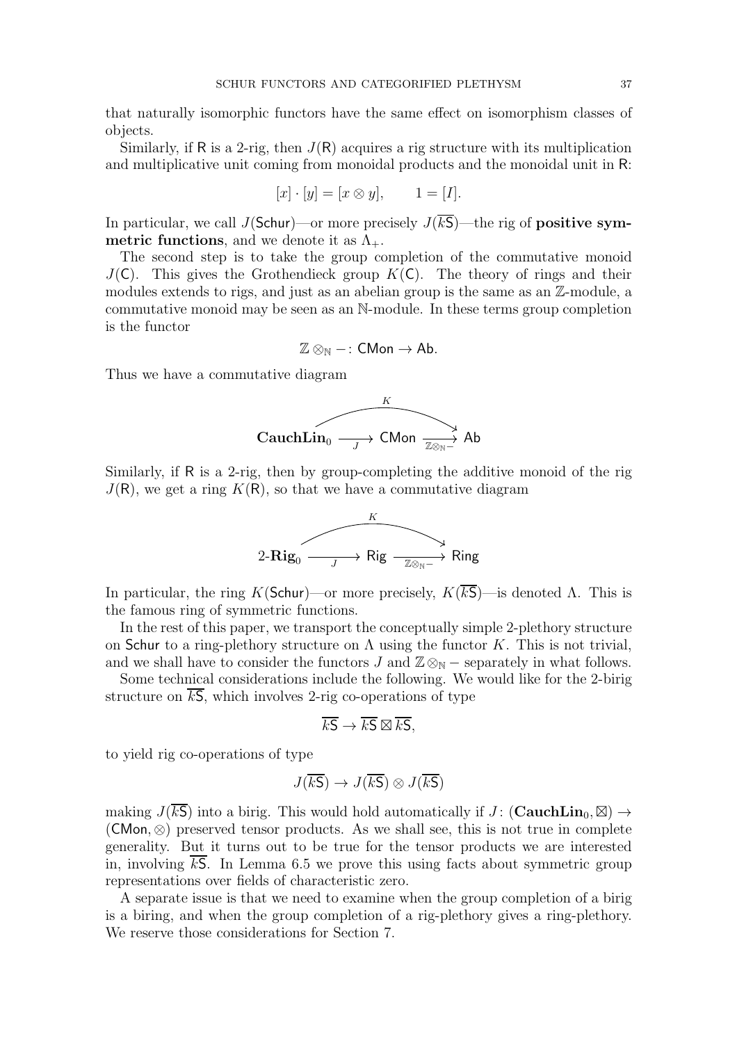that naturally isomorphic functors have the same effect on isomorphism classes of objects.

Similarly, if $\mathsf{R}$ is a 2-rig, then $J(\mathsf{R})$ acquires a rig structure with its multiplication and multiplicative unit coming from monoidal products and the monoidal unit in $\mathsf{R}$:

$$[x] \cdot [y] = [x \otimes y], \qquad 1 = [I].$$

In particular, we call $J(\mathsf{Schur})$—or more precisely $J(\overline{k\mathsf{S}})$—the rig of **positive symmetric functions**, and we denote it as $\Lambda_+$.

The second step is to take the group completion of the commutative monoid $J(\mathsf{C})$. This gives the Grothendieck group $K(\mathsf{C})$. The theory of rings and their modules extends to rigs, and just as an abelian group is the same as an $\mathbb{Z}$-module, a commutative monoid may be seen as an $\mathbb{N}$-module. In these terms group completion is the functor

$$\mathbb{Z} \otimes_{\mathbb{N}} - \colon \mathsf{CMon} \to \mathsf{Ab}.$$

Thus we have a commutative diagram

$$\mathbf{CauchLin}_0 \xrightarrow{J} \mathsf{CMon} \xrightarrow{\mathbb{Z}\otimes_{\mathbb{N}}-} \mathsf{Ab}, \qquad K = (\mathbb{Z}\otimes_{\mathbb{N}}-)\circ J$$

Similarly, if $\mathsf{R}$ is a 2-rig, then by group-completing the additive monoid of the rig $J(\mathsf{R})$, we get a ring $K(\mathsf{R})$, so that we have a commutative diagram

$$2\text{-}\mathbf{Rig}_0 \xrightarrow{J} \mathsf{Rig} \xrightarrow{\mathbb{Z}\otimes_{\mathbb{N}}-} \mathsf{Ring}, \qquad K = (\mathbb{Z}\otimes_{\mathbb{N}}-)\circ J$$

In particular, the ring $K(\mathsf{Schur})$—or more precisely, $K(\overline{k\mathsf{S}})$—is denoted $\Lambda$. This is the famous ring of symmetric functions.

In the rest of this paper, we transport the conceptually simple 2-plethory structure on $\mathsf{Schur}$ to a ring-plethory structure on $\Lambda$ using the functor $K$. This is not trivial, and we shall have to consider the functors $J$ and $\mathbb{Z} \otimes_{\mathbb{N}} -$ separately in what follows.

Some technical considerations include the following. We would like for the 2-birig structure on $\overline{k\mathsf{S}}$, which involves 2-rig co-operations of type

$$\overline{k\mathsf{S}} \to \overline{k\mathsf{S}} \boxtimes \overline{k\mathsf{S}},$$

to yield rig co-operations of type

$$J(\overline{k\mathsf{S}}) \to J(\overline{k\mathsf{S}}) \otimes J(\overline{k\mathsf{S}})$$

making $J(\overline{k\mathsf{S}})$ into a birig. This would hold automatically if $J \colon (\mathbf{CauchLin}_0, \boxtimes) \to (\mathsf{CMon}, \otimes)$ preserved tensor products. As we shall see, this is not true in complete generality. But it turns out to be true for the tensor products we are interested in, involving $\overline{k\mathsf{S}}$. In Lemma 6.5 we prove this using facts about symmetric group representations over fields of characteristic zero.

A separate issue is that we need to examine when the group completion of a birig is a biring, and when the group completion of a rig-plethory gives a ring-plethory. We reserve those considerations for Section 7.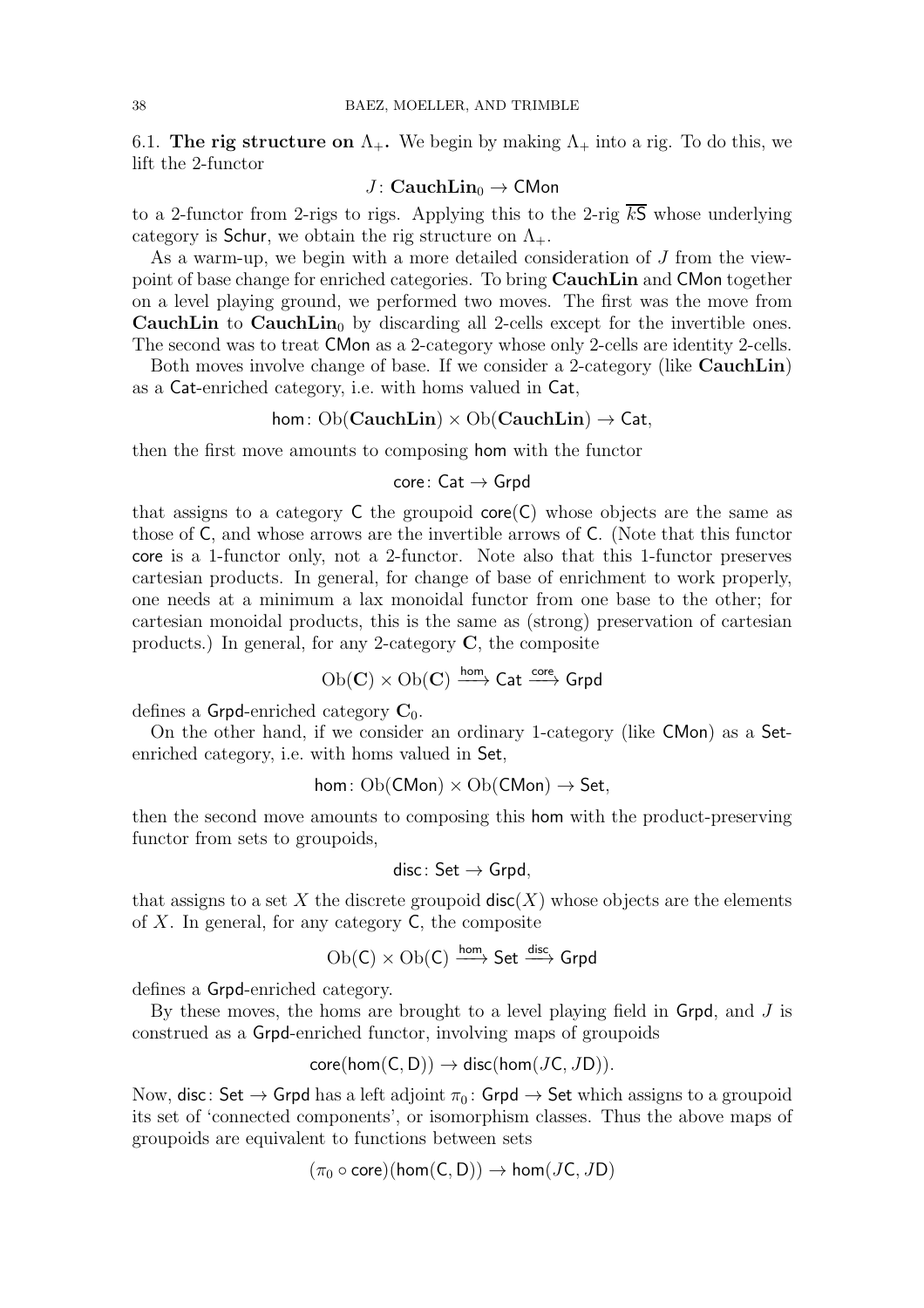6.1. **The rig structure on $\Lambda_+$.** We begin by making $\Lambda_+$ into a rig. To do this, we lift the 2-functor

$$J\colon \mathbf{CauchLin}_0 \to \mathsf{CMon}$$

to a 2-functor from 2-rigs to rigs. Applying this to the 2-rig $\overline{k\mathsf{S}}$ whose underlying category is $\mathsf{Schur}$, we obtain the rig structure on $\Lambda_+$.

As a warm-up, we begin with a more detailed consideration of $J$ from the viewpoint of base change for enriched categories. To bring $\mathbf{CauchLin}$ and $\mathsf{CMon}$ together on a level playing ground, we performed two moves. The first was the move from $\mathbf{CauchLin}$ to $\mathbf{CauchLin}_0$ by discarding all 2-cells except for the invertible ones. The second was to treat $\mathsf{CMon}$ as a 2-category whose only 2-cells are identity 2-cells.

Both moves involve change of base. If we consider a 2-category (like $\mathbf{CauchLin}$) as a $\mathsf{Cat}$-enriched category, i.e. with homs valued in $\mathsf{Cat}$,

$$\mathsf{hom}\colon \mathrm{Ob}(\mathbf{CauchLin}) \times \mathrm{Ob}(\mathbf{CauchLin}) \to \mathsf{Cat},$$

then the first move amounts to composing $\mathsf{hom}$ with the functor

$$\mathsf{core}\colon \mathsf{Cat} \to \mathsf{Grpd}$$

that assigns to a category $\mathsf{C}$ the groupoid $\mathsf{core}(\mathsf{C})$ whose objects are the same as those of $\mathsf{C}$, and whose arrows are the invertible arrows of $\mathsf{C}$. (Note that this functor $\mathsf{core}$ is a 1-functor only, not a 2-functor. Note also that this 1-functor preserves cartesian products. In general, for change of base of enrichment to work properly, one needs at a minimum a lax monoidal functor from one base to the other; for cartesian monoidal products, this is the same as (strong) preservation of cartesian products.) In general, for any 2-category $\mathbf{C}$, the composite

$$\mathrm{Ob}(\mathbf{C}) \times \mathrm{Ob}(\mathbf{C}) \xrightarrow{\mathsf{hom}} \mathsf{Cat} \xrightarrow{\mathsf{core}} \mathsf{Grpd}$$

defines a $\mathsf{Grpd}$-enriched category $\mathbf{C}_0$.

On the other hand, if we consider an ordinary 1-category (like $\mathsf{CMon}$) as a $\mathsf{Set}$-enriched category, i.e. with homs valued in $\mathsf{Set}$,

$$\mathsf{hom}\colon \mathrm{Ob}(\mathsf{CMon}) \times \mathrm{Ob}(\mathsf{CMon}) \to \mathsf{Set},$$

then the second move amounts to composing this $\mathsf{hom}$ with the product-preserving functor from sets to groupoids,

$$\mathsf{disc}\colon \mathsf{Set} \to \mathsf{Grpd},$$

that assigns to a set $X$ the discrete groupoid $\mathsf{disc}(X)$ whose objects are the elements of $X$. In general, for any category $\mathsf{C}$, the composite

$$\mathrm{Ob}(\mathsf{C}) \times \mathrm{Ob}(\mathsf{C}) \xrightarrow{\mathsf{hom}} \mathsf{Set} \xrightarrow{\mathsf{disc}} \mathsf{Grpd}$$

defines a $\mathsf{Grpd}$-enriched category.

By these moves, the homs are brought to a level playing field in $\mathsf{Grpd}$, and $J$ is construed as a $\mathsf{Grpd}$-enriched functor, involving maps of groupoids

$$\mathsf{core}(\mathsf{hom}(\mathsf{C}, \mathsf{D})) \to \mathsf{disc}(\mathsf{hom}(J\mathsf{C}, J\mathsf{D})).$$

Now, $\mathsf{disc}\colon \mathsf{Set} \to \mathsf{Grpd}$ has a left adjoint $\pi_0\colon \mathsf{Grpd} \to \mathsf{Set}$ which assigns to a groupoid its set of 'connected components', or isomorphism classes. Thus the above maps of groupoids are equivalent to functions between sets

$$(\pi_0 \circ \mathsf{core})(\mathsf{hom}(\mathsf{C}, \mathsf{D})) \to \mathsf{hom}(J\mathsf{C}, J\mathsf{D})$$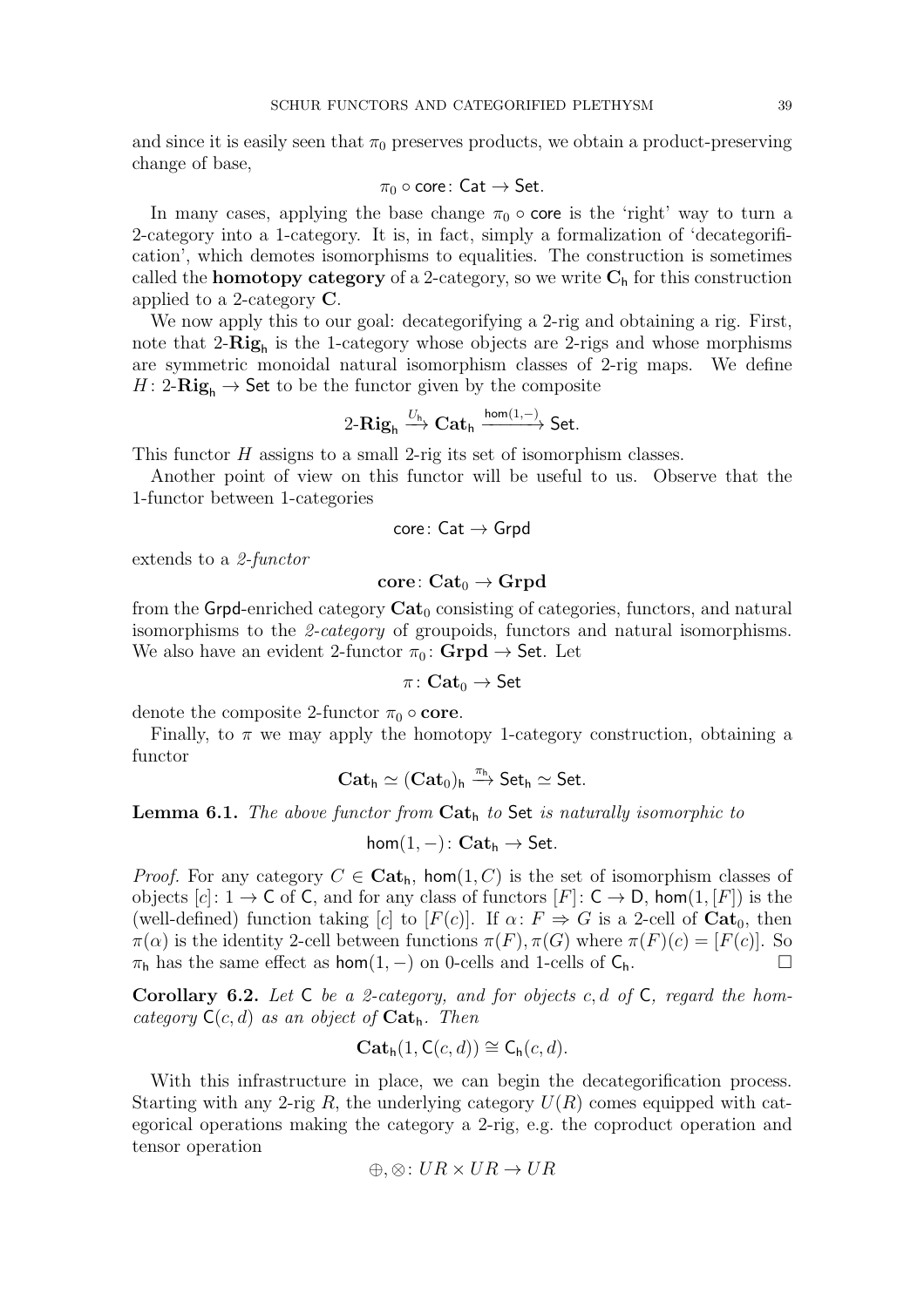and since it is easily seen that $\pi_0$ preserves products, we obtain a product-preserving change of base,

$$\pi_0 \circ \mathsf{core}\colon \mathsf{Cat} \to \mathsf{Set}.$$

In many cases, applying the base change $\pi_0 \circ \mathsf{core}$ is the 'right' way to turn a 2-category into a 1-category. It is, in fact, simply a formalization of 'decategorification', which demotes isomorphisms to equalities. The construction is sometimes called the **homotopy category** of a 2-category, so we write $\mathbf{C}_\mathsf{h}$ for this construction applied to a 2-category $\mathbf{C}$.

We now apply this to our goal: decategorifying a 2-rig and obtaining a rig. First, note that $2\text{-}\mathbf{Rig}_\mathsf{h}$ is the 1-category whose objects are 2-rigs and whose morphisms are symmetric monoidal natural isomorphism classes of 2-rig maps. We define $H\colon 2\text{-}\mathbf{Rig}_\mathsf{h} \to \mathsf{Set}$ to be the functor given by the composite

$$2\text{-}\mathbf{Rig}_\mathsf{h} \xrightarrow{U_\mathsf{h}} \mathbf{Cat}_\mathsf{h} \xrightarrow{\mathsf{hom}(1,-)} \mathsf{Set}.$$

This functor $H$ assigns to a small 2-rig its set of isomorphism classes.

Another point of view on this functor will be useful to us. Observe that the 1-functor between 1-categories

$$\mathsf{core}\colon \mathsf{Cat} \to \mathsf{Grpd}$$

extends to a *2-functor*

$$\mathbf{core}\colon \mathbf{Cat}_0 \to \mathbf{Grpd}$$

from the $\mathsf{Grpd}$-enriched category $\mathbf{Cat}_0$ consisting of categories, functors, and natural isomorphisms to the *2-category* of groupoids, functors and natural isomorphisms. We also have an evident 2-functor $\pi_0\colon \mathbf{Grpd} \to \mathsf{Set}$. Let

$$\pi\colon \mathbf{Cat}_0 \to \mathsf{Set}$$

denote the composite 2-functor $\pi_0 \circ \mathbf{core}$.

Finally, to $\pi$ we may apply the homotopy 1-category construction, obtaining a functor

$$\mathbf{Cat}_\mathsf{h} \simeq (\mathbf{Cat}_0)_\mathsf{h} \xrightarrow{\pi_\mathsf{h}} \mathsf{Set}_\mathsf{h} \simeq \mathsf{Set}.$$

**Lemma 6.1.** *The above functor from $\mathbf{Cat}_\mathsf{h}$ to $\mathsf{Set}$ is naturally isomorphic to*

$$\mathsf{hom}(1,-)\colon \mathbf{Cat}_\mathsf{h} \to \mathsf{Set}.$$

*Proof.* For any category $C \in \mathbf{Cat}_\mathsf{h}$, $\mathsf{hom}(1, C)$ is the set of isomorphism classes of objects $[c]\colon 1 \to \mathsf{C}$ of $\mathsf{C}$, and for any class of functors $[F]\colon \mathsf{C} \to \mathsf{D}$, $\mathsf{hom}(1, [F])$ is the (well-defined) function taking $[c]$ to $[F(c)]$. If $\alpha\colon F \Rightarrow G$ is a 2-cell of $\mathbf{Cat}_0$, then $\pi(\alpha)$ is the identity 2-cell between functions $\pi(F), \pi(G)$ where $\pi(F)(c) = [F(c)]$. So $\pi_\mathsf{h}$ has the same effect as $\mathsf{hom}(1,-)$ on 0-cells and 1-cells of $\mathsf{C}_\mathsf{h}$. □

**Corollary 6.2.** *Let $\mathsf{C}$ be a 2-category, and for objects $c, d$ of $\mathsf{C}$, regard the hom-category $\mathsf{C}(c, d)$ as an object of $\mathbf{Cat}_\mathsf{h}$. Then*

$$\mathbf{Cat}_\mathsf{h}(1, \mathsf{C}(c, d)) \cong \mathsf{C}_\mathsf{h}(c, d).$$

With this infrastructure in place, we can begin the decategorification process. Starting with any 2-rig $R$, the underlying category $U(R)$ comes equipped with categorical operations making the category a 2-rig, e.g. the coproduct operation and tensor operation

$$\oplus, \otimes\colon UR \times UR \to UR$$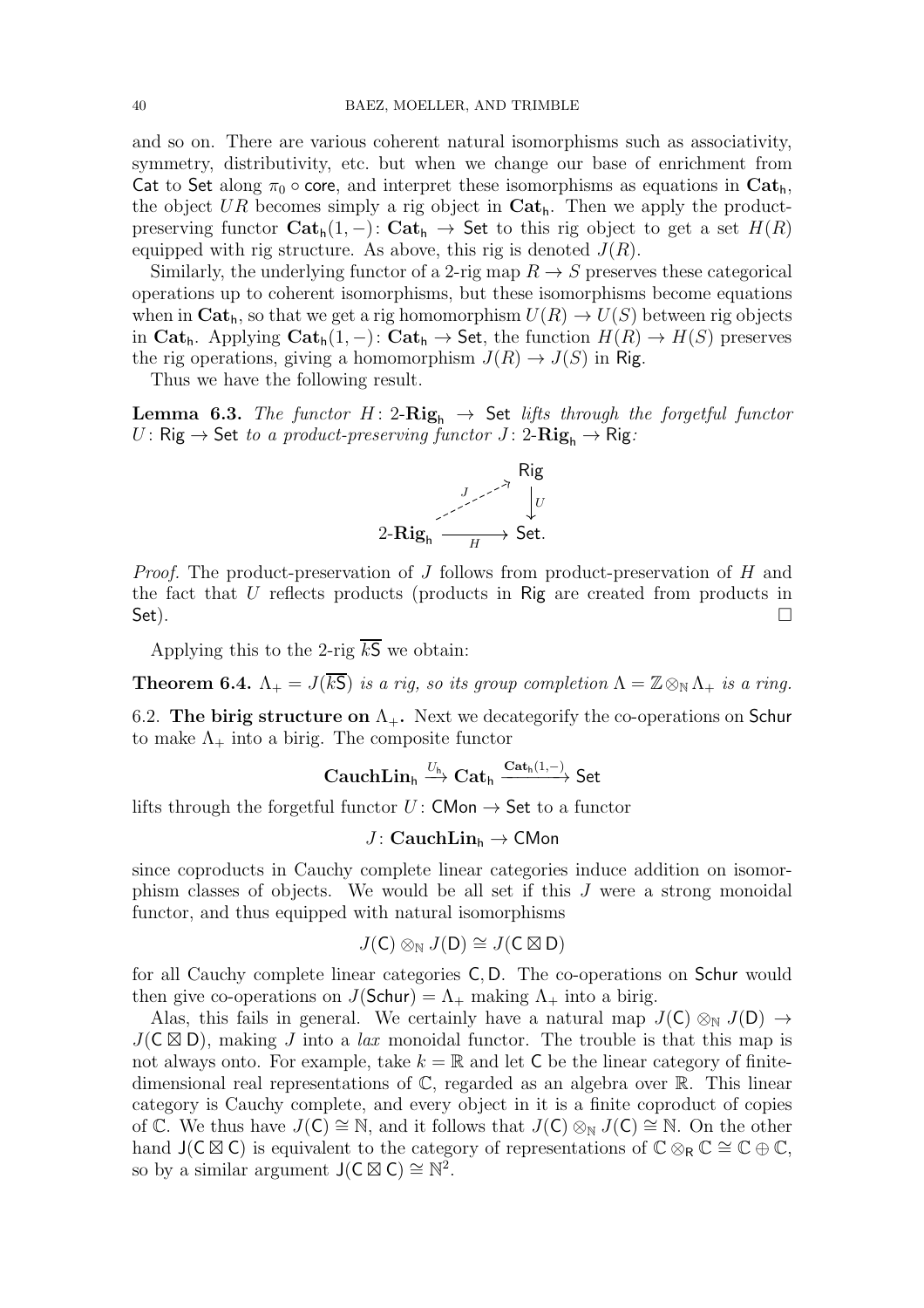and so on. There are various coherent natural isomorphisms such as associativity, symmetry, distributivity, etc. but when we change our base of enrichment from $\mathsf{Cat}$ to $\mathsf{Set}$ along $\pi_0 \circ \mathsf{core}$, and interpret these isomorphisms as equations in $\mathbf{Cat}_\mathsf{h}$, the object $UR$ becomes simply a rig object in $\mathbf{Cat}_\mathsf{h}$. Then we apply the product-preserving functor $\mathbf{Cat}_\mathsf{h}(1,-)\colon \mathbf{Cat}_\mathsf{h} \to \mathsf{Set}$ to this rig object to get a set $H(R)$ equipped with rig structure. As above, this rig is denoted $J(R)$.

Similarly, the underlying functor of a 2-rig map $R \to S$ preserves these categorical operations up to coherent isomorphisms, but these isomorphisms become equations when in $\mathbf{Cat}_\mathsf{h}$, so that we get a rig homomorphism $U(R) \to U(S)$ between rig objects in $\mathbf{Cat}_\mathsf{h}$. Applying $\mathbf{Cat}_\mathsf{h}(1,-)\colon \mathbf{Cat}_\mathsf{h} \to \mathsf{Set}$, the function $H(R) \to H(S)$ preserves the rig operations, giving a homomorphism $J(R) \to J(S)$ in $\mathsf{Rig}$.

Thus we have the following result.

**Lemma 6.3.** *The functor $H\colon 2\text{-}\mathbf{Rig}_\mathsf{h} \to \mathsf{Set}$ lifts through the forgetful functor $U\colon \mathsf{Rig} \to \mathsf{Set}$ to a product-preserving functor $J\colon 2\text{-}\mathbf{Rig}_\mathsf{h} \to \mathsf{Rig}$:*

$$\begin{array}{ccc} & & \mathsf{Rig} \\ & \overset{J}{\nearrow} & \downarrow U \\ 2\text{-}\mathbf{Rig}_\mathsf{h} & \xrightarrow[H]{} & \mathsf{Set}. \end{array}$$

*Proof.* The product-preservation of $J$ follows from product-preservation of $H$ and the fact that $U$ reflects products (products in $\mathsf{Rig}$ are created from products in $\mathsf{Set}$). □

Applying this to the 2-rig $\overline{k\mathsf{S}}$ we obtain:

**Theorem 6.4.** *$\Lambda_+ = J(\overline{k\mathsf{S}})$ is a rig, so its group completion $\Lambda = \mathbb{Z} \otimes_\mathbb{N} \Lambda_+$ is a ring.*

6.2. **The birig structure on $\Lambda_+$.** Next we decategorify the co-operations on $\mathsf{Schur}$ to make $\Lambda_+$ into a birig. The composite functor

$$\mathbf{CauchLin}_\mathsf{h} \xrightarrow{U_\mathsf{h}} \mathbf{Cat}_\mathsf{h} \xrightarrow{\mathbf{Cat}_\mathsf{h}(1,-)} \mathsf{Set}$$

lifts through the forgetful functor $U\colon \mathsf{CMon} \to \mathsf{Set}$ to a functor

$$J\colon \mathbf{CauchLin}_\mathsf{h} \to \mathsf{CMon}$$

since coproducts in Cauchy complete linear categories induce addition on isomorphism classes of objects. We would be all set if this $J$ were a strong monoidal functor, and thus equipped with natural isomorphisms

$$J(\mathsf{C}) \otimes_\mathbb{N} J(\mathsf{D}) \cong J(\mathsf{C} \boxtimes \mathsf{D})$$

for all Cauchy complete linear categories $\mathsf{C}, \mathsf{D}$. The co-operations on $\mathsf{Schur}$ would then give co-operations on $J(\mathsf{Schur}) = \Lambda_+$ making $\Lambda_+$ into a birig.

Alas, this fails in general. We certainly have a natural map $J(\mathsf{C}) \otimes_\mathbb{N} J(\mathsf{D}) \to J(\mathsf{C} \boxtimes \mathsf{D})$, making $J$ into a *lax* monoidal functor. The trouble is that this map is not always onto. For example, take $k = \mathbb{R}$ and let $\mathsf{C}$ be the linear category of finite-dimensional real representations of $\mathbb{C}$, regarded as an algebra over $\mathbb{R}$. This linear category is Cauchy complete, and every object in it is a finite coproduct of copies of $\mathbb{C}$. We thus have $J(\mathsf{C}) \cong \mathbb{N}$, and it follows that $J(\mathsf{C}) \otimes_\mathbb{N} J(\mathsf{C}) \cong \mathbb{N}$. On the other hand $\mathsf{J}(\mathsf{C} \boxtimes \mathsf{C})$ is equivalent to the category of representations of $\mathbb{C} \otimes_\mathsf{R} \mathbb{C} \cong \mathbb{C} \oplus \mathbb{C}$, so by a similar argument $\mathsf{J}(\mathsf{C} \boxtimes \mathsf{C}) \cong \mathbb{N}^2$.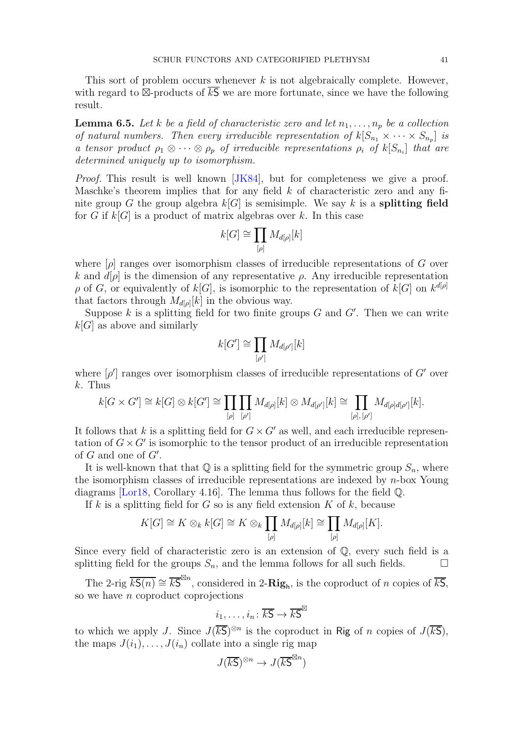This sort of problem occurs whenever $k$ is not algebraically complete. However, with regard to $\boxtimes$-products of $\overline{k\mathsf{S}}$ we are more fortunate, since we have the following result.

**Lemma 6.5.** *Let $k$ be a field of characteristic zero and let $n_1, \ldots, n_p$ be a collection of natural numbers. Then every irreducible representation of $k[S_{n_1} \times \cdots \times S_{n_p}]$ is a tensor product $\rho_1 \otimes \cdots \otimes \rho_p$ of irreducible representations $\rho_i$ of $k[S_{n_i}]$ that are determined uniquely up to isomorphism.*

*Proof.* This result is well known [JK84], but for completeness we give a proof. Maschke's theorem implies that for any field $k$ of characteristic zero and any finite group $G$ the group algebra $k[G]$ is semisimple. We say $k$ is a **splitting field** for $G$ if $k[G]$ is a product of matrix algebras over $k$. In this case

$$k[G] \cong \prod_{[\rho]} M_{d[\rho]}[k]$$

where $[\rho]$ ranges over isomorphism classes of irreducible representations of $G$ over $k$ and $d[\rho]$ is the dimension of any representative $\rho$. Any irreducible representation $\rho$ of $G$, or equivalently of $k[G]$, is isomorphic to the representation of $k[G]$ on $k^{d[\rho]}$ that factors through $M_{d[\rho]}[k]$ in the obvious way.

Suppose $k$ is a splitting field for two finite groups $G$ and $G'$. Then we can write $k[G]$ as above and similarly

$$k[G'] \cong \prod_{[\rho']} M_{d[\rho']}[k]$$

where $[\rho']$ ranges over isomorphism classes of irreducible representations of $G'$ over $k$. Thus

$$k[G \times G'] \cong k[G] \otimes k[G'] \cong \prod_{[\rho]} \prod_{[\rho']} M_{d[\rho]}[k] \otimes M_{d[\rho']}[k] \cong \prod_{[\rho],\,[\rho']} M_{d[\rho]d[\rho']}[k].$$

It follows that $k$ is a splitting field for $G \times G'$ as well, and each irreducible representation of $G \times G'$ is isomorphic to the tensor product of an irreducible representation of $G$ and one of $G'$.

It is well-known that that $\mathbb{Q}$ is a splitting field for the symmetric group $S_n$, where the isomorphism classes of irreducible representations are indexed by $n$-box Young diagrams [Lor18, Corollary 4.16]. The lemma thus follows for the field $\mathbb{Q}$.

If $k$ is a splitting field for $G$ so is any field extension $K$ of $k$, because

$$K[G] \cong K \otimes_k k[G] \cong K \otimes_k \prod_{[\rho]} M_{d[\rho]}[k] \cong \prod_{[\rho]} M_{d[\rho]}[K].$$

Since every field of characteristic zero is an extension of $\mathbb{Q}$, every such field is a splitting field for the groups $S_n$, and the lemma follows for all such fields. $\square$

The 2-rig $\overline{k\mathsf{S}(n)} \cong \overline{k\mathsf{S}}^{\boxtimes n}$, considered in 2-$\mathbf{Rig}_{\mathsf{h}}$, is the coproduct of $n$ copies of $\overline{k\mathsf{S}}$, so we have $n$ coproduct coprojections

$$i_1, \ldots, i_n \colon \overline{k\mathsf{S}} \to \overline{k\mathsf{S}}^{\boxtimes}$$

to which we apply $J$. Since $J(\overline{k\mathsf{S}})^{\otimes n}$ is the coproduct in $\mathsf{Rig}$ of $n$ copies of $J(\overline{k\mathsf{S}})$, the maps $J(i_1), \ldots, J(i_n)$ collate into a single rig map

$$J(\overline{k\mathsf{S}})^{\otimes n} \to J(\overline{k\mathsf{S}}^{\boxtimes n})$$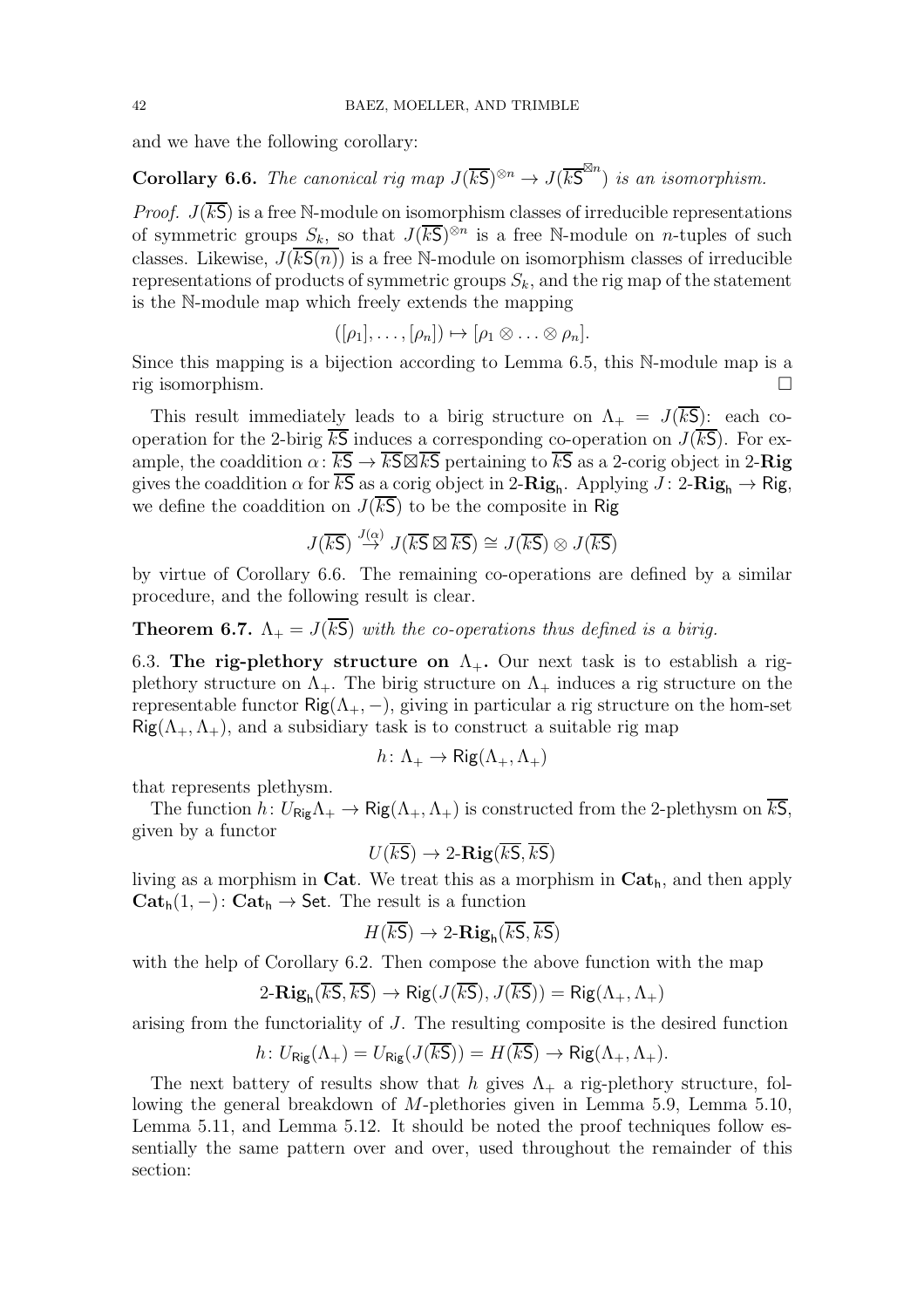and we have the following corollary:

**Corollary 6.6.** *The canonical rig map $J(\overline{k\mathsf{S}})^{\otimes n} \to J(\overline{k\mathsf{S}}^{\boxtimes n})$ is an isomorphism.*

*Proof.* $J(\overline{k\mathsf{S}})$ is a free $\mathbb{N}$-module on isomorphism classes of irreducible representations of symmetric groups $S_k$, so that $J(\overline{k\mathsf{S}})^{\otimes n}$ is a free $\mathbb{N}$-module on $n$-tuples of such classes. Likewise, $J(\overline{k\mathsf{S}(n)})$ is a free $\mathbb{N}$-module on isomorphism classes of irreducible representations of products of symmetric groups $S_k$, and the rig map of the statement is the $\mathbb{N}$-module map which freely extends the mapping

$$([\rho_1], \ldots, [\rho_n]) \mapsto [\rho_1 \otimes \ldots \otimes \rho_n].$$

Since this mapping is a bijection according to Lemma 6.5, this $\mathbb{N}$-module map is a rig isomorphism. $\square$

This result immediately leads to a birig structure on $\Lambda_+ = J(\overline{k\mathsf{S}})$: each co-operation for the 2-birig $\overline{k\mathsf{S}}$ induces a corresponding co-operation on $J(\overline{k\mathsf{S}})$. For example, the coaddition $\alpha\colon \overline{k\mathsf{S}} \to \overline{k\mathsf{S}} \boxtimes \overline{k\mathsf{S}}$ pertaining to $\overline{k\mathsf{S}}$ as a 2-corig object in 2-**Rig** gives the coaddition $\alpha$ for $\overline{k\mathsf{S}}$ as a corig object in 2-$\mathbf{Rig}_\mathsf{h}$. Applying $J\colon$ 2-$\mathbf{Rig}_\mathsf{h} \to \mathsf{Rig}$, we define the coaddition on $J(\overline{k\mathsf{S}})$ to be the composite in $\mathsf{Rig}$

$$J(\overline{k\mathsf{S}}) \stackrel{J(\alpha)}{\to} J(\overline{k\mathsf{S}} \boxtimes \overline{k\mathsf{S}}) \cong J(\overline{k\mathsf{S}}) \otimes J(\overline{k\mathsf{S}})$$

by virtue of Corollary 6.6. The remaining co-operations are defined by a similar procedure, and the following result is clear.

**Theorem 6.7.** *$\Lambda_+ = J(\overline{k\mathsf{S}})$ with the co-operations thus defined is a birig.*

6.3. **The rig-plethory structure on $\Lambda_+$.** Our next task is to establish a rig-plethory structure on $\Lambda_+$. The birig structure on $\Lambda_+$ induces a rig structure on the representable functor $\mathsf{Rig}(\Lambda_+, -)$, giving in particular a rig structure on the hom-set $\mathsf{Rig}(\Lambda_+, \Lambda_+)$, and a subsidiary task is to construct a suitable rig map

$$h\colon \Lambda_+ \to \mathsf{Rig}(\Lambda_+, \Lambda_+)$$

that represents plethysm.

The function $h\colon U_{\mathsf{Rig}}\Lambda_+ \to \mathsf{Rig}(\Lambda_+, \Lambda_+)$ is constructed from the 2-plethysm on $\overline{k\mathsf{S}}$, given by a functor

$$U(\overline{k\mathsf{S}}) \to 2\text{-}\mathbf{Rig}(\overline{k\mathsf{S}}, \overline{k\mathsf{S}})$$

living as a morphism in **Cat**. We treat this as a morphism in $\mathbf{Cat}_\mathsf{h}$, and then apply $\mathbf{Cat}_\mathsf{h}(1, -)\colon \mathbf{Cat}_\mathsf{h} \to \mathsf{Set}$. The result is a function

$$H(\overline{k\mathsf{S}}) \to 2\text{-}\mathbf{Rig}_\mathsf{h}(\overline{k\mathsf{S}}, \overline{k\mathsf{S}})$$

with the help of Corollary 6.2. Then compose the above function with the map

$$2\text{-}\mathbf{Rig}_\mathsf{h}(\overline{k\mathsf{S}}, \overline{k\mathsf{S}}) \to \mathsf{Rig}(J(\overline{k\mathsf{S}}), J(\overline{k\mathsf{S}})) = \mathsf{Rig}(\Lambda_+, \Lambda_+)$$

arising from the functoriality of $J$. The resulting composite is the desired function

$$h\colon U_{\mathsf{Rig}}(\Lambda_+) = U_{\mathsf{Rig}}(J(\overline{k\mathsf{S}})) = H(\overline{k\mathsf{S}}) \to \mathsf{Rig}(\Lambda_+, \Lambda_+).$$

The next battery of results show that $h$ gives $\Lambda_+$ a rig-plethory structure, following the general breakdown of $M$-plethories given in Lemma 5.9, Lemma 5.10, Lemma 5.11, and Lemma 5.12. It should be noted the proof techniques follow essentially the same pattern over and over, used throughout the remainder of this section: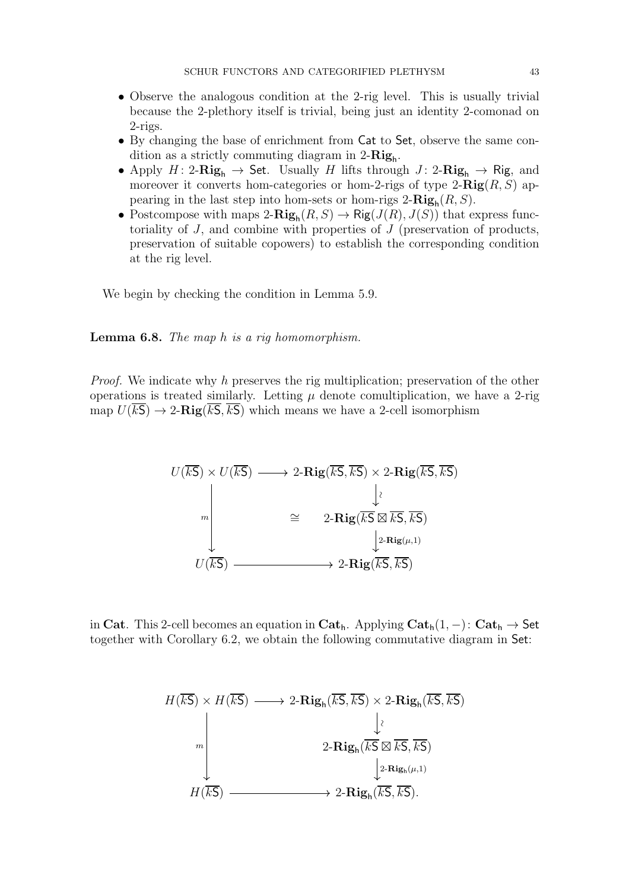- Observe the analogous condition at the 2-rig level. This is usually trivial because the 2-plethory itself is trivial, being just an identity 2-comonad on 2-rigs.
- By changing the base of enrichment from $\mathsf{Cat}$ to $\mathsf{Set}$, observe the same condition as a strictly commuting diagram in $2\text{-}\mathbf{Rig}_\mathsf{h}$.
- Apply $H\colon 2\text{-}\mathbf{Rig}_\mathsf{h} \to \mathsf{Set}$. Usually $H$ lifts through $J\colon 2\text{-}\mathbf{Rig}_\mathsf{h} \to \mathsf{Rig}$, and moreover it converts hom-categories or hom-2-rigs of type $2\text{-}\mathbf{Rig}(R, S)$ appearing in the last step into hom-sets or hom-rigs $2\text{-}\mathbf{Rig}_\mathsf{h}(R, S)$.
- Postcompose with maps $2\text{-}\mathbf{Rig}_\mathsf{h}(R, S) \to \mathsf{Rig}(J(R), J(S))$ that express functoriality of $J$, and combine with properties of $J$ (preservation of products, preservation of suitable copowers) to establish the corresponding condition at the rig level.

We begin by checking the condition in Lemma 5.9.

**Lemma 6.8.** *The map $h$ is a rig homomorphism.*

*Proof.* We indicate why $h$ preserves the rig multiplication; preservation of the other operations is treated similarly. Letting $\mu$ denote comultiplication, we have a 2-rig map $U(\overline{k\mathsf{S}}) \to 2\text{-}\mathbf{Rig}(\overline{k\mathsf{S}}, \overline{k\mathsf{S}})$ which means we have a 2-cell isomorphism

$$
\begin{array}{ccc}
U(\overline{k\mathsf{S}}) \times U(\overline{k\mathsf{S}}) & \longrightarrow & 2\text{-}\mathbf{Rig}(\overline{k\mathsf{S}}, \overline{k\mathsf{S}}) \times 2\text{-}\mathbf{Rig}(\overline{k\mathsf{S}}, \overline{k\mathsf{S}}) \\
 & & \big\downarrow \wr \\
\Big\downarrow m & \cong & 2\text{-}\mathbf{Rig}(\overline{k\mathsf{S}} \boxtimes \overline{k\mathsf{S}}, \overline{k\mathsf{S}}) \\
 & & \big\downarrow 2\text{-}\mathbf{Rig}(\mu, 1) \\
U(\overline{k\mathsf{S}}) & \longrightarrow & 2\text{-}\mathbf{Rig}(\overline{k\mathsf{S}}, \overline{k\mathsf{S}})
\end{array}
$$

in $\mathbf{Cat}$. This 2-cell becomes an equation in $\mathbf{Cat}_\mathsf{h}$. Applying $\mathbf{Cat}_\mathsf{h}(1, -)\colon \mathbf{Cat}_\mathsf{h} \to \mathsf{Set}$ together with Corollary 6.2, we obtain the following commutative diagram in $\mathsf{Set}$:

$$
\begin{array}{ccc}
H(\overline{k\mathsf{S}}) \times H(\overline{k\mathsf{S}}) & \longrightarrow & 2\text{-}\mathbf{Rig}_\mathsf{h}(\overline{k\mathsf{S}}, \overline{k\mathsf{S}}) \times 2\text{-}\mathbf{Rig}_\mathsf{h}(\overline{k\mathsf{S}}, \overline{k\mathsf{S}}) \\
 & & \big\downarrow \wr \\
\Big\downarrow m & & 2\text{-}\mathbf{Rig}_\mathsf{h}(\overline{k\mathsf{S}} \boxtimes \overline{k\mathsf{S}}, \overline{k\mathsf{S}}) \\
 & & \big\downarrow 2\text{-}\mathbf{Rig}_\mathsf{h}(\mu, 1) \\
H(\overline{k\mathsf{S}}) & \longrightarrow & 2\text{-}\mathbf{Rig}_\mathsf{h}(\overline{k\mathsf{S}}, \overline{k\mathsf{S}}).
\end{array}
$$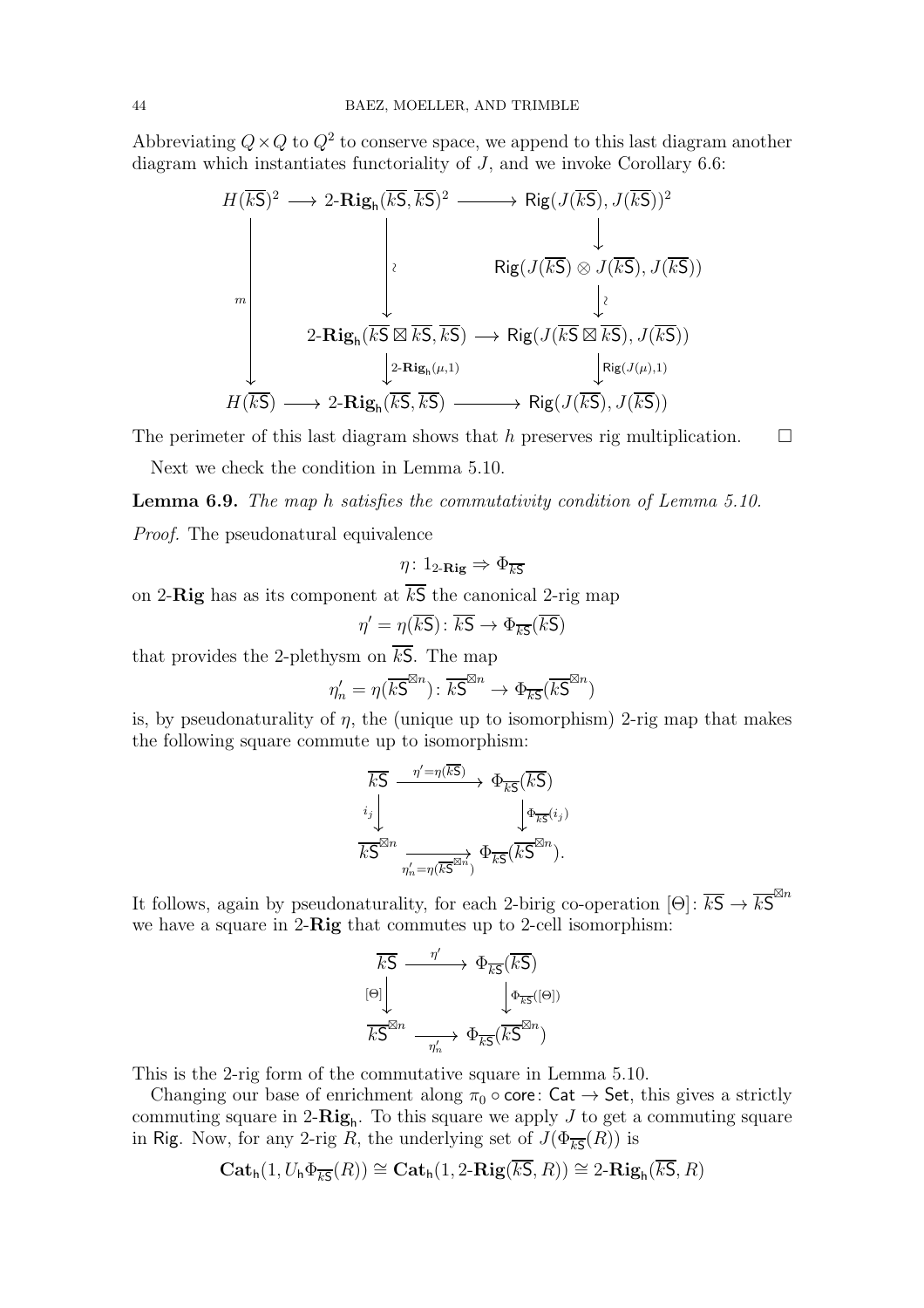Abbreviating $Q \times Q$ to $Q^2$ to conserve space, we append to this last diagram another diagram which instantiates functoriality of $J$, and we invoke Corollary 6.6:

$$
\begin{array}{ccccc}
H(\overline{k\mathsf{S}})^2 & \longrightarrow & 2\text{-}\mathbf{Rig}_{\mathsf{h}}(\overline{k\mathsf{S}}, \overline{k\mathsf{S}})^2 & \longrightarrow & \mathsf{Rig}(J(\overline{k\mathsf{S}}), J(\overline{k\mathsf{S}}))^2 \\
 & & & & \downarrow \\
\Big\downarrow m & & \Big\downarrow \wr & & \mathsf{Rig}(J(\overline{k\mathsf{S}}) \otimes J(\overline{k\mathsf{S}}), J(\overline{k\mathsf{S}})) \\
 & & & & \downarrow \wr \\
 & & 2\text{-}\mathbf{Rig}_{\mathsf{h}}(\overline{k\mathsf{S}} \boxtimes \overline{k\mathsf{S}}, \overline{k\mathsf{S}}) & \longrightarrow & \mathsf{Rig}(J(\overline{k\mathsf{S}} \boxtimes \overline{k\mathsf{S}}), J(\overline{k\mathsf{S}})) \\
 & & \Big\downarrow 2\text{-}\mathbf{Rig}_{\mathsf{h}}(\mu, 1) & & \Big\downarrow \mathsf{Rig}(J(\mu), 1) \\
H(\overline{k\mathsf{S}}) & \longrightarrow & 2\text{-}\mathbf{Rig}_{\mathsf{h}}(\overline{k\mathsf{S}}, \overline{k\mathsf{S}}) & \longrightarrow & \mathsf{Rig}(J(\overline{k\mathsf{S}}), J(\overline{k\mathsf{S}}))
\end{array}
$$

The perimeter of this last diagram shows that $h$ preserves rig multiplication. $\square$

Next we check the condition in Lemma 5.10.

**Lemma 6.9.** *The map $h$ satisfies the commutativity condition of Lemma 5.10.*

*Proof.* The pseudonatural equivalence

$$\eta \colon 1_{2\text{-}\mathbf{Rig}} \Rightarrow \Phi_{\overline{k\mathsf{S}}}$$

on 2-$\mathbf{Rig}$ has as its component at $\overline{k\mathsf{S}}$ the canonical 2-rig map

$$\eta' = \eta(\overline{k\mathsf{S}}) \colon \overline{k\mathsf{S}} \to \Phi_{\overline{k\mathsf{S}}}(\overline{k\mathsf{S}})$$

that provides the 2-plethysm on $\overline{k\mathsf{S}}$. The map

$$\eta'_n = \eta(\overline{k\mathsf{S}}^{\boxtimes n}) \colon \overline{k\mathsf{S}}^{\boxtimes n} \to \Phi_{\overline{k\mathsf{S}}}(\overline{k\mathsf{S}}^{\boxtimes n})$$

is, by pseudonaturality of $\eta$, the (unique up to isomorphism) 2-rig map that makes the following square commute up to isomorphism:

$$
\begin{array}{ccc}
\overline{k\mathsf{S}} & \xrightarrow{\eta' = \eta(\overline{k\mathsf{S}})} & \Phi_{\overline{k\mathsf{S}}}(\overline{k\mathsf{S}}) \\
\Big\downarrow i_j & & \Big\downarrow \Phi_{\overline{k\mathsf{S}}}(i_j) \\
\overline{k\mathsf{S}}^{\boxtimes n} & \xrightarrow[\eta'_n = \eta(\overline{k\mathsf{S}}^{\boxtimes n})]{} & \Phi_{\overline{k\mathsf{S}}}(\overline{k\mathsf{S}}^{\boxtimes n}).
\end{array}
$$

It follows, again by pseudonaturality, for each 2-birig co-operation $[\Theta] \colon \overline{k\mathsf{S}} \to \overline{k\mathsf{S}}^{\boxtimes n}$ we have a square in 2-$\mathbf{Rig}$ that commutes up to 2-cell isomorphism:

$$
\begin{array}{ccc}
\overline{k\mathsf{S}} & \xrightarrow{\eta'} & \Phi_{\overline{k\mathsf{S}}}(\overline{k\mathsf{S}}) \\
\Big\downarrow [\Theta] & & \Big\downarrow \Phi_{\overline{k\mathsf{S}}}([\Theta]) \\
\overline{k\mathsf{S}}^{\boxtimes n} & \xrightarrow[\eta'_n]{} & \Phi_{\overline{k\mathsf{S}}}(\overline{k\mathsf{S}}^{\boxtimes n})
\end{array}
$$

This is the 2-rig form of the commutative square in Lemma 5.10.

Changing our base of enrichment along $\pi_0 \circ \mathsf{core} \colon \mathsf{Cat} \to \mathsf{Set}$, this gives a strictly commuting square in 2-$\mathbf{Rig}_{\mathsf{h}}$. To this square we apply $J$ to get a commuting square in $\mathsf{Rig}$. Now, for any 2-rig $R$, the underlying set of $J(\Phi_{\overline{k\mathsf{S}}}(R))$ is

$$\mathbf{Cat}_{\mathsf{h}}(1, U_{\mathsf{h}} \Phi_{\overline{k\mathsf{S}}}(R)) \cong \mathbf{Cat}_{\mathsf{h}}(1, 2\text{-}\mathbf{Rig}(\overline{k\mathsf{S}}, R)) \cong 2\text{-}\mathbf{Rig}_{\mathsf{h}}(\overline{k\mathsf{S}}, R)$$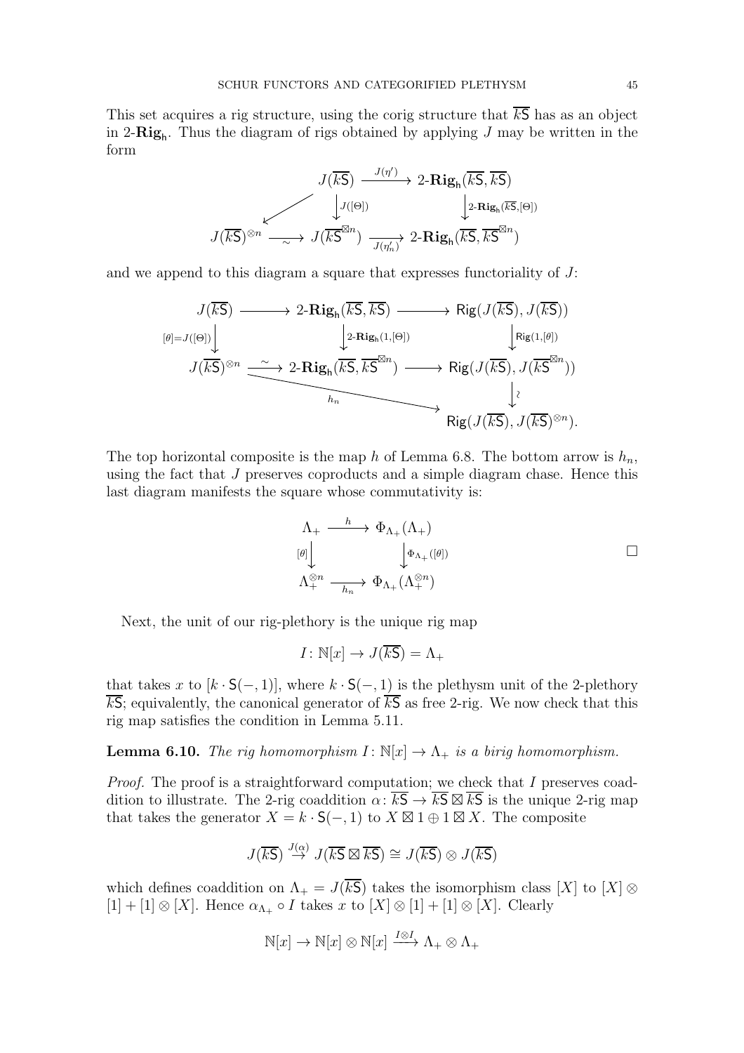This set acquires a rig structure, using the corig structure that $\overline{k\mathsf{S}}$ has as an object in 2-$\mathbf{Rig}_{\mathsf{h}}$. Thus the diagram of rigs obtained by applying $J$ may be written in the form

$$\begin{array}{ccccc}
 & & J(\overline{k\mathsf{S}}) & \xrightarrow{J(\eta')} & 2\text{-}\mathbf{Rig}_{\mathsf{h}}(\overline{k\mathsf{S}}, \overline{k\mathsf{S}}) \\
 & \swarrow & \downarrow{\scriptstyle J([\Theta])} & & \downarrow{\scriptstyle 2\text{-}\mathbf{Rig}_{\mathsf{h}}(\overline{k\mathsf{S}}, [\Theta])} \\
J(\overline{k\mathsf{S}})^{\otimes n} & \xrightarrow[\sim]{} & J(\overline{k\mathsf{S}}^{\boxtimes n}) & \xrightarrow[J(\eta'_n)]{} & 2\text{-}\mathbf{Rig}_{\mathsf{h}}(\overline{k\mathsf{S}}, \overline{k\mathsf{S}}^{\boxtimes n})
\end{array}$$

and we append to this diagram a square that expresses functoriality of $J$:

$$\begin{array}{ccccc}
J(\overline{k\mathsf{S}}) & \longrightarrow & 2\text{-}\mathbf{Rig}_{\mathsf{h}}(\overline{k\mathsf{S}}, \overline{k\mathsf{S}}) & \longrightarrow & \mathsf{Rig}(J(\overline{k\mathsf{S}}), J(\overline{k\mathsf{S}})) \\
{\scriptstyle [\theta]=J([\Theta])}\downarrow & & \downarrow{\scriptstyle 2\text{-}\mathbf{Rig}_{\mathsf{h}}(1, [\Theta])} & & \downarrow{\scriptstyle \mathsf{Rig}(1, [\theta])} \\
J(\overline{k\mathsf{S}})^{\otimes n} & \xrightarrow{\sim} & 2\text{-}\mathbf{Rig}_{\mathsf{h}}(\overline{k\mathsf{S}}, \overline{k\mathsf{S}}^{\boxtimes n}) & \longrightarrow & \mathsf{Rig}(J(\overline{k\mathsf{S}}), J(\overline{k\mathsf{S}}^{\boxtimes n})) \\
 & & & & \downarrow{\scriptstyle \wr} \\
 & & \xrightarrow{h_n} & & \mathsf{Rig}(J(\overline{k\mathsf{S}}), J(\overline{k\mathsf{S}})^{\otimes n}).
\end{array}$$

The top horizontal composite is the map $h$ of Lemma 6.8. The bottom arrow is $h_n$, using the fact that $J$ preserves coproducts and a simple diagram chase. Hence this last diagram manifests the square whose commutativity is:

$$\begin{array}{ccc}
\Lambda_+ & \xrightarrow{h} & \Phi_{\Lambda_+}(\Lambda_+) \\
{\scriptstyle [\theta]}\downarrow & & \downarrow{\scriptstyle \Phi_{\Lambda_+}([\theta])} \\
\Lambda_+^{\otimes n} & \xrightarrow[h_n]{} & \Phi_{\Lambda_+}(\Lambda_+^{\otimes n})
\end{array}$$

□

Next, the unit of our rig-plethory is the unique rig map

$$I \colon \mathbb{N}[x] \to J(\overline{k\mathsf{S}}) = \Lambda_+$$

that takes $x$ to $[k \cdot \mathsf{S}(-,1)]$, where $k \cdot \mathsf{S}(-,1)$ is the plethysm unit of the 2-plethory $\overline{k\mathsf{S}}$; equivalently, the canonical generator of $\overline{k\mathsf{S}}$ as free 2-rig. We now check that this rig map satisfies the condition in Lemma 5.11.

**Lemma 6.10.** *The rig homomorphism $I \colon \mathbb{N}[x] \to \Lambda_+$ is a birig homomorphism.*

*Proof.* The proof is a straightforward computation; we check that $I$ preserves coaddition to illustrate. The 2-rig coaddition $\alpha \colon \overline{k\mathsf{S}} \to \overline{k\mathsf{S}} \boxtimes \overline{k\mathsf{S}}$ is the unique 2-rig map that takes the generator $X = k \cdot \mathsf{S}(-,1)$ to $X \boxtimes 1 \oplus 1 \boxtimes X$. The composite

$$J(\overline{k\mathsf{S}}) \stackrel{J(\alpha)}{\to} J(\overline{k\mathsf{S}} \boxtimes \overline{k\mathsf{S}}) \cong J(\overline{k\mathsf{S}}) \otimes J(\overline{k\mathsf{S}})$$

which defines coaddition on $\Lambda_+ = J(\overline{k\mathsf{S}})$ takes the isomorphism class $[X]$ to $[X] \otimes [1] + [1] \otimes [X]$. Hence $\alpha_{\Lambda_+} \circ I$ takes $x$ to $[X] \otimes [1] + [1] \otimes [X]$. Clearly

$$\mathbb{N}[x] \to \mathbb{N}[x] \otimes \mathbb{N}[x] \xrightarrow{I \otimes I} \Lambda_+ \otimes \Lambda_+$$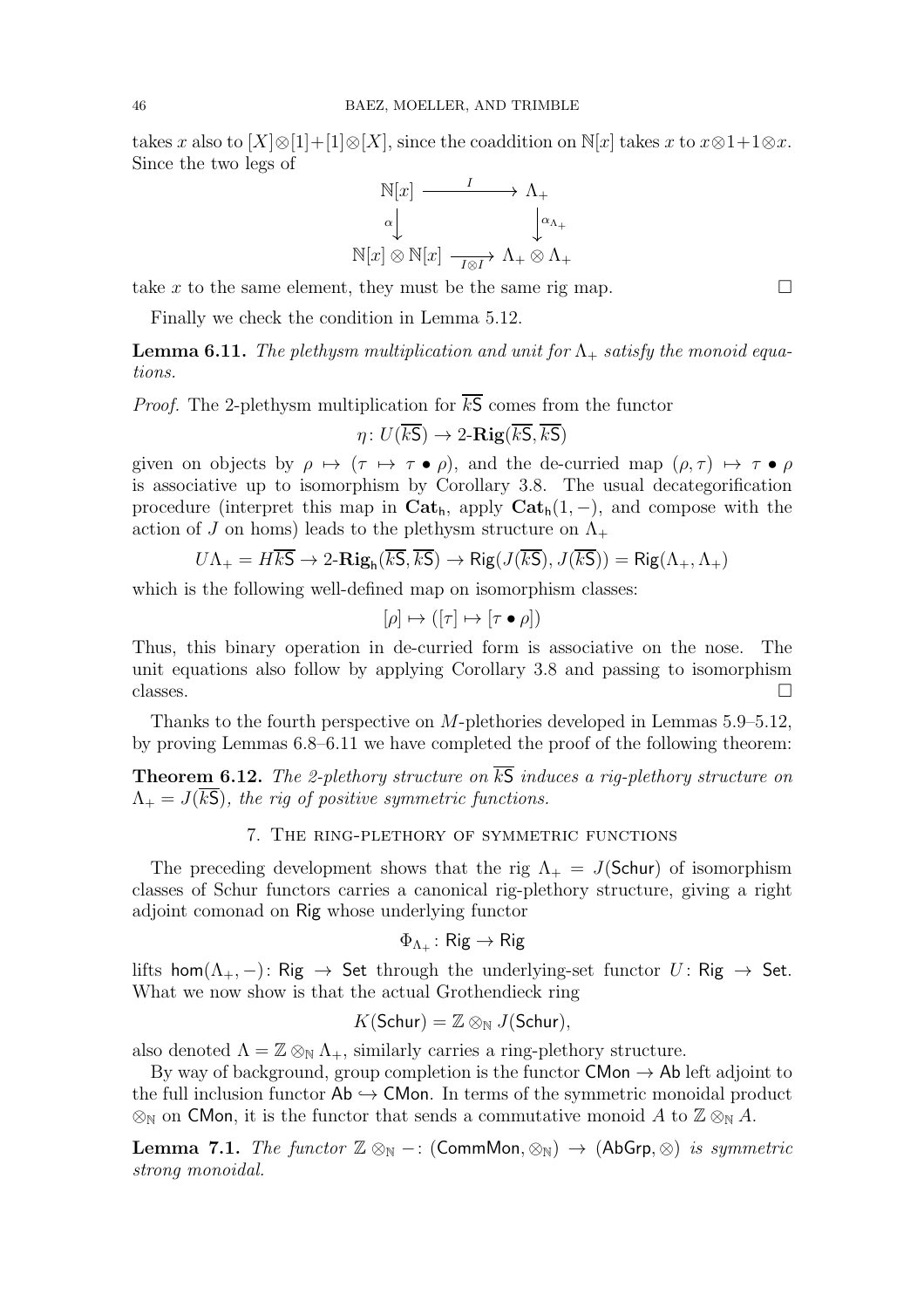takes $x$ also to $[X]\otimes[1]+[1]\otimes[X]$, since the coaddition on $\mathbb{N}[x]$ takes $x$ to $x\otimes 1+1\otimes x$. Since the two legs of

$$\begin{array}{ccc} \mathbb{N}[x] & \xrightarrow{\quad I \quad} & \Lambda_+ \\ {\scriptstyle\alpha}\big\downarrow & & \big\downarrow{\scriptstyle\alpha_{\Lambda_+}} \\ \mathbb{N}[x]\otimes\mathbb{N}[x] & \xrightarrow[I\otimes I]{} & \Lambda_+\otimes\Lambda_+ \end{array}$$

take $x$ to the same element, they must be the same rig map. □

Finally we check the condition in Lemma 5.12.

**Lemma 6.11.** *The plethysm multiplication and unit for $\Lambda_+$ satisfy the monoid equations.*

*Proof.* The 2-plethysm multiplication for $\overline{k\mathsf{S}}$ comes from the functor

$$\eta\colon U(\overline{k\mathsf{S}}) \to 2\text{-}\mathbf{Rig}(\overline{k\mathsf{S}},\overline{k\mathsf{S}})$$

given on objects by $\rho \mapsto (\tau \mapsto \tau\bullet\rho)$, and the de-curried map $(\rho,\tau)\mapsto \tau\bullet\rho$ is associative up to isomorphism by Corollary 3.8. The usual decategorification procedure (interpret this map in $\mathbf{Cat}_{\mathsf{h}}$, apply $\mathbf{Cat}_{\mathsf{h}}(1,-)$, and compose with the action of $J$ on homs) leads to the plethysm structure on $\Lambda_+$

$$U\Lambda_+ = H\overline{k\mathsf{S}} \to 2\text{-}\mathbf{Rig}_{\mathsf{h}}(\overline{k\mathsf{S}},\overline{k\mathsf{S}}) \to \mathsf{Rig}(J(\overline{k\mathsf{S}}),J(\overline{k\mathsf{S}})) = \mathsf{Rig}(\Lambda_+,\Lambda_+)$$

which is the following well-defined map on isomorphism classes:

$$[\rho]\mapsto([\tau]\mapsto[\tau\bullet\rho])$$

Thus, this binary operation in de-curried form is associative on the nose. The unit equations also follow by applying Corollary 3.8 and passing to isomorphism classes. □

Thanks to the fourth perspective on $M$-plethories developed in Lemmas 5.9–5.12, by proving Lemmas 6.8–6.11 we have completed the proof of the following theorem:

**Theorem 6.12.** *The 2-plethory structure on $\overline{k\mathsf{S}}$ induces a rig-plethory structure on $\Lambda_+ = J(\overline{k\mathsf{S}})$, the rig of positive symmetric functions.*

## 7. The ring-plethory of symmetric functions

The preceding development shows that the rig $\Lambda_+ = J(\mathsf{Schur})$ of isomorphism classes of Schur functors carries a canonical rig-plethory structure, giving a right adjoint comonad on $\mathsf{Rig}$ whose underlying functor

$$\Phi_{\Lambda_+}\colon \mathsf{Rig}\to\mathsf{Rig}$$

lifts $\mathsf{hom}(\Lambda_+,-)\colon \mathsf{Rig}\to\mathsf{Set}$ through the underlying-set functor $U\colon\mathsf{Rig}\to\mathsf{Set}$. What we now show is that the actual Grothendieck ring

$$K(\mathsf{Schur}) = \mathbb{Z}\otimes_{\mathbb{N}} J(\mathsf{Schur}),$$

also denoted $\Lambda = \mathbb{Z}\otimes_{\mathbb{N}}\Lambda_+$, similarly carries a ring-plethory structure.

By way of background, group completion is the functor $\mathsf{CMon}\to\mathsf{Ab}$ left adjoint to the full inclusion functor $\mathsf{Ab}\hookrightarrow\mathsf{CMon}$. In terms of the symmetric monoidal product $\otimes_{\mathbb{N}}$ on $\mathsf{CMon}$, it is the functor that sends a commutative monoid $A$ to $\mathbb{Z}\otimes_{\mathbb{N}} A$.

**Lemma 7.1.** *The functor $\mathbb{Z}\otimes_{\mathbb{N}}-\colon(\mathsf{CommMon},\otimes_{\mathbb{N}})\to(\mathsf{AbGrp},\otimes)$ is symmetric strong monoidal.*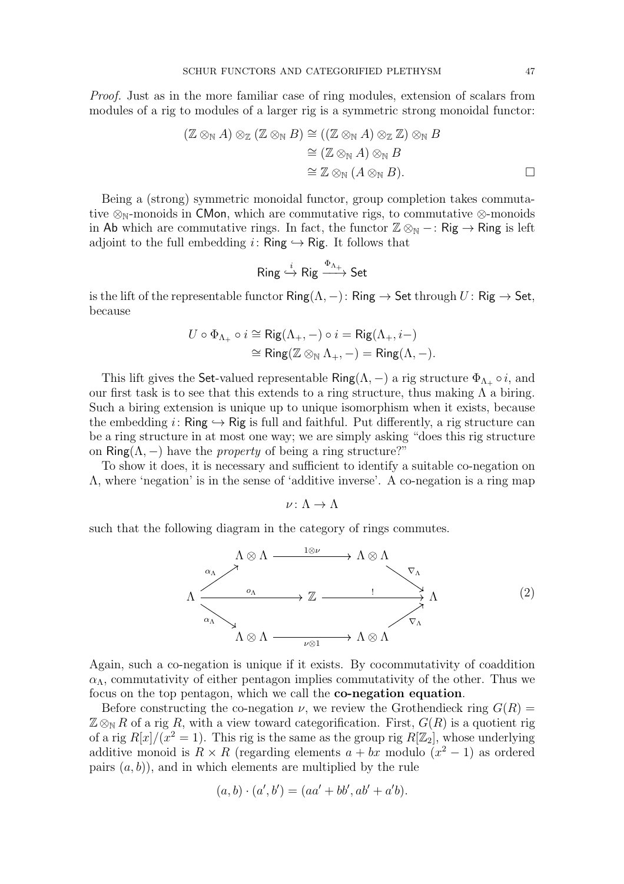*Proof.* Just as in the more familiar case of ring modules, extension of scalars from modules of a rig to modules of a larger rig is a symmetric strong monoidal functor:

$$\begin{aligned}(\mathbb{Z} \otimes_{\mathbb{N}} A) \otimes_{\mathbb{Z}} (\mathbb{Z} \otimes_{\mathbb{N}} B) &\cong ((\mathbb{Z} \otimes_{\mathbb{N}} A) \otimes_{\mathbb{Z}} \mathbb{Z}) \otimes_{\mathbb{N}} B \\ &\cong (\mathbb{Z} \otimes_{\mathbb{N}} A) \otimes_{\mathbb{N}} B \\ &\cong \mathbb{Z} \otimes_{\mathbb{N}} (A \otimes_{\mathbb{N}} B). \qquad \square\end{aligned}$$

Being a (strong) symmetric monoidal functor, group completion takes commutative $\otimes_{\mathbb{N}}$-monoids in $\mathsf{CMon}$, which are commutative rigs, to commutative $\otimes$-monoids in $\mathsf{Ab}$ which are commutative rings. In fact, the functor $\mathbb{Z} \otimes_{\mathbb{N}} - \colon \mathsf{Rig} \to \mathsf{Ring}$ is left adjoint to the full embedding $i \colon \mathsf{Ring} \hookrightarrow \mathsf{Rig}$. It follows that

$$\mathsf{Ring} \xhookrightarrow{i} \mathsf{Rig} \xrightarrow{\Phi_{\Lambda_+}} \mathsf{Set}$$

is the lift of the representable functor $\mathsf{Ring}(\Lambda, -) \colon \mathsf{Ring} \to \mathsf{Set}$ through $U \colon \mathsf{Rig} \to \mathsf{Set}$, because

$$\begin{aligned}U \circ \Phi_{\Lambda_+} \circ i &\cong \mathsf{Rig}(\Lambda_+, -) \circ i = \mathsf{Rig}(\Lambda_+, i-) \\ &\cong \mathsf{Ring}(\mathbb{Z} \otimes_{\mathbb{N}} \Lambda_+, -) = \mathsf{Ring}(\Lambda, -).\end{aligned}$$

This lift gives the $\mathsf{Set}$-valued representable $\mathsf{Ring}(\Lambda, -)$ a rig structure $\Phi_{\Lambda_+} \circ i$, and our first task is to see that this extends to a ring structure, thus making $\Lambda$ a biring. Such a biring extension is unique up to unique isomorphism when it exists, because the embedding $i \colon \mathsf{Ring} \hookrightarrow \mathsf{Rig}$ is full and faithful. Put differently, a rig structure can be a ring structure in at most one way; we are simply asking "does this rig structure on $\mathsf{Ring}(\Lambda, -)$ have the *property* of being a ring structure?"

To show it does, it is necessary and sufficient to identify a suitable co-negation on $\Lambda$, where 'negation' is in the sense of 'additive inverse'. A co-negation is a ring map

$$\nu \colon \Lambda \to \Lambda$$

such that the following diagram in the category of rings commutes.

$$\begin{array}{ccccc} & \Lambda \otimes \Lambda & \xrightarrow{1 \otimes \nu} & \Lambda \otimes \Lambda & \\ {}^{\alpha_\Lambda}\nearrow & & & & \searrow^{\nabla_\Lambda} \\ \Lambda & \xrightarrow{o_\Lambda} & \mathbb{Z} & \xrightarrow{!} & \Lambda \\ {}_{\alpha_\Lambda}\searrow & & & & \nearrow_{\nabla_\Lambda} \\ & \Lambda \otimes \Lambda & \xrightarrow[\nu \otimes 1]{} & \Lambda \otimes \Lambda & \end{array} \tag{2}$$

Again, such a co-negation is unique if it exists. By cocommutativity of coaddition $\alpha_\Lambda$, commutativity of either pentagon implies commutativity of the other. Thus we focus on the top pentagon, which we call the **co-negation equation**.

Before constructing the co-negation $\nu$, we review the Grothendieck ring $G(R) = \mathbb{Z} \otimes_{\mathbb{N}} R$ of a rig $R$, with a view toward categorification. First, $G(R)$ is a quotient rig of a rig $R[x]/(x^2 = 1)$. This rig is the same as the group rig $R[\mathbb{Z}_2]$, whose underlying additive monoid is $R \times R$ (regarding elements $a + bx$ modulo $(x^2 - 1)$ as ordered pairs $(a, b)$), and in which elements are multiplied by the rule

$$(a, b) \cdot (a', b') = (aa' + bb', ab' + a'b).$$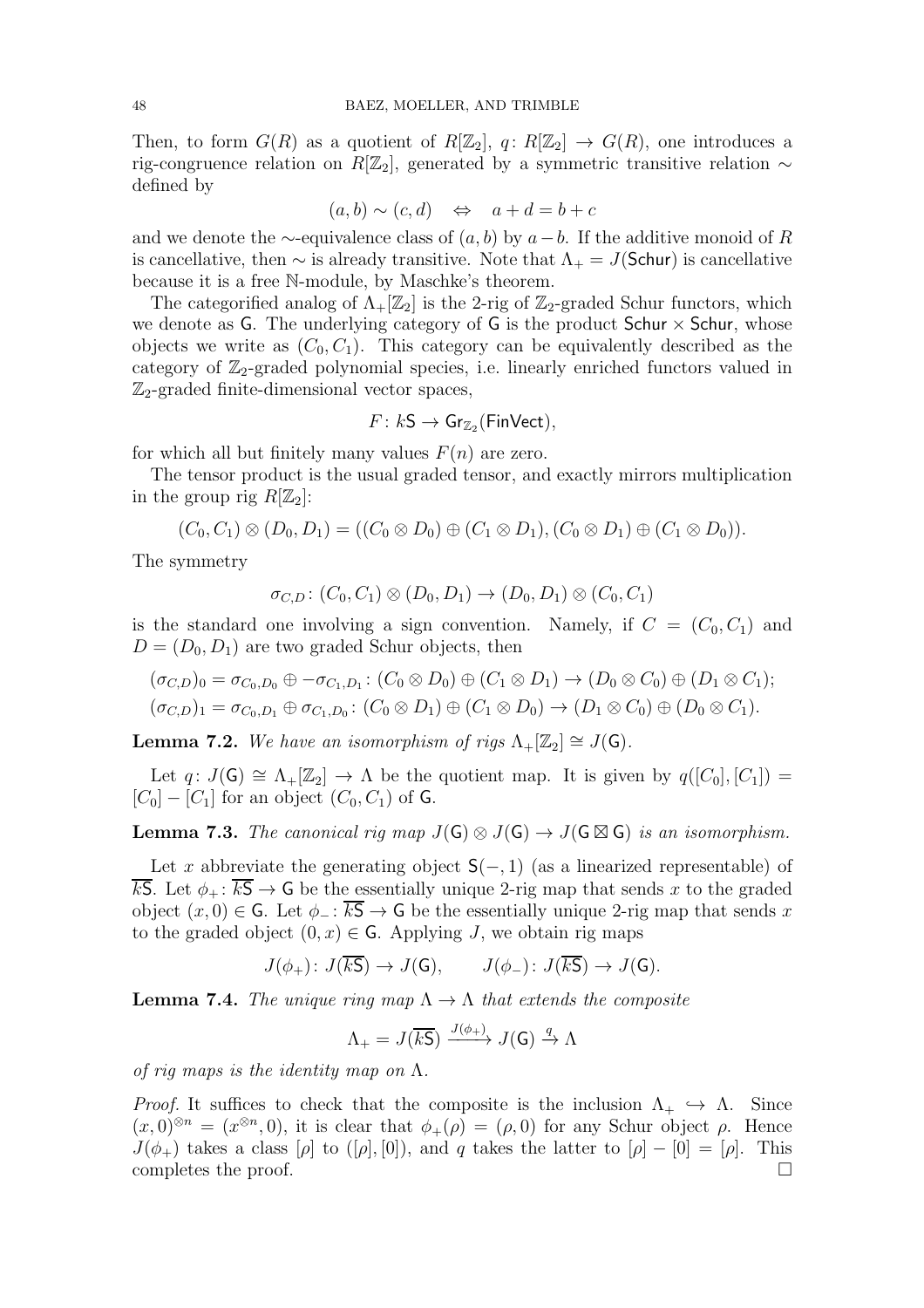Then, to form $G(R)$ as a quotient of $R[\mathbb{Z}_2]$, $q\colon R[\mathbb{Z}_2] \to G(R)$, one introduces a rig-congruence relation on $R[\mathbb{Z}_2]$, generated by a symmetric transitive relation $\sim$ defined by

$$(a, b) \sim (c, d) \quad \Leftrightarrow \quad a + d = b + c$$

and we denote the $\sim$-equivalence class of $(a, b)$ by $a - b$. If the additive monoid of $R$ is cancellative, then $\sim$ is already transitive. Note that $\Lambda_+ = J(\mathsf{Schur})$ is cancellative because it is a free $\mathbb{N}$-module, by Maschke's theorem.

The categorified analog of $\Lambda_+[\mathbb{Z}_2]$ is the 2-rig of $\mathbb{Z}_2$-graded Schur functors, which we denote as $\mathsf{G}$. The underlying category of $\mathsf{G}$ is the product $\mathsf{Schur} \times \mathsf{Schur}$, whose objects we write as $(C_0, C_1)$. This category can be equivalently described as the category of $\mathbb{Z}_2$-graded polynomial species, i.e. linearly enriched functors valued in $\mathbb{Z}_2$-graded finite-dimensional vector spaces,

$$F\colon k\mathsf{S} \to \mathsf{Gr}_{\mathbb{Z}_2}(\mathsf{FinVect}),$$

for which all but finitely many values $F(n)$ are zero.

The tensor product is the usual graded tensor, and exactly mirrors multiplication in the group rig $R[\mathbb{Z}_2]$:

$$(C_0, C_1) \otimes (D_0, D_1) = ((C_0 \otimes D_0) \oplus (C_1 \otimes D_1), (C_0 \otimes D_1) \oplus (C_1 \otimes D_0)).$$

The symmetry

$$\sigma_{C,D}\colon (C_0, C_1) \otimes (D_0, D_1) \to (D_0, D_1) \otimes (C_0, C_1)$$

is the standard one involving a sign convention. Namely, if $C = (C_0, C_1)$ and $D = (D_0, D_1)$ are two graded Schur objects, then

$$(\sigma_{C,D})_0 = \sigma_{C_0,D_0} \oplus -\sigma_{C_1,D_1}\colon (C_0 \otimes D_0) \oplus (C_1 \otimes D_1) \to (D_0 \otimes C_0) \oplus (D_1 \otimes C_1);$$
$$(\sigma_{C,D})_1 = \sigma_{C_0,D_1} \oplus \sigma_{C_1,D_0}\colon (C_0 \otimes D_1) \oplus (C_1 \otimes D_0) \to (D_1 \otimes C_0) \oplus (D_0 \otimes C_1).$$

**Lemma 7.2.** *We have an isomorphism of rigs $\Lambda_+[\mathbb{Z}_2] \cong J(\mathsf{G})$.*

Let $q\colon J(\mathsf{G}) \cong \Lambda_+[\mathbb{Z}_2] \to \Lambda$ be the quotient map. It is given by $q([C_0], [C_1]) = [C_0] - [C_1]$ for an object $(C_0, C_1)$ of $\mathsf{G}$.

**Lemma 7.3.** *The canonical rig map $J(\mathsf{G}) \otimes J(\mathsf{G}) \to J(\mathsf{G} \boxtimes \mathsf{G})$ is an isomorphism.*

Let $x$ abbreviate the generating object $\mathsf{S}(-, 1)$ (as a linearized representable) of $\overline{k\mathsf{S}}$. Let $\phi_+\colon \overline{k\mathsf{S}} \to \mathsf{G}$ be the essentially unique 2-rig map that sends $x$ to the graded object $(x, 0) \in \mathsf{G}$. Let $\phi_-\colon \overline{k\mathsf{S}} \to \mathsf{G}$ be the essentially unique 2-rig map that sends $x$ to the graded object $(0, x) \in \mathsf{G}$. Applying $J$, we obtain rig maps

$$J(\phi_+)\colon J(\overline{k\mathsf{S}}) \to J(\mathsf{G}), \qquad J(\phi_-)\colon J(\overline{k\mathsf{S}}) \to J(\mathsf{G}).$$

**Lemma 7.4.** *The unique ring map $\Lambda \to \Lambda$ that extends the composite*

$$\Lambda_+ = J(\overline{k\mathsf{S}}) \xrightarrow{J(\phi_+)} J(\mathsf{G}) \xrightarrow{q} \Lambda$$

*of rig maps is the identity map on $\Lambda$.*

*Proof.* It suffices to check that the composite is the inclusion $\Lambda_+ \hookrightarrow \Lambda$. Since $(x, 0)^{\otimes n} = (x^{\otimes n}, 0)$, it is clear that $\phi_+(\rho) = (\rho, 0)$ for any Schur object $\rho$. Hence $J(\phi_+)$ takes a class $[\rho]$ to $([\rho], [0])$, and $q$ takes the latter to $[\rho] - [0] = [\rho]$. This completes the proof. $\square$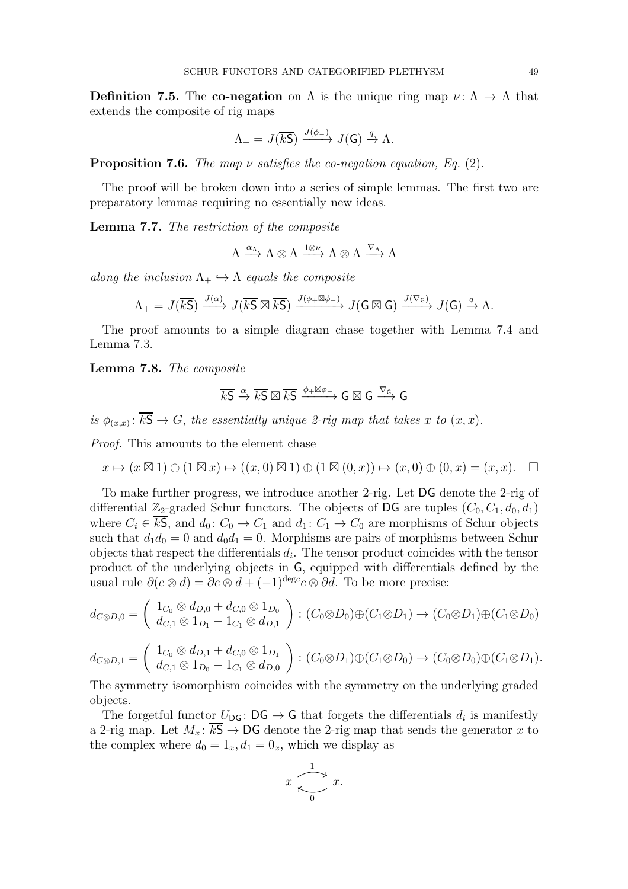**Definition 7.5.** The **co-negation** on $\Lambda$ is the unique ring map $\nu\colon \Lambda \to \Lambda$ that extends the composite of rig maps

$$\Lambda_+ = J(\overline{k\mathsf{S}}) \xrightarrow{J(\phi_-)} J(\mathsf{G}) \xrightarrow{q} \Lambda.$$

**Proposition 7.6.** *The map $\nu$ satisfies the co-negation equation, Eq. (2).*

The proof will be broken down into a series of simple lemmas. The first two are preparatory lemmas requiring no essentially new ideas.

**Lemma 7.7.** *The restriction of the composite*

$$\Lambda \xrightarrow{\alpha_\Lambda} \Lambda \otimes \Lambda \xrightarrow{1 \otimes \nu} \Lambda \otimes \Lambda \xrightarrow{\nabla_\Lambda} \Lambda$$

*along the inclusion $\Lambda_+ \hookrightarrow \Lambda$ equals the composite*

$$\Lambda_+ = J(\overline{k\mathsf{S}}) \xrightarrow{J(\alpha)} J(\overline{k\mathsf{S}} \boxtimes \overline{k\mathsf{S}}) \xrightarrow{J(\phi_+ \boxtimes \phi_-)} J(\mathsf{G} \boxtimes \mathsf{G}) \xrightarrow{J(\nabla_\mathsf{G})} J(\mathsf{G}) \xrightarrow{q} \Lambda.$$

The proof amounts to a simple diagram chase together with Lemma 7.4 and Lemma 7.3.

**Lemma 7.8.** *The composite*

$$\overline{k\mathsf{S}} \xrightarrow{\alpha} \overline{k\mathsf{S}} \boxtimes \overline{k\mathsf{S}} \xrightarrow{\phi_+ \boxtimes \phi_-} \mathsf{G} \boxtimes \mathsf{G} \xrightarrow{\nabla_\mathsf{G}} \mathsf{G}$$

*is $\phi_{(x,x)}\colon \overline{k\mathsf{S}} \to G$, the essentially unique 2-rig map that takes $x$ to $(x, x)$.*

*Proof.* This amounts to the element chase

$$x \mapsto (x \boxtimes 1) \oplus (1 \boxtimes x) \mapsto ((x, 0) \boxtimes 1) \oplus (1 \boxtimes (0, x)) \mapsto (x, 0) \oplus (0, x) = (x, x). \quad \square$$

To make further progress, we introduce another 2-rig. Let $\mathsf{DG}$ denote the 2-rig of differential $\mathbb{Z}_2$-graded Schur functors. The objects of $\mathsf{DG}$ are tuples $(C_0, C_1, d_0, d_1)$ where $C_i \in \overline{k\mathsf{S}}$, and $d_0\colon C_0 \to C_1$ and $d_1\colon C_1 \to C_0$ are morphisms of Schur objects such that $d_1 d_0 = 0$ and $d_0 d_1 = 0$. Morphisms are pairs of morphisms between Schur objects that respect the differentials $d_i$. The tensor product coincides with the tensor product of the underlying objects in $\mathsf{G}$, equipped with differentials defined by the usual rule $\partial(c \otimes d) = \partial c \otimes d + (-1)^{\deg c} c \otimes \partial d$. To be more precise:

$$d_{C\otimes D,0} = \begin{pmatrix} 1_{C_0} \otimes d_{D,0} + d_{C,0} \otimes 1_{D_0} \\ d_{C,1} \otimes 1_{D_1} - 1_{C_1} \otimes d_{D,1} \end{pmatrix} : (C_0 \otimes D_0) \oplus (C_1 \otimes D_1) \to (C_0 \otimes D_1) \oplus (C_1 \otimes D_0)$$

$$d_{C\otimes D,1} = \begin{pmatrix} 1_{C_0} \otimes d_{D,1} + d_{C,0} \otimes 1_{D_1} \\ d_{C,1} \otimes 1_{D_0} - 1_{C_1} \otimes d_{D,0} \end{pmatrix} : (C_0 \otimes D_1) \oplus (C_1 \otimes D_0) \to (C_0 \otimes D_0) \oplus (C_1 \otimes D_1).$$

The symmetry isomorphism coincides with the symmetry on the underlying graded objects.

The forgetful functor $U_{\mathsf{DG}}\colon \mathsf{DG} \to \mathsf{G}$ that forgets the differentials $d_i$ is manifestly a 2-rig map. Let $M_x\colon \overline{k\mathsf{S}} \to \mathsf{DG}$ denote the 2-rig map that sends the generator $x$ to the complex where $d_0 = 1_x, d_1 = 0_x$, which we display as

$$x \underset{0}{\overset{1}{\rightleftarrows}} x.$$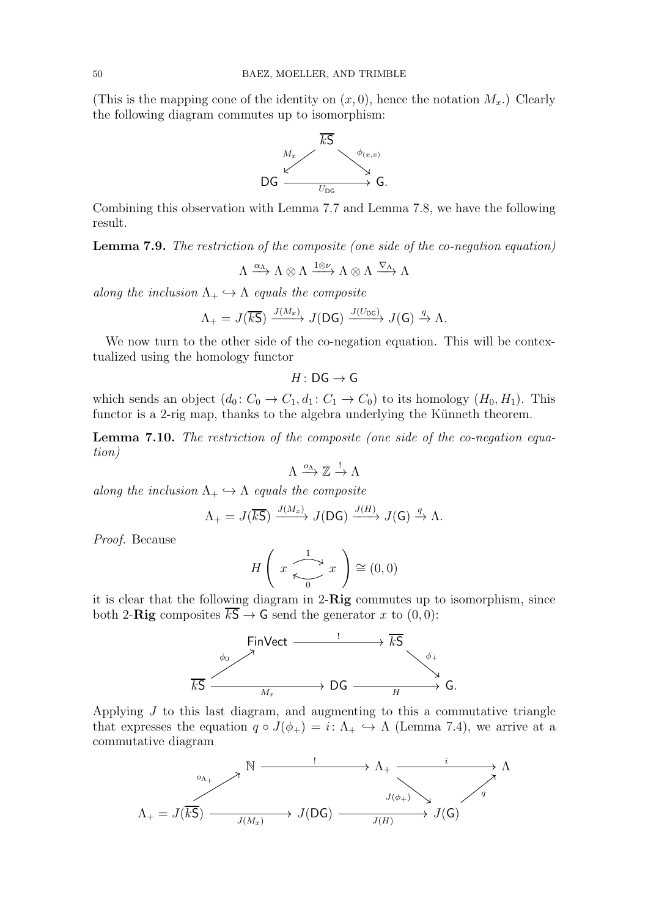(This is the mapping cone of the identity on $(x, 0)$, hence the notation $M_x$.) Clearly the following diagram commutes up to isomorphism:

$$\begin{array}{ccc} & \overline{k\mathsf{S}} & \\ {}^{M_x}\swarrow & & \searrow^{\phi_{(x,x)}} \\ \mathsf{DG} & \xrightarrow[U_{\mathsf{DG}}]{} & \mathsf{G}. \end{array}$$

Combining this observation with Lemma 7.7 and Lemma 7.8, we have the following result.

**Lemma 7.9.** *The restriction of the composite (one side of the co-negation equation)*

$$\Lambda \xrightarrow{\alpha_\Lambda} \Lambda \otimes \Lambda \xrightarrow{1 \otimes \nu} \Lambda \otimes \Lambda \xrightarrow{\nabla_\Lambda} \Lambda$$

*along the inclusion $\Lambda_+ \hookrightarrow \Lambda$ equals the composite*

$$\Lambda_+ = J(\overline{k\mathsf{S}}) \xrightarrow{J(M_x)} J(\mathsf{DG}) \xrightarrow{J(U_{\mathsf{DG}})} J(\mathsf{G}) \xrightarrow{q} \Lambda.$$

We now turn to the other side of the co-negation equation. This will be contextualized using the homology functor

$$H \colon \mathsf{DG} \to \mathsf{G}$$

which sends an object $(d_0 \colon C_0 \to C_1, d_1 \colon C_1 \to C_0)$ to its homology $(H_0, H_1)$. This functor is a 2-rig map, thanks to the algebra underlying the Künneth theorem.

**Lemma 7.10.** *The restriction of the composite (one side of the co-negation equation)*

$$\Lambda \xrightarrow{o_\Lambda} \mathbb{Z} \xrightarrow{!} \Lambda$$

*along the inclusion $\Lambda_+ \hookrightarrow \Lambda$ equals the composite*

$$\Lambda_+ = J(\overline{k\mathsf{S}}) \xrightarrow{J(M_x)} J(\mathsf{DG}) \xrightarrow{J(H)} J(\mathsf{G}) \xrightarrow{q} \Lambda.$$

*Proof.* Because

$$H\left( x \underset{0}{\overset{1}{\rightleftarrows}} x \right) \cong (0, 0)$$

it is clear that the following diagram in 2-**Rig** commutes up to isomorphism, since both 2-**Rig** composites $\overline{k\mathsf{S}} \to \mathsf{G}$ send the generator $x$ to $(0, 0)$:

$$\begin{array}{ccccc} & \mathsf{FinVect} & \xrightarrow{\quad ! \quad} & \overline{k\mathsf{S}} & \\ {}^{\phi_0}\nearrow & & & & \searrow^{\phi_+} \\ \overline{k\mathsf{S}} & \xrightarrow[M_x]{} & \mathsf{DG} & \xrightarrow[H]{} & \mathsf{G}. \end{array}$$

Applying $J$ to this last diagram, and augmenting to this a commutative triangle that expresses the equation $q \circ J(\phi_+) = i \colon \Lambda_+ \hookrightarrow \Lambda$ (Lemma 7.4), we arrive at a commutative diagram

$$\begin{array}{ccccccc} & \mathbb{N} & \xrightarrow{\quad ! \quad} & \Lambda_+ & \xrightarrow{\quad i \quad} & \Lambda \\ {}^{o_{\Lambda_+}}\nearrow & & & & \searrow^{J(\phi_+)} & \nearrow_{q} \\ \Lambda_+ = J(\overline{k\mathsf{S}}) & \xrightarrow[J(M_x)]{} & J(\mathsf{DG}) & \xrightarrow[J(H)]{} & J(\mathsf{G}) & \end{array}$$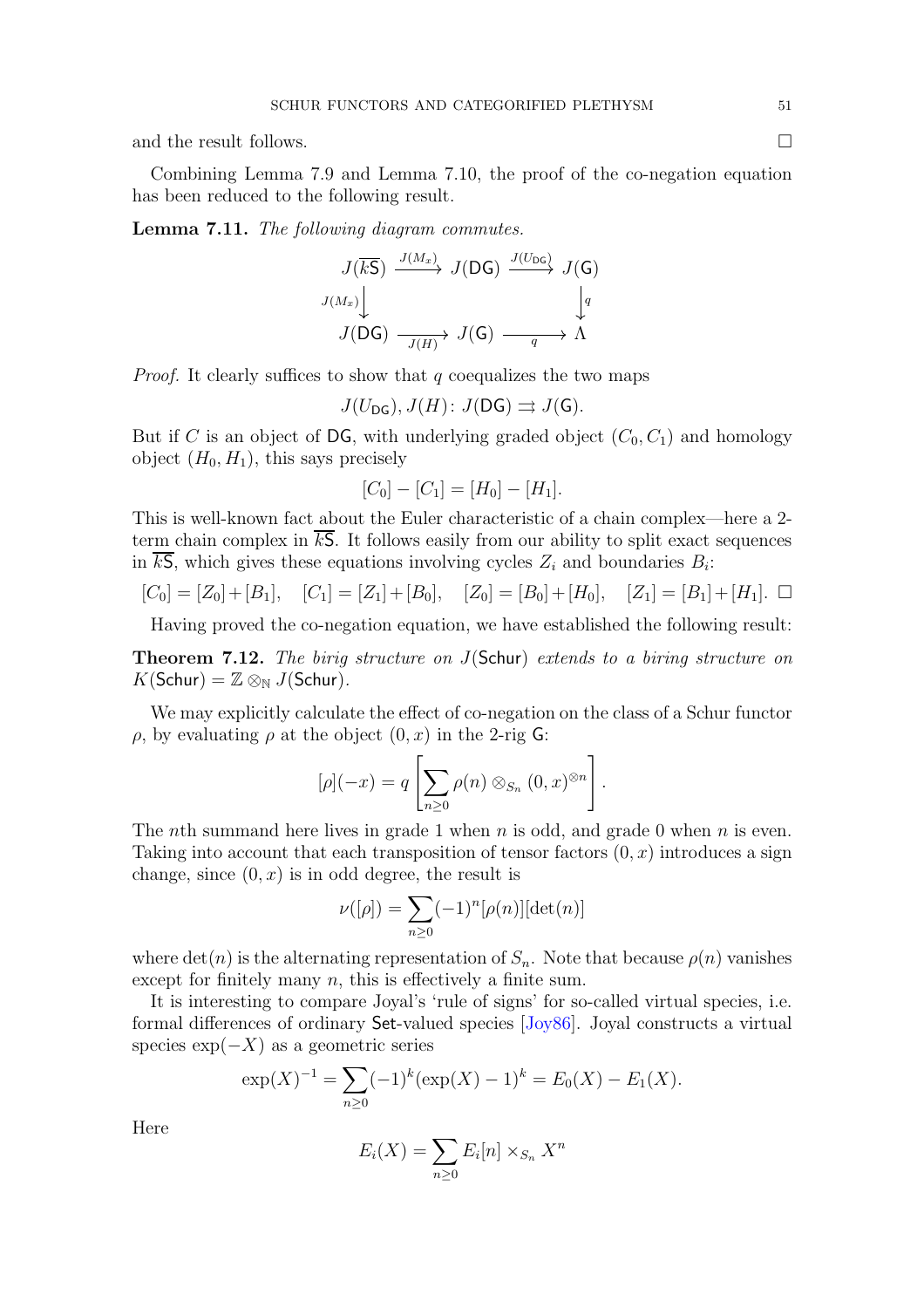and the result follows. □

Combining Lemma 7.9 and Lemma 7.10, the proof of the co-negation equation has been reduced to the following result.

**Lemma 7.11.** *The following diagram commutes.*

$$\begin{array}{ccccc}
J(\overline{k\mathsf{S}}) & \xrightarrow{J(M_x)} & J(\mathsf{DG}) & \xrightarrow{J(U_{\mathsf{DG}})} & J(\mathsf{G}) \\
{\scriptstyle J(M_x)}\downarrow & & & & \downarrow{\scriptstyle q} \\
J(\mathsf{DG}) & \xrightarrow[J(H)]{} & J(\mathsf{G}) & \xrightarrow[q]{} & \Lambda
\end{array}$$

*Proof.* It clearly suffices to show that $q$ coequalizes the two maps

$$J(U_{\mathsf{DG}}), J(H) \colon J(\mathsf{DG}) \rightrightarrows J(\mathsf{G}).$$

But if $C$ is an object of $\mathsf{DG}$, with underlying graded object $(C_0, C_1)$ and homology object $(H_0, H_1)$, this says precisely

$$[C_0] - [C_1] = [H_0] - [H_1].$$

This is well-known fact about the Euler characteristic of a chain complex—here a 2-term chain complex in $\overline{k\mathsf{S}}$. It follows easily from our ability to split exact sequences in $\overline{k\mathsf{S}}$, which gives these equations involving cycles $Z_i$ and boundaries $B_i$:

$$[C_0] = [Z_0] + [B_1], \quad [C_1] = [Z_1] + [B_0], \quad [Z_0] = [B_0] + [H_0], \quad [Z_1] = [B_1] + [H_1]. \ \square$$

Having proved the co-negation equation, we have established the following result:

**Theorem 7.12.** *The birig structure on $J(\mathsf{Schur})$ extends to a biring structure on $K(\mathsf{Schur}) = \mathbb{Z} \otimes_{\mathbb{N}} J(\mathsf{Schur})$.*

We may explicitly calculate the effect of co-negation on the class of a Schur functor $\rho$, by evaluating $\rho$ at the object $(0, x)$ in the 2-rig $\mathsf{G}$:

$$[\rho](-x) = q\left[\sum_{n \geq 0} \rho(n) \otimes_{S_n} (0, x)^{\otimes n}\right].$$

The $n$th summand here lives in grade 1 when $n$ is odd, and grade 0 when $n$ is even. Taking into account that each transposition of tensor factors $(0, x)$ introduces a sign change, since $(0, x)$ is in odd degree, the result is

$$\nu([\rho]) = \sum_{n \geq 0} (-1)^n [\rho(n)][\det(n)]$$

where $\det(n)$ is the alternating representation of $S_n$. Note that because $\rho(n)$ vanishes except for finitely many $n$, this is effectively a finite sum.

It is interesting to compare Joyal's 'rule of signs' for so-called virtual species, i.e. formal differences of ordinary $\mathsf{Set}$-valued species [Joy86]. Joyal constructs a virtual species $\exp(-X)$ as a geometric series

$$\exp(X)^{-1} = \sum_{n \geq 0} (-1)^k (\exp(X) - 1)^k = E_0(X) - E_1(X).$$

Here

$$E_i(X) = \sum_{n \geq 0} E_i[n] \times_{S_n} X^n$$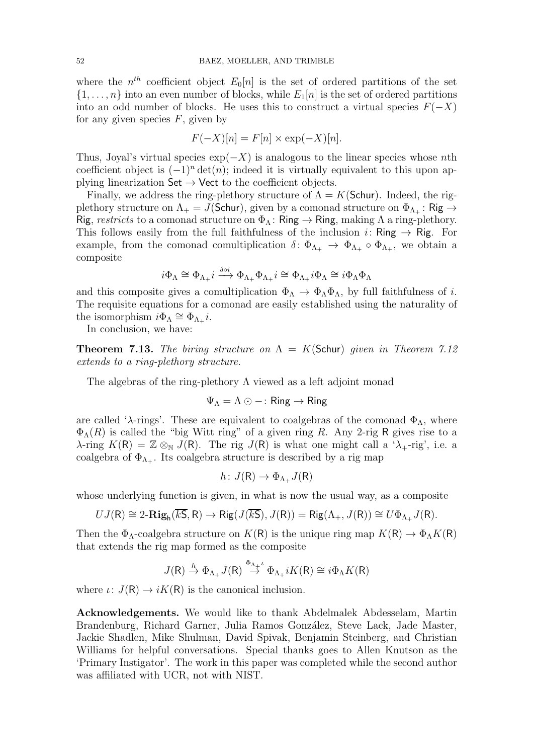where the $n^{th}$ coefficient object $E_0[n]$ is the set of ordered partitions of the set $\{1, \ldots, n\}$ into an even number of blocks, while $E_1[n]$ is the set of ordered partitions into an odd number of blocks. He uses this to construct a virtual species $F(-X)$ for any given species $F$, given by

$$F(-X)[n] = F[n] \times \exp(-X)[n].$$

Thus, Joyal's virtual species $\exp(-X)$ is analogous to the linear species whose $n$th coefficient object is $(-1)^n \det(n)$; indeed it is virtually equivalent to this upon applying linearization $\mathsf{Set} \to \mathsf{Vect}$ to the coefficient objects.

Finally, we address the ring-plethory structure of $\Lambda = K(\mathsf{Schur})$. Indeed, the rig-plethory structure on $\Lambda_+ = J(\mathsf{Schur})$, given by a comonad structure on $\Phi_{\Lambda_+} \colon \mathsf{Rig} \to \mathsf{Rig}$, *restricts* to a comonad structure on $\Phi_\Lambda \colon \mathsf{Ring} \to \mathsf{Ring}$, making $\Lambda$ a ring-plethory. This follows easily from the full faithfulness of the inclusion $i \colon \mathsf{Ring} \to \mathsf{Rig}$. For example, from the comonad comultiplication $\delta \colon \Phi_{\Lambda_+} \to \Phi_{\Lambda_+} \circ \Phi_{\Lambda_+}$, we obtain a composite

$$i\Phi_\Lambda \cong \Phi_{\Lambda_+} i \xrightarrow{\delta \circ i} \Phi_{\Lambda_+} \Phi_{\Lambda_+} i \cong \Phi_{\Lambda_+} i \Phi_\Lambda \cong i \Phi_\Lambda \Phi_\Lambda$$

and this composite gives a comultiplication $\Phi_\Lambda \to \Phi_\Lambda \Phi_\Lambda$, by full faithfulness of $i$. The requisite equations for a comonad are easily established using the naturality of the isomorphism $i\Phi_\Lambda \cong \Phi_{\Lambda_+} i$.

In conclusion, we have:

**Theorem 7.13.** *The biring structure on $\Lambda = K(\mathsf{Schur})$ given in Theorem 7.12 extends to a ring-plethory structure.*

The algebras of the ring-plethory $\Lambda$ viewed as a left adjoint monad

$$\Psi_\Lambda = \Lambda \odot - \colon \mathsf{Ring} \to \mathsf{Ring}$$

are called '$\lambda$-rings'. These are equivalent to coalgebras of the comonad $\Phi_\Lambda$, where $\Phi_\Lambda(R)$ is called the "big Witt ring" of a given ring $R$. Any 2-rig $\mathsf{R}$ gives rise to a $\lambda$-ring $K(\mathsf{R}) = \mathbb{Z} \otimes_{\mathbb{N}} J(\mathsf{R})$. The rig $J(\mathsf{R})$ is what one might call a '$\lambda_+$-rig', i.e. a coalgebra of $\Phi_{\Lambda_+}$. Its coalgebra structure is described by a rig map

$$h \colon J(\mathsf{R}) \to \Phi_{\Lambda_+} J(\mathsf{R})$$

whose underlying function is given, in what is now the usual way, as a composite

$$UJ(\mathsf{R}) \cong 2\text{-}\mathbf{Rig}_{\mathsf{h}}(\overline{k\mathsf{S}}, \mathsf{R}) \to \mathsf{Rig}(J(\overline{k\mathsf{S}}), J(\mathsf{R})) = \mathsf{Rig}(\Lambda_+, J(\mathsf{R})) \cong U\Phi_{\Lambda_+} J(\mathsf{R}).$$

Then the $\Phi_\Lambda$-coalgebra structure on $K(\mathsf{R})$ is the unique ring map $K(\mathsf{R}) \to \Phi_\Lambda K(\mathsf{R})$ that extends the rig map formed as the composite

$$J(\mathsf{R}) \xrightarrow{h} \Phi_{\Lambda_+} J(\mathsf{R}) \xrightarrow{\Phi_{\Lambda_+} \iota} \Phi_{\Lambda_+} i K(\mathsf{R}) \cong i \Phi_\Lambda K(\mathsf{R})$$

where $\iota \colon J(\mathsf{R}) \to iK(\mathsf{R})$ is the canonical inclusion.

**Acknowledgements.** We would like to thank Abdelmalek Abdesselam, Martin Brandenburg, Richard Garner, Julia Ramos González, Steve Lack, Jade Master, Jackie Shadlen, Mike Shulman, David Spivak, Benjamin Steinberg, and Christian Williams for helpful conversations. Special thanks goes to Allen Knutson as the 'Primary Instigator'. The work in this paper was completed while the second author was affiliated with UCR, not with NIST.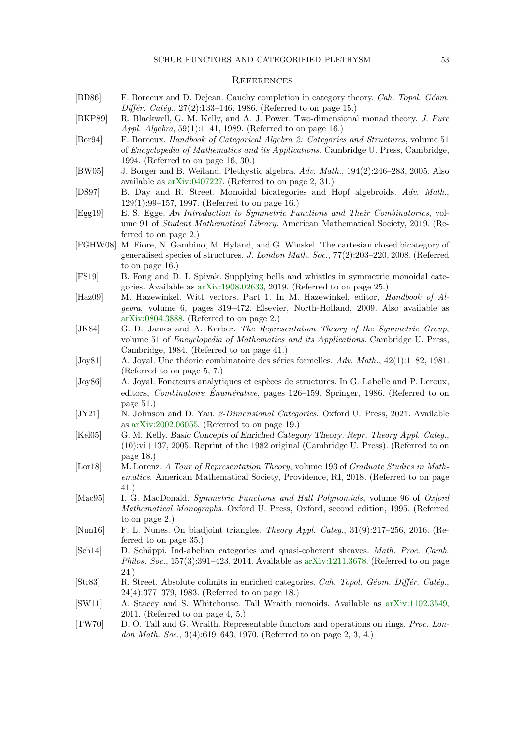## References

- [BD86] F. Borceux and D. Dejean. Cauchy completion in category theory. *Cah. Topol. Géom. Différ. Catég.*, 27(2):133–146, 1986. (Referred to on page 15.)
- [BKP89] R. Blackwell, G. M. Kelly, and A. J. Power. Two-dimensional monad theory. *J. Pure Appl. Algebra*, 59(1):1–41, 1989. (Referred to on page 16.)
- [Bor94] F. Borceux. *Handbook of Categorical Algebra 2: Categories and Structures*, volume 51 of *Encyclopedia of Mathematics and its Applications*. Cambridge U. Press, Cambridge, 1994. (Referred to on page 16, 30.)
- [BW05] J. Borger and B. Weiland. Plethystic algebra. *Adv. Math.*, 194(2):246–283, 2005. Also available as arXiv:0407227. (Referred to on page 2, 31.)
- [DS97] B. Day and R. Street. Monoidal bicategories and Hopf algebroids. *Adv. Math.*, 129(1):99–157, 1997. (Referred to on page 16.)
- [Egg19] E. S. Egge. *An Introduction to Symmetric Functions and Their Combinatorics*, volume 91 of *Student Mathematical Library*. American Mathematical Society, 2019. (Referred to on page 2.)
- [FGHW08] M. Fiore, N. Gambino, M. Hyland, and G. Winskel. The cartesian closed bicategory of generalised species of structures. *J. London Math. Soc.*, 77(2):203–220, 2008. (Referred to on page 16.)
- [FS19] B. Fong and D. I. Spivak. Supplying bells and whistles in symmetric monoidal categories. Available as arXiv:1908.02633, 2019. (Referred to on page 25.)
- [Haz09] M. Hazewinkel. Witt vectors. Part 1. In M. Hazewinkel, editor, *Handbook of Algebra*, volume 6, pages 319–472. Elsevier, North-Holland, 2009. Also available as arXiv:0804.3888. (Referred to on page 2.)
- [JK84] G. D. James and A. Kerber. *The Representation Theory of the Symmetric Group*, volume 51 of *Encyclopedia of Mathematics and its Applications*. Cambridge U. Press, Cambridge, 1984. (Referred to on page 41.)
- [Joy81] A. Joyal. Une théorie combinatoire des séries formelles. *Adv. Math.*, 42(1):1–82, 1981. (Referred to on page 5, 7.)
- [Joy86] A. Joyal. Foncteurs analytiques et espèces de structures. In G. Labelle and P. Leroux, editors, *Combinatoire Énumérative*, pages 126–159. Springer, 1986. (Referred to on page 51.)
- [JY21] N. Johnson and D. Yau. *2-Dimensional Categories*. Oxford U. Press, 2021. Available as arXiv:2002.06055. (Referred to on page 19.)
- [Kel05] G. M. Kelly. Basic Concepts of Enriched Category Theory. *Repr. Theory Appl. Categ.*, (10):vi+137, 2005. Reprint of the 1982 original (Cambridge U. Press). (Referred to on page 18.)
- [Lor18] M. Lorenz. *A Tour of Representation Theory*, volume 193 of *Graduate Studies in Mathematics*. American Mathematical Society, Providence, RI, 2018. (Referred to on page 41.)
- [Mac95] I. G. MacDonald. *Symmetric Functions and Hall Polynomials*, volume 96 of *Oxford Mathematical Monographs*. Oxford U. Press, Oxford, second edition, 1995. (Referred to on page 2.)
- [Nun16] F. L. Nunes. On biadjoint triangles. *Theory Appl. Categ.*, 31(9):217–256, 2016. (Referred to on page 35.)
- [Sch14] D. Schäppi. Ind-abelian categories and quasi-coherent sheaves. *Math. Proc. Camb. Philos. Soc.*, 157(3):391–423, 2014. Available as arXiv:1211.3678. (Referred to on page 24.)
- [Str83] R. Street. Absolute colimits in enriched categories. *Cah. Topol. Géom. Différ. Catég.*, 24(4):377–379, 1983. (Referred to on page 18.)
- [SW11] A. Stacey and S. Whitehouse. Tall–Wraith monoids. Available as arXiv:1102.3549, 2011. (Referred to on page 4, 5.)
- [TW70] D. O. Tall and G. Wraith. Representable functors and operations on rings. *Proc. London Math. Soc.*, 3(4):619–643, 1970. (Referred to on page 2, 3, 4.)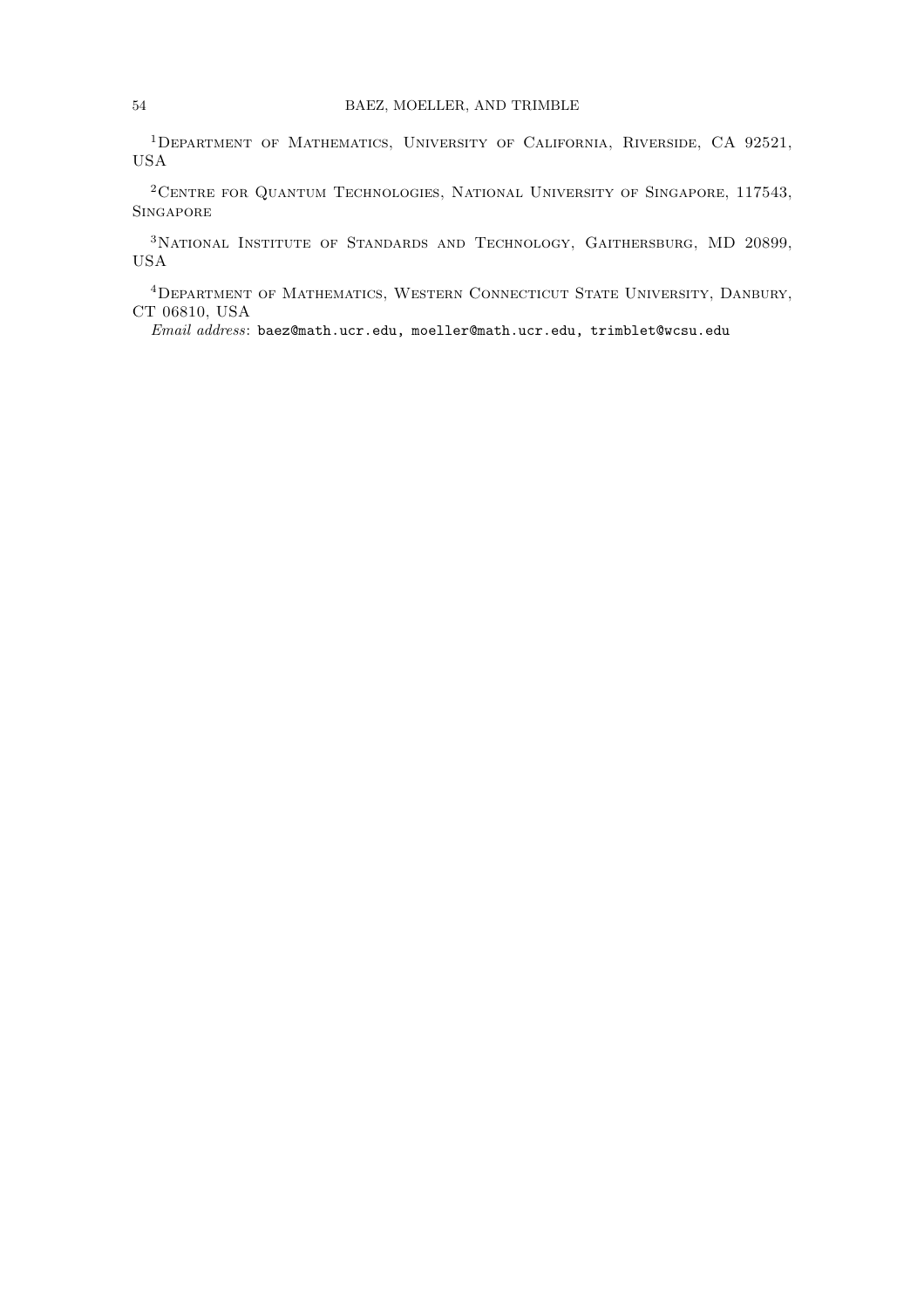[1]Department of Mathematics, University of California, Riverside, CA 92521, USA

[2]Centre for Quantum Technologies, National University of Singapore, 117543, Singapore

[3]National Institute of Standards and Technology, Gaithersburg, MD 20899, USA

[4]Department of Mathematics, Western Connecticut State University, Danbury, CT 06810, USA

*Email address*: baez@math.ucr.edu, moeller@math.ucr.edu, trimblet@wcsu.edu